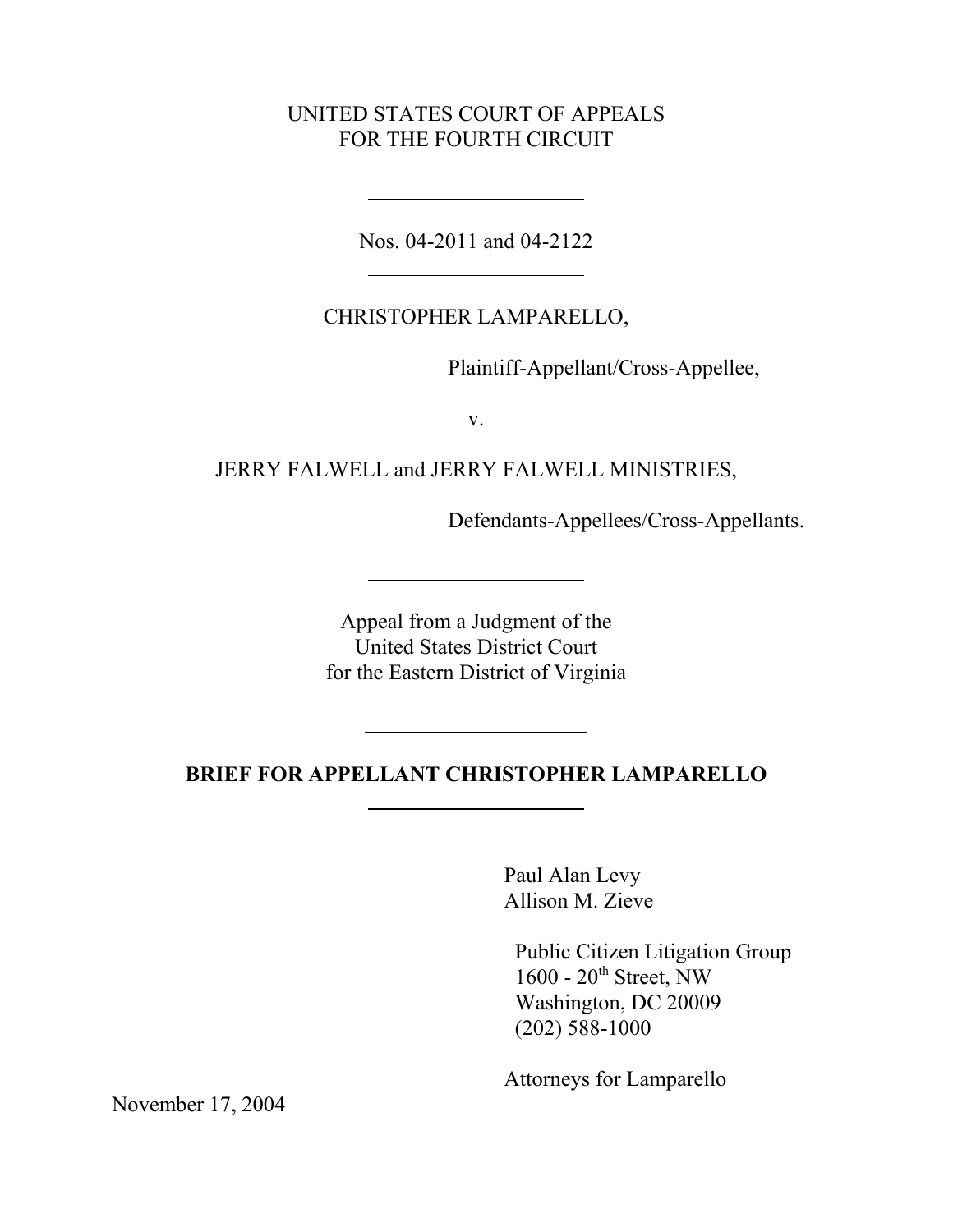UNITED STATES COURT OF APPEALS
FOR THE FOURTH CIRCUIT

---

Nos. 04-2011 and 04-2122

---

CHRISTOPHER LAMPARELLO,

Plaintiff-Appellant/Cross-Appellee,

v.

JERRY FALWELL and JERRY FALWELL MINISTRIES,

Defendants-Appellees/Cross-Appellants.

---

Appeal from a Judgment of the
United States District Court
for the Eastern District of Virginia

---

**BRIEF FOR APPELLANT CHRISTOPHER LAMPARELLO**

---

Paul Alan Levy
Allison M. Zieve

Public Citizen Litigation Group
1600 - 20th Street, NW
Washington, DC 20009
(202) 588-1000

Attorneys for Lamparello

November 17, 2004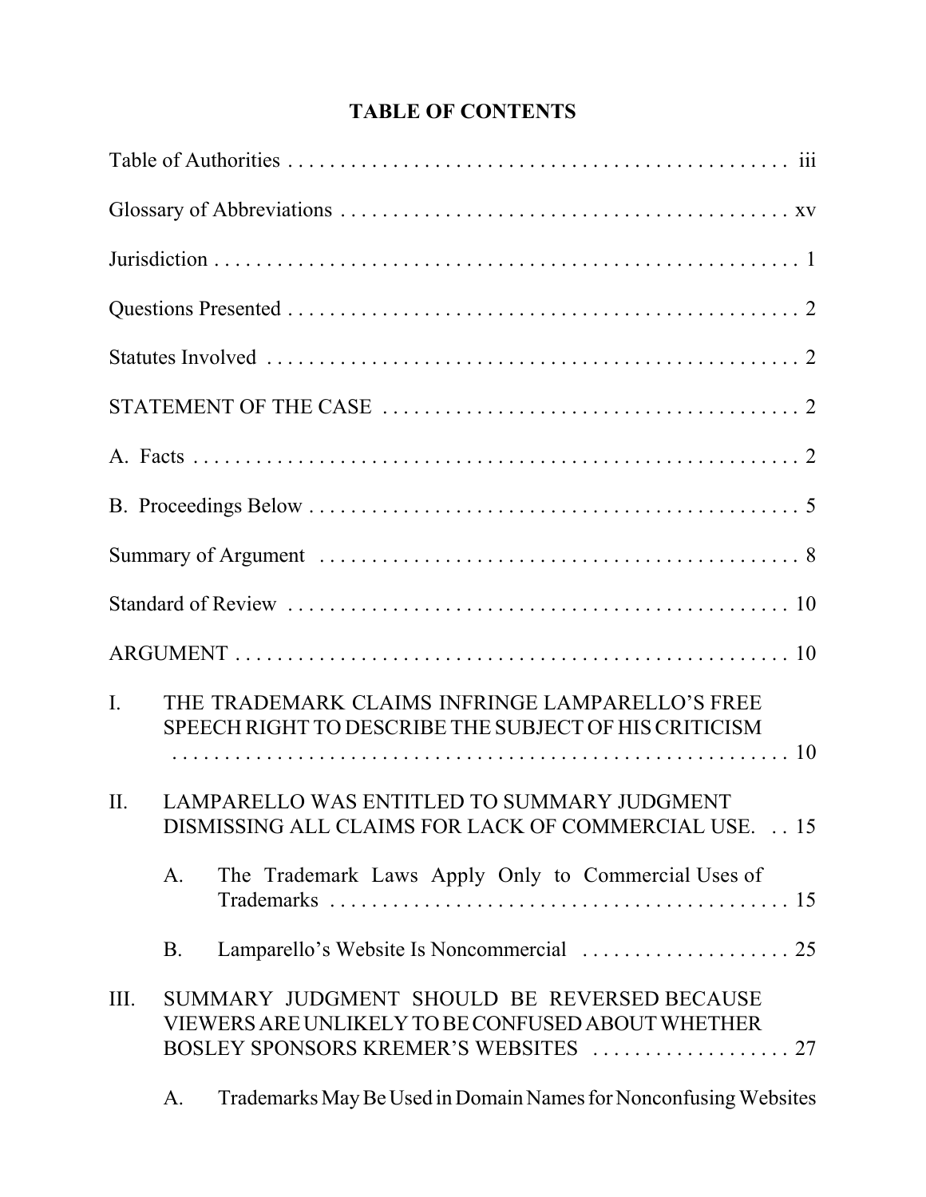# TABLE OF CONTENTS

Table of Authorities . . . . . . . . . . . . . . . . . . . . . . . . . . . . . . . . . . . . . . . . . . . . . . iii

Glossary of Abbreviations . . . . . . . . . . . . . . . . . . . . . . . . . . . . . . . . . . . . . . . . . . xv

Jurisdiction . . . . . . . . . . . . . . . . . . . . . . . . . . . . . . . . . . . . . . . . . . . . . . . . . . . . . 1

Questions Presented . . . . . . . . . . . . . . . . . . . . . . . . . . . . . . . . . . . . . . . . . . . . . . 2

Statutes Involved . . . . . . . . . . . . . . . . . . . . . . . . . . . . . . . . . . . . . . . . . . . . . . . . 2

STATEMENT OF THE CASE . . . . . . . . . . . . . . . . . . . . . . . . . . . . . . . . . . . . . . . 2

A. Facts . . . . . . . . . . . . . . . . . . . . . . . . . . . . . . . . . . . . . . . . . . . . . . . . . . . . . . . 2

B. Proceedings Below . . . . . . . . . . . . . . . . . . . . . . . . . . . . . . . . . . . . . . . . . . . . . 5

Summary of Argument . . . . . . . . . . . . . . . . . . . . . . . . . . . . . . . . . . . . . . . . . . . . 8

Standard of Review . . . . . . . . . . . . . . . . . . . . . . . . . . . . . . . . . . . . . . . . . . . . . . 10

ARGUMENT . . . . . . . . . . . . . . . . . . . . . . . . . . . . . . . . . . . . . . . . . . . . . . . . . . . 10

I. THE TRADEMARK CLAIMS INFRINGE LAMPARELLO'S FREE SPEECH RIGHT TO DESCRIBE THE SUBJECT OF HIS CRITICISM . . . . . . . . . . . . . . . . . . . . . . . . . . . . . . . . . . . . . . . . . . . . . . . . . . . . . . 10

II. LAMPARELLO WAS ENTITLED TO SUMMARY JUDGMENT DISMISSING ALL CLAIMS FOR LACK OF COMMERCIAL USE. . . 15

   A. The Trademark Laws Apply Only to Commercial Uses of Trademarks . . . . . . . . . . . . . . . . . . . . . . . . . . . . . . . . . . . . . . . . . . 15

   B. Lamparello's Website Is Noncommercial . . . . . . . . . . . . . . . . . . . . 25

III. SUMMARY JUDGMENT SHOULD BE REVERSED BECAUSE VIEWERS ARE UNLIKELY TO BE CONFUSED ABOUT WHETHER BOSLEY SPONSORS KREMER'S WEBSITES . . . . . . . . . . . . . . . . . . 27

   A. Trademarks May Be Used in Domain Names for Nonconfusing Websites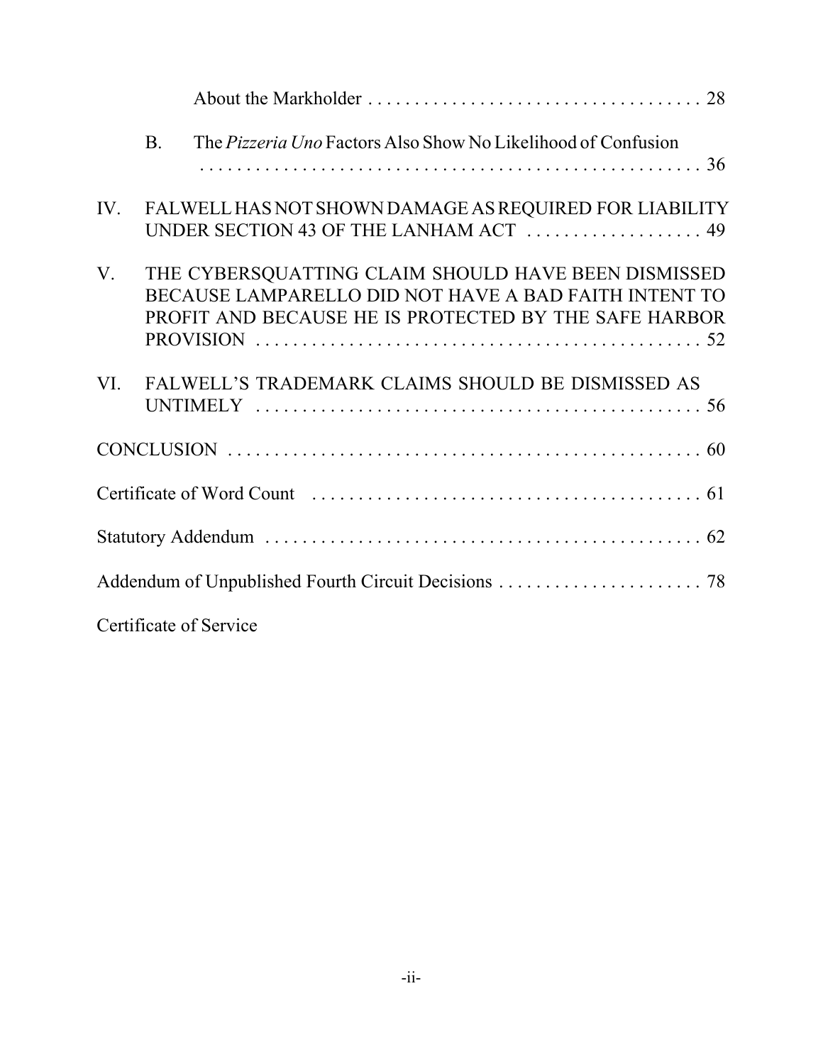About the Markholder . . . . . . . . . . . . . . . . . . . . . . . . . . . . . . . . . . . 28

B. The *Pizzeria Uno* Factors Also Show No Likelihood of Confusion . . . . . . . . . . . . . . . . . . . . . . . . . . . . . . . . . . . . . . . . . . . . . . . . . . . . . . 36

IV. FALWELL HAS NOT SHOWN DAMAGE AS REQUIRED FOR LIABILITY UNDER SECTION 43 OF THE LANHAM ACT . . . . . . . . . . . . . . . . . . . 49

V. THE CYBERSQUATTING CLAIM SHOULD HAVE BEEN DISMISSED BECAUSE LAMPARELLO DID NOT HAVE A BAD FAITH INTENT TO PROFIT AND BECAUSE HE IS PROTECTED BY THE SAFE HARBOR PROVISION . . . . . . . . . . . . . . . . . . . . . . . . . . . . . . . . . . . . . . . . . . . . . . . . 52

VI. FALWELL'S TRADEMARK CLAIMS SHOULD BE DISMISSED AS UNTIMELY . . . . . . . . . . . . . . . . . . . . . . . . . . . . . . . . . . . . . . . . . . . . . . . . 56

CONCLUSION . . . . . . . . . . . . . . . . . . . . . . . . . . . . . . . . . . . . . . . . . . . . . . . . . . . 60

Certificate of Word Count . . . . . . . . . . . . . . . . . . . . . . . . . . . . . . . . . . . . . . . . . 61

Statutory Addendum . . . . . . . . . . . . . . . . . . . . . . . . . . . . . . . . . . . . . . . . . . . . . . . 62

Addendum of Unpublished Fourth Circuit Decisions . . . . . . . . . . . . . . . . . . . . . . 78

Certificate of Service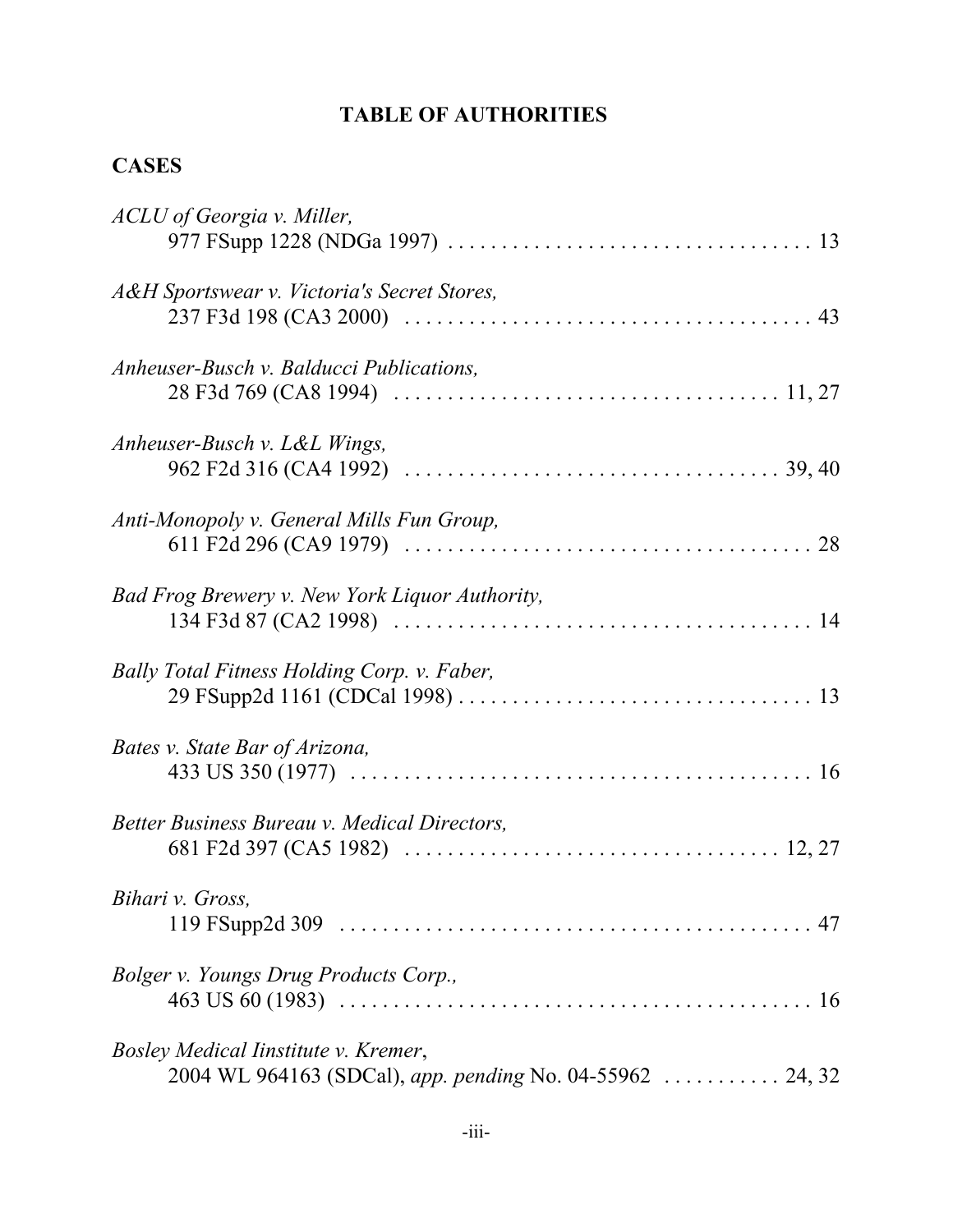## TABLE OF AUTHORITIES

### CASES

*ACLU of Georgia v. Miller,*
977 FSupp 1228 (NDGa 1997) . . . . . . . . . . . . . . . . . . . . . . . . . . . . . . . . . . 13

*A&H Sportswear v. Victoria's Secret Stores,*
237 F3d 198 (CA3 2000) . . . . . . . . . . . . . . . . . . . . . . . . . . . . . . . . . . . . . . 43

*Anheuser-Busch v. Balducci Publications,*
28 F3d 769 (CA8 1994) . . . . . . . . . . . . . . . . . . . . . . . . . . . . . . . . . . . . 11, 27

*Anheuser-Busch v. L&L Wings,*
962 F2d 316 (CA4 1992) . . . . . . . . . . . . . . . . . . . . . . . . . . . . . . . . . . . 39, 40

*Anti-Monopoly v. General Mills Fun Group,*
611 F2d 296 (CA9 1979) . . . . . . . . . . . . . . . . . . . . . . . . . . . . . . . . . . . . . . 28

*Bad Frog Brewery v. New York Liquor Authority,*
134 F3d 87 (CA2 1998) . . . . . . . . . . . . . . . . . . . . . . . . . . . . . . . . . . . . . . . 14

*Bally Total Fitness Holding Corp. v. Faber,*
29 FSupp2d 1161 (CDCal 1998) . . . . . . . . . . . . . . . . . . . . . . . . . . . . . . . . . 13

*Bates v. State Bar of Arizona,*
433 US 350 (1977) . . . . . . . . . . . . . . . . . . . . . . . . . . . . . . . . . . . . . . . . . . . 16

*Better Business Bureau v. Medical Directors,*
681 F2d 397 (CA5 1982) . . . . . . . . . . . . . . . . . . . . . . . . . . . . . . . . . . . 12, 27

*Bihari v. Gross,*
119 FSupp2d 309 . . . . . . . . . . . . . . . . . . . . . . . . . . . . . . . . . . . . . . . . . . . . 47

*Bolger v. Youngs Drug Products Corp.,*
463 US 60 (1983) . . . . . . . . . . . . . . . . . . . . . . . . . . . . . . . . . . . . . . . . . . . . 16

*Bosley Medical Iinstitute v. Kremer*,
2004 WL 964163 (SDCal), *app. pending* No. 04-55962 . . . . . . . . . . . 24, 32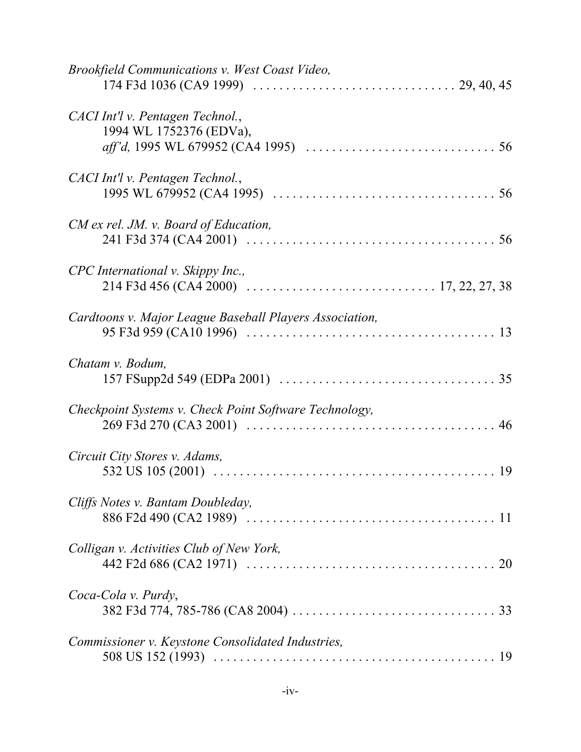*Brookfield Communications v. West Coast Video,*
174 F3d 1036 (CA9 1999) . . . . . . . . . . . . . . . . . . . . . . . . . . . . . . 29, 40, 45

*CACI Int'l v. Pentagen Technol.*,
1994 WL 1752376 (EDVa),
*aff'd,* 1995 WL 679952 (CA4 1995) . . . . . . . . . . . . . . . . . . . . . . . . . . . . 56

*CACI Int'l v. Pentagen Technol.*,
1995 WL 679952 (CA4 1995) . . . . . . . . . . . . . . . . . . . . . . . . . . . . . . . . . 56

*CM ex rel. JM. v. Board of Education,*
241 F3d 374 (CA4 2001) . . . . . . . . . . . . . . . . . . . . . . . . . . . . . . . . . . . . 56

*CPC International v. Skippy Inc.,*
214 F3d 456 (CA4 2000) . . . . . . . . . . . . . . . . . . . . . . . . . . . 17, 22, 27, 38

*Cardtoons v. Major League Baseball Players Association,*
95 F3d 959 (CA10 1996) . . . . . . . . . . . . . . . . . . . . . . . . . . . . . . . . . . . . 13

*Chatam v. Bodum,*
157 FSupp2d 549 (EDPa 2001) . . . . . . . . . . . . . . . . . . . . . . . . . . . . . . . . 35

*Checkpoint Systems v. Check Point Software Technology,*
269 F3d 270 (CA3 2001) . . . . . . . . . . . . . . . . . . . . . . . . . . . . . . . . . . . . 46

*Circuit City Stores v. Adams,*
532 US 105 (2001) . . . . . . . . . . . . . . . . . . . . . . . . . . . . . . . . . . . . . . . . . 19

*Cliffs Notes v. Bantam Doubleday,*
886 F2d 490 (CA2 1989) . . . . . . . . . . . . . . . . . . . . . . . . . . . . . . . . . . . . . 11

*Colligan v. Activities Club of New York,*
442 F2d 686 (CA2 1971) . . . . . . . . . . . . . . . . . . . . . . . . . . . . . . . . . . . . . 20

*Coca-Cola v. Purdy*,
382 F3d 774, 785-786 (CA8 2004) . . . . . . . . . . . . . . . . . . . . . . . . . . . . . . 33

*Commissioner v. Keystone Consolidated Industries,*
508 US 152 (1993) . . . . . . . . . . . . . . . . . . . . . . . . . . . . . . . . . . . . . . . . . 19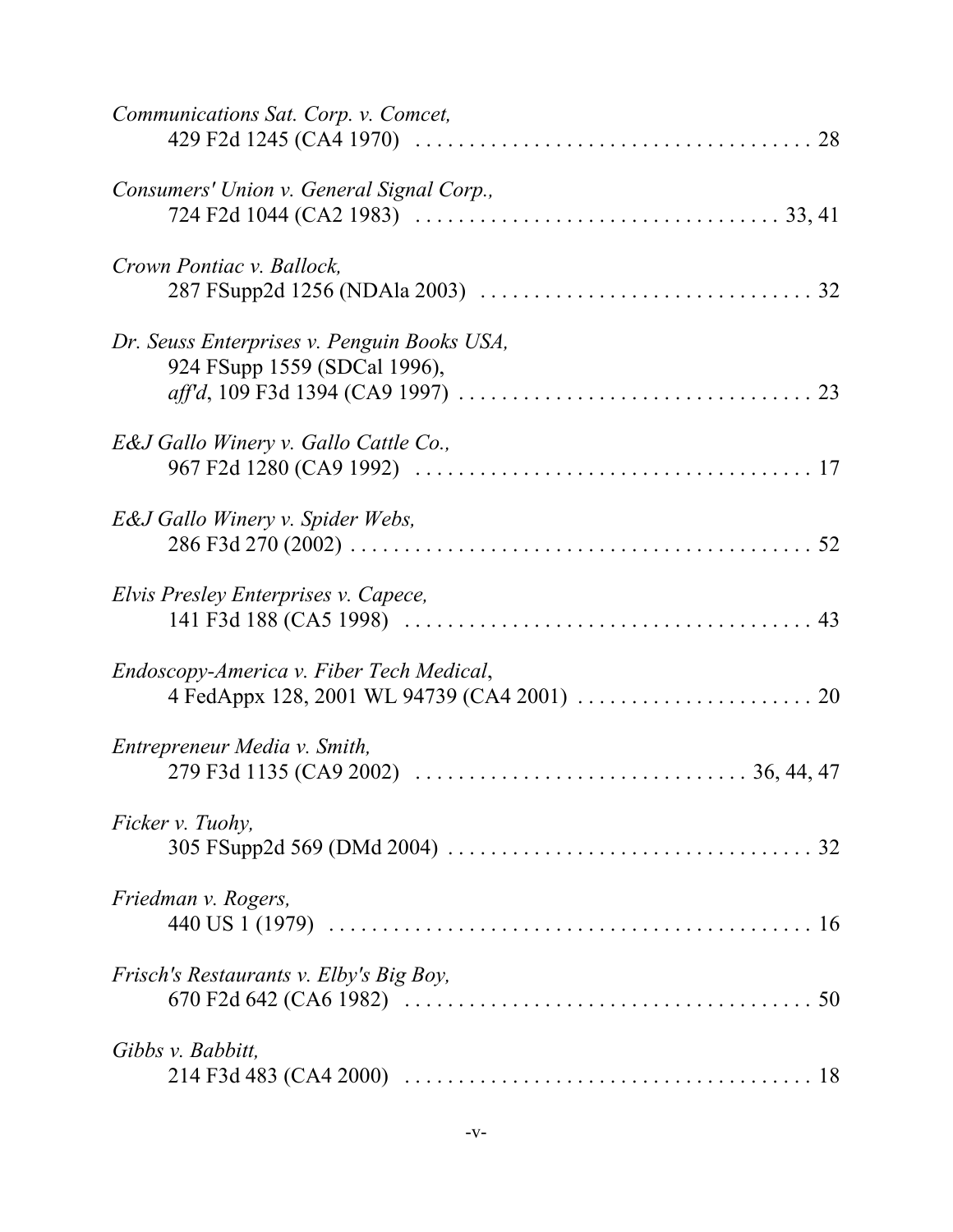*Communications Sat. Corp. v. Comcet,*
429 F2d 1245 (CA4 1970) . . . . . . . . . . . . . . . . . . . . . . . . . . . . . . . . . . . . 28

*Consumers' Union v. General Signal Corp.,*
724 F2d 1044 (CA2 1983) . . . . . . . . . . . . . . . . . . . . . . . . . . . . . . . . . 33, 41

*Crown Pontiac v. Ballock,*
287 FSupp2d 1256 (NDAla 2003) . . . . . . . . . . . . . . . . . . . . . . . . . . . . . . 32

*Dr. Seuss Enterprises v. Penguin Books USA,*
924 FSupp 1559 (SDCal 1996),
*aff'd*, 109 F3d 1394 (CA9 1997) . . . . . . . . . . . . . . . . . . . . . . . . . . . . . . . . 23

*E&J Gallo Winery v. Gallo Cattle Co.,*
967 F2d 1280 (CA9 1992) . . . . . . . . . . . . . . . . . . . . . . . . . . . . . . . . . . . . 17

*E&J Gallo Winery v. Spider Webs,*
286 F3d 270 (2002) . . . . . . . . . . . . . . . . . . . . . . . . . . . . . . . . . . . . . . . . . . . 52

*Elvis Presley Enterprises v. Capece,*
141 F3d 188 (CA5 1998) . . . . . . . . . . . . . . . . . . . . . . . . . . . . . . . . . . . . . 43

*Endoscopy-America v. Fiber Tech Medical*,
4 FedAppx 128, 2001 WL 94739 (CA4 2001) . . . . . . . . . . . . . . . . . . . . . . 20

*Entrepreneur Media v. Smith,*
279 F3d 1135 (CA9 2002) . . . . . . . . . . . . . . . . . . . . . . . . . . . . . . 36, 44, 47

*Ficker v. Tuohy,*
305 FSupp2d 569 (DMd 2004) . . . . . . . . . . . . . . . . . . . . . . . . . . . . . . . . . . 32

*Friedman v. Rogers,*
440 US 1 (1979) . . . . . . . . . . . . . . . . . . . . . . . . . . . . . . . . . . . . . . . . . . . . . 16

*Frisch's Restaurants v. Elby's Big Boy,*
670 F2d 642 (CA6 1982) . . . . . . . . . . . . . . . . . . . . . . . . . . . . . . . . . . . . . . 50

*Gibbs v. Babbitt,*
214 F3d 483 (CA4 2000) . . . . . . . . . . . . . . . . . . . . . . . . . . . . . . . . . . . . . . 18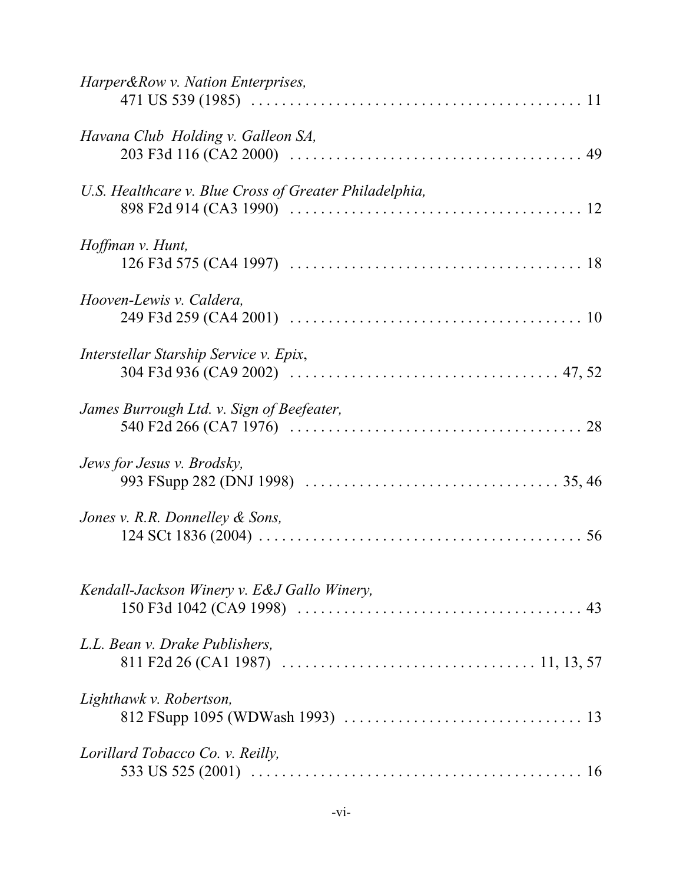*Harper&Row v. Nation Enterprises,*
471 US 539 (1985) . . . . . . . . . . . . . . . . . . . . . . . . . . . . . . . . . . . . . . . . . . . 11

*Havana Club Holding v. Galleon SA,*
203 F3d 116 (CA2 2000) . . . . . . . . . . . . . . . . . . . . . . . . . . . . . . . . . . . . . 49

*U.S. Healthcare v. Blue Cross of Greater Philadelphia,*
898 F2d 914 (CA3 1990) . . . . . . . . . . . . . . . . . . . . . . . . . . . . . . . . . . . . . 12

*Hoffman v. Hunt,*
126 F3d 575 (CA4 1997) . . . . . . . . . . . . . . . . . . . . . . . . . . . . . . . . . . . . . 18

*Hooven-Lewis v. Caldera,*
249 F3d 259 (CA4 2001) . . . . . . . . . . . . . . . . . . . . . . . . . . . . . . . . . . . . . 10

*Interstellar Starship Service v. Epix*,
304 F3d 936 (CA9 2002) . . . . . . . . . . . . . . . . . . . . . . . . . . . . . . . . . . 47, 52

*James Burrough Ltd. v. Sign of Beefeater,*
540 F2d 266 (CA7 1976) . . . . . . . . . . . . . . . . . . . . . . . . . . . . . . . . . . . . . 28

*Jews for Jesus v. Brodsky,*
993 FSupp 282 (DNJ 1998) . . . . . . . . . . . . . . . . . . . . . . . . . . . . . . . . 35, 46

*Jones v. R.R. Donnelley & Sons,*
124 SCt 1836 (2004) . . . . . . . . . . . . . . . . . . . . . . . . . . . . . . . . . . . . . . . . . 56

*Kendall-Jackson Winery v. E&J Gallo Winery,*
150 F3d 1042 (CA9 1998) . . . . . . . . . . . . . . . . . . . . . . . . . . . . . . . . . . . . 43

*L.L. Bean v. Drake Publishers,*
811 F2d 26 (CA1 1987) . . . . . . . . . . . . . . . . . . . . . . . . . . . . . . . 11, 13, 57

*Lighthawk v. Robertson,*
812 FSupp 1095 (WDWash 1993) . . . . . . . . . . . . . . . . . . . . . . . . . . . . . . 13

*Lorillard Tobacco Co. v. Reilly,*
533 US 525 (2001) . . . . . . . . . . . . . . . . . . . . . . . . . . . . . . . . . . . . . . . . . . . 16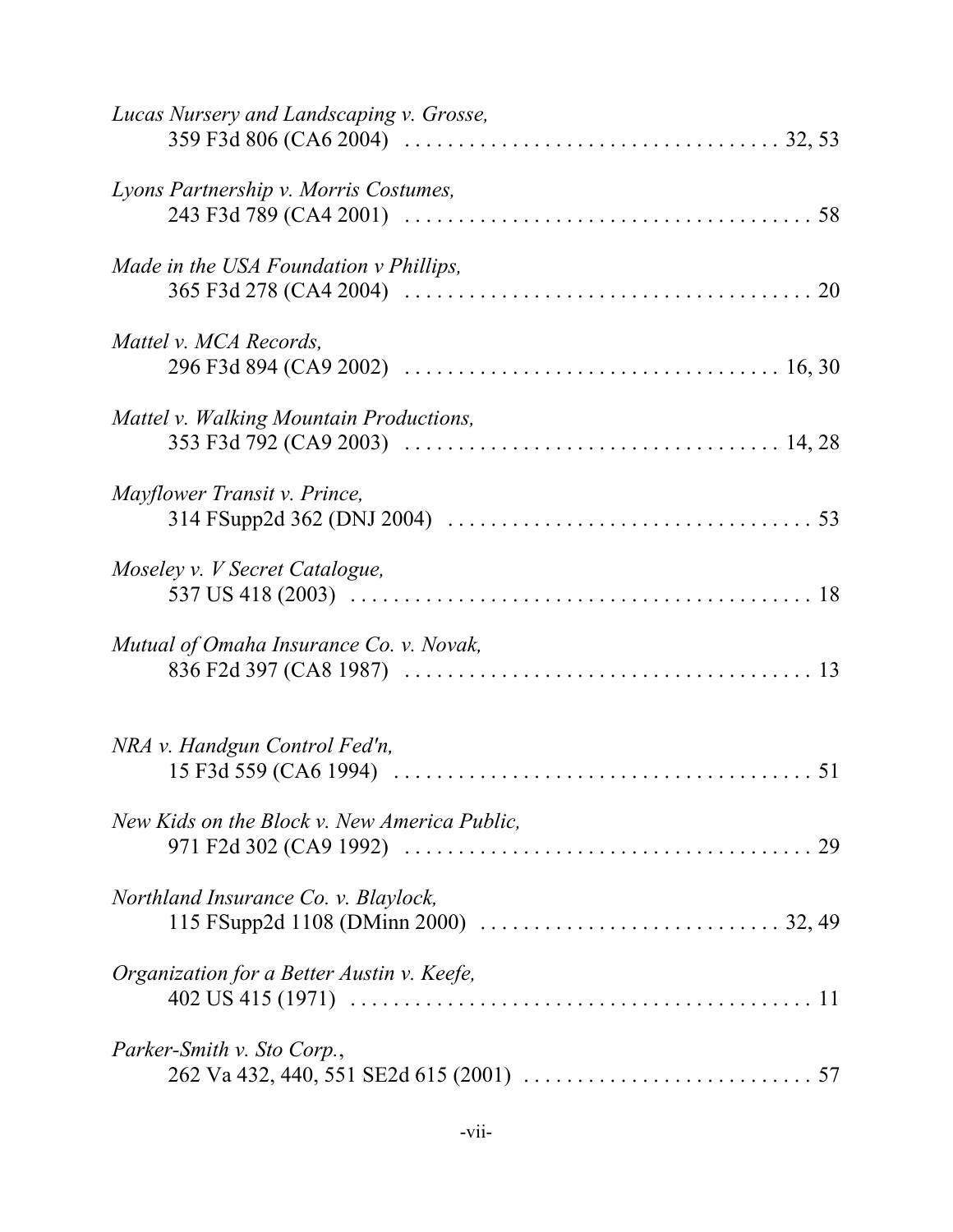*Lucas Nursery and Landscaping v. Grosse,*
359 F3d 806 (CA6 2004) . . . . . . . . . . . . . . . . . . . . . . . . . . . . . . . . . . 32, 53

*Lyons Partnership v. Morris Costumes,*
243 F3d 789 (CA4 2001) . . . . . . . . . . . . . . . . . . . . . . . . . . . . . . . . . . . . 58

*Made in the USA Foundation v Phillips,*
365 F3d 278 (CA4 2004) . . . . . . . . . . . . . . . . . . . . . . . . . . . . . . . . . . . . 20

*Mattel v. MCA Records,*
296 F3d 894 (CA9 2002) . . . . . . . . . . . . . . . . . . . . . . . . . . . . . . . . . . 16, 30

*Mattel v. Walking Mountain Productions,*
353 F3d 792 (CA9 2003) . . . . . . . . . . . . . . . . . . . . . . . . . . . . . . . . . . 14, 28

*Mayflower Transit v. Prince,*
314 FSupp2d 362 (DNJ 2004) . . . . . . . . . . . . . . . . . . . . . . . . . . . . . . . . . 53

*Moseley v. V Secret Catalogue,*
537 US 418 (2003) . . . . . . . . . . . . . . . . . . . . . . . . . . . . . . . . . . . . . . . . . 18

*Mutual of Omaha Insurance Co. v. Novak,*
836 F2d 397 (CA8 1987) . . . . . . . . . . . . . . . . . . . . . . . . . . . . . . . . . . . . 13

*NRA v. Handgun Control Fed'n,*
15 F3d 559 (CA6 1994) . . . . . . . . . . . . . . . . . . . . . . . . . . . . . . . . . . . . . . 51

*New Kids on the Block v. New America Public,*
971 F2d 302 (CA9 1992) . . . . . . . . . . . . . . . . . . . . . . . . . . . . . . . . . . . . . 29

*Northland Insurance Co. v. Blaylock,*
115 FSupp2d 1108 (DMinn 2000) . . . . . . . . . . . . . . . . . . . . . . . . . . . 32, 49

*Organization for a Better Austin v. Keefe,*
402 US 415 (1971) . . . . . . . . . . . . . . . . . . . . . . . . . . . . . . . . . . . . . . . . . . 11

*Parker-Smith v. Sto Corp.*,
262 Va 432, 440, 551 SE2d 615 (2001) . . . . . . . . . . . . . . . . . . . . . . . . . . 57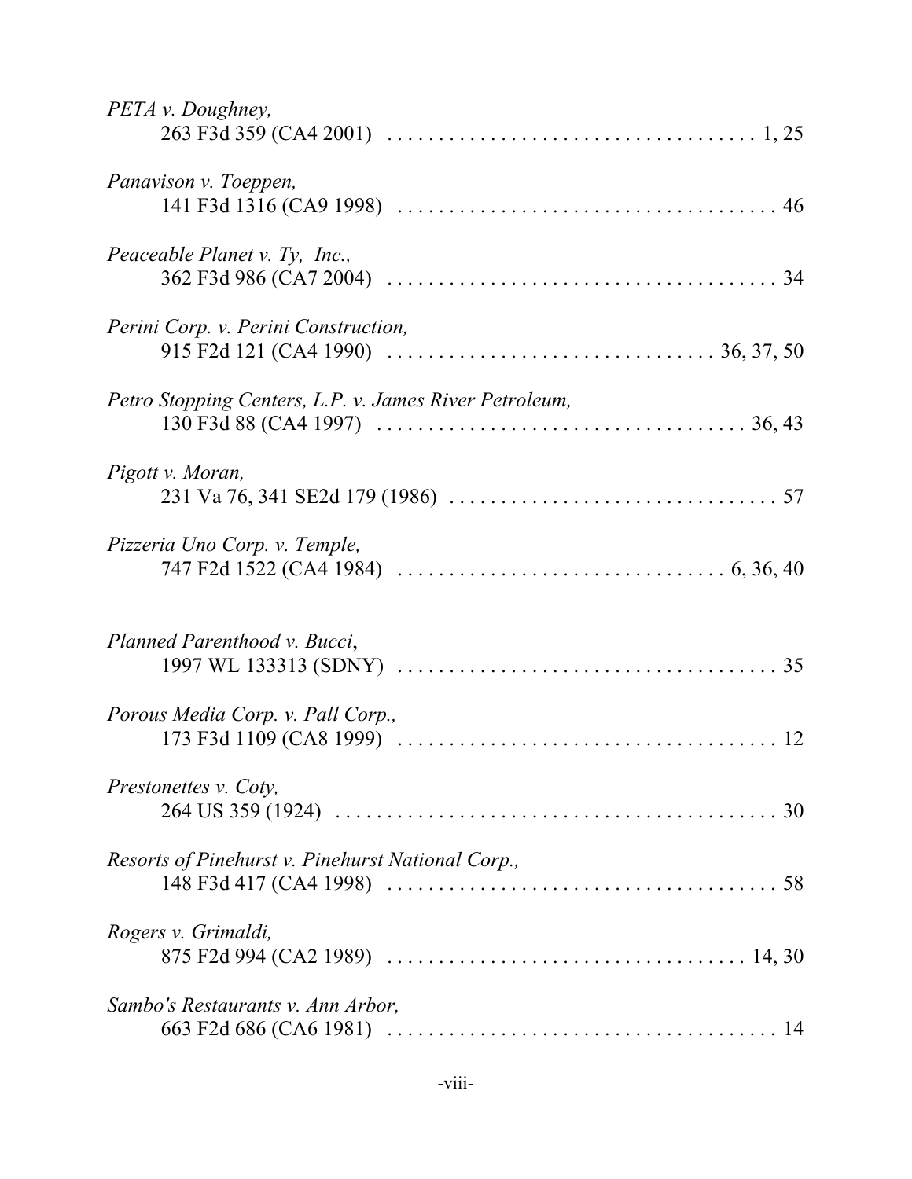*PETA v. Doughney,*
263 F3d 359 (CA4 2001) . . . . . . . . . . . . . . . . . . . . . . . . . . . . . . . . . . . 1, 25

*Panavison v. Toeppen,*
141 F3d 1316 (CA9 1998) . . . . . . . . . . . . . . . . . . . . . . . . . . . . . . . . . . . . 46

*Peaceable Planet v. Ty, Inc.,*
362 F3d 986 (CA7 2004) . . . . . . . . . . . . . . . . . . . . . . . . . . . . . . . . . . . . . 34

*Perini Corp. v. Perini Construction,*
915 F2d 121 (CA4 1990) . . . . . . . . . . . . . . . . . . . . . . . . . . . . . . . 36, 37, 50

*Petro Stopping Centers, L.P. v. James River Petroleum,*
130 F3d 88 (CA4 1997) . . . . . . . . . . . . . . . . . . . . . . . . . . . . . . . . . . . 36, 43

*Pigott v. Moran,*
231 Va 76, 341 SE2d 179 (1986) . . . . . . . . . . . . . . . . . . . . . . . . . . . . . . . 57

*Pizzeria Uno Corp. v. Temple,*
747 F2d 1522 (CA4 1984) . . . . . . . . . . . . . . . . . . . . . . . . . . . . . . . 6, 36, 40

*Planned Parenthood v. Bucci*,
1997 WL 133313 (SDNY) . . . . . . . . . . . . . . . . . . . . . . . . . . . . . . . . . . . . 35

*Porous Media Corp. v. Pall Corp.,*
173 F3d 1109 (CA8 1999) . . . . . . . . . . . . . . . . . . . . . . . . . . . . . . . . . . . . 12

*Prestonettes v. Coty,*
264 US 359 (1924) . . . . . . . . . . . . . . . . . . . . . . . . . . . . . . . . . . . . . . . . . . 30

*Resorts of Pinehurst v. Pinehurst National Corp.,*
148 F3d 417 (CA4 1998) . . . . . . . . . . . . . . . . . . . . . . . . . . . . . . . . . . . . . 58

*Rogers v. Grimaldi,*
875 F2d 994 (CA2 1989) . . . . . . . . . . . . . . . . . . . . . . . . . . . . . . . . . . 14, 30

*Sambo's Restaurants v. Ann Arbor,*
663 F2d 686 (CA6 1981) . . . . . . . . . . . . . . . . . . . . . . . . . . . . . . . . . . . . . 14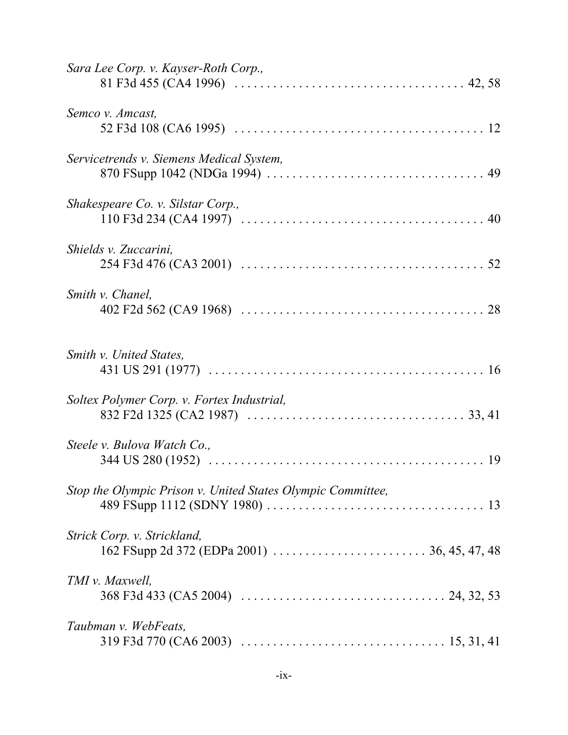*Sara Lee Corp. v. Kayser-Roth Corp.,*
81 F3d 455 (CA4 1996) . . . . . . . . . . . . . . . . . . . . . . . . . . . . . . . . . . . 42, 58

*Semco v. Amcast,*
52 F3d 108 (CA6 1995) . . . . . . . . . . . . . . . . . . . . . . . . . . . . . . . . . . . . . . 12

*Servicetrends v. Siemens Medical System,*
870 FSupp 1042 (NDGa 1994) . . . . . . . . . . . . . . . . . . . . . . . . . . . . . . . . . 49

*Shakespeare Co. v. Silstar Corp.,*
110 F3d 234 (CA4 1997) . . . . . . . . . . . . . . . . . . . . . . . . . . . . . . . . . . . . . 40

*Shields v. Zuccarini,*
254 F3d 476 (CA3 2001) . . . . . . . . . . . . . . . . . . . . . . . . . . . . . . . . . . . . . 52

*Smith v. Chanel,*
402 F2d 562 (CA9 1968) . . . . . . . . . . . . . . . . . . . . . . . . . . . . . . . . . . . . . 28

*Smith v. United States,*
431 US 291 (1977) . . . . . . . . . . . . . . . . . . . . . . . . . . . . . . . . . . . . . . . . . . 16

*Soltex Polymer Corp. v. Fortex Industrial,*
832 F2d 1325 (CA2 1987) . . . . . . . . . . . . . . . . . . . . . . . . . . . . . . . . . 33, 41

*Steele v. Bulova Watch Co.,*
344 US 280 (1952) . . . . . . . . . . . . . . . . . . . . . . . . . . . . . . . . . . . . . . . . . . 19

*Stop the Olympic Prison v. United States Olympic Committee,*
489 FSupp 1112 (SDNY 1980) . . . . . . . . . . . . . . . . . . . . . . . . . . . . . . . . . 13

*Strick Corp. v. Strickland,*
162 FSupp 2d 372 (EDPa 2001) . . . . . . . . . . . . . . . . . . . . . . . 36, 45, 47, 48

*TMI v. Maxwell,*
368 F3d 433 (CA5 2004) . . . . . . . . . . . . . . . . . . . . . . . . . . . . . . . 24, 32, 53

*Taubman v. WebFeats,*
319 F3d 770 (CA6 2003) . . . . . . . . . . . . . . . . . . . . . . . . . . . . . . . 15, 31, 41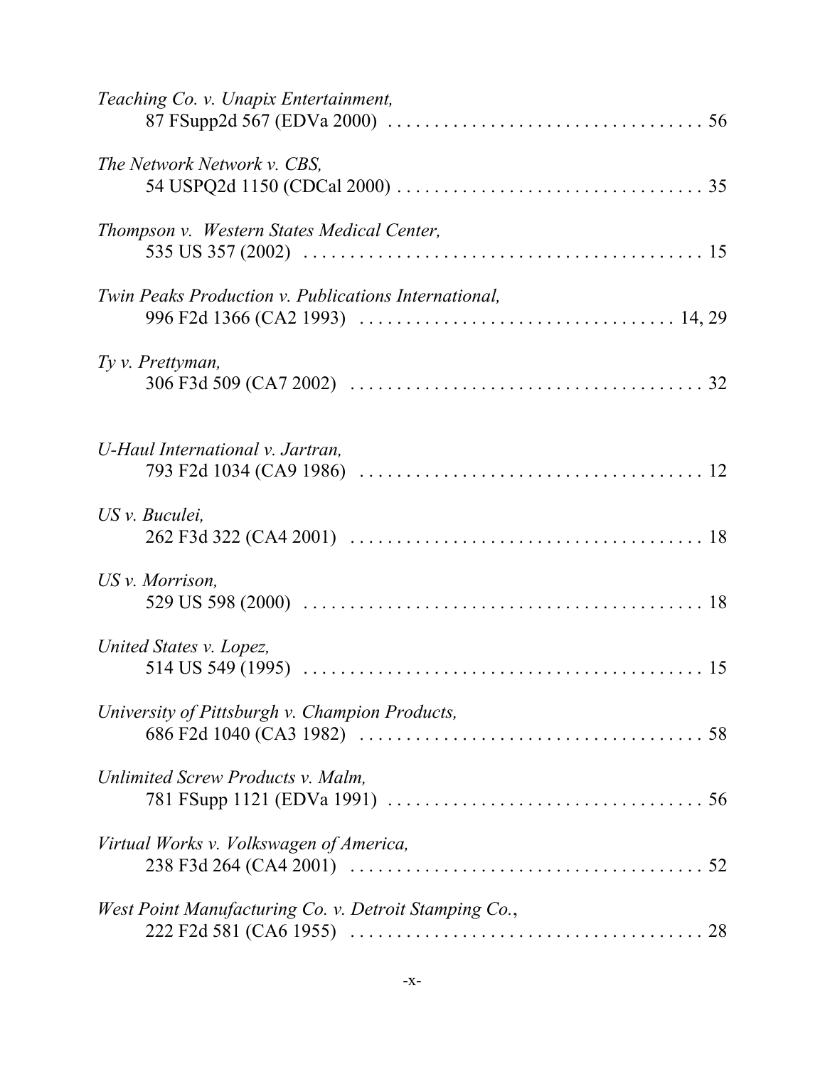*Teaching Co. v. Unapix Entertainment,*
87 FSupp2d 567 (EDVa 2000) . . . . . . . . . . . . . . . . . . . . . . . . . . . . . . . . . . 56

*The Network Network v. CBS,*
54 USPQ2d 1150 (CDCal 2000) . . . . . . . . . . . . . . . . . . . . . . . . . . . . . . . . . 35

*Thompson v. Western States Medical Center,*
535 US 357 (2002) . . . . . . . . . . . . . . . . . . . . . . . . . . . . . . . . . . . . . . . . . . 15

*Twin Peaks Production v. Publications International,*
996 F2d 1366 (CA2 1993) . . . . . . . . . . . . . . . . . . . . . . . . . . . . . . . . . 14, 29

*Ty v. Prettyman,*
306 F3d 509 (CA7 2002) . . . . . . . . . . . . . . . . . . . . . . . . . . . . . . . . . . . . . 32

*U-Haul International v. Jartran,*
793 F2d 1034 (CA9 1986) . . . . . . . . . . . . . . . . . . . . . . . . . . . . . . . . . . . . 12

*US v. Buculei,*
262 F3d 322 (CA4 2001) . . . . . . . . . . . . . . . . . . . . . . . . . . . . . . . . . . . . . 18

*US v. Morrison,*
529 US 598 (2000) . . . . . . . . . . . . . . . . . . . . . . . . . . . . . . . . . . . . . . . . . . 18

*United States v. Lopez,*
514 US 549 (1995) . . . . . . . . . . . . . . . . . . . . . . . . . . . . . . . . . . . . . . . . . . 15

*University of Pittsburgh v. Champion Products,*
686 F2d 1040 (CA3 1982) . . . . . . . . . . . . . . . . . . . . . . . . . . . . . . . . . . . . 58

*Unlimited Screw Products v. Malm,*
781 FSupp 1121 (EDVa 1991) . . . . . . . . . . . . . . . . . . . . . . . . . . . . . . . . . 56

*Virtual Works v. Volkswagen of America,*
238 F3d 264 (CA4 2001) . . . . . . . . . . . . . . . . . . . . . . . . . . . . . . . . . . . . . 52

*West Point Manufacturing Co. v. Detroit Stamping Co.*,
222 F2d 581 (CA6 1955) . . . . . . . . . . . . . . . . . . . . . . . . . . . . . . . . . . . . . 28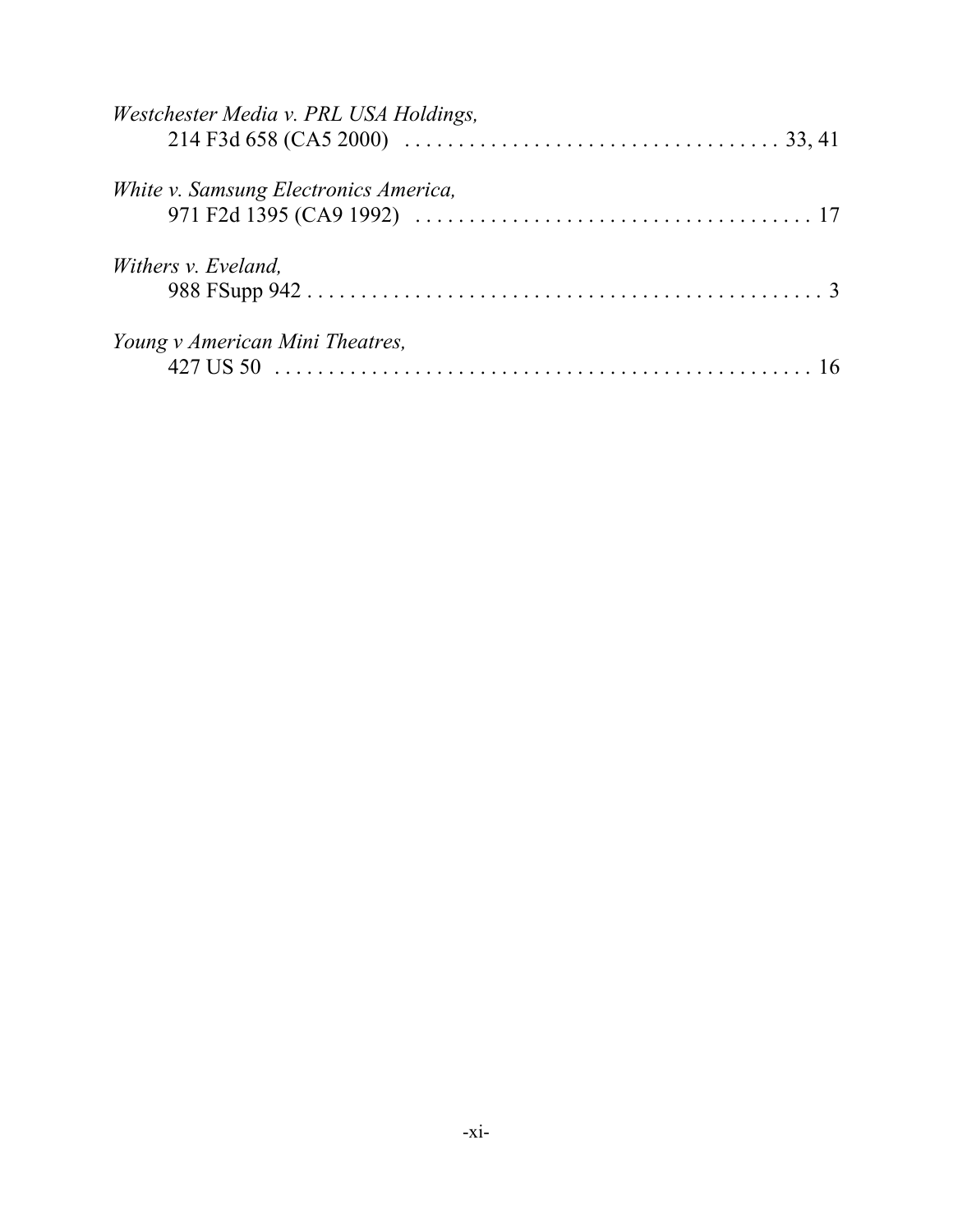*Westchester Media v. PRL USA Holdings,*
214 F3d 658 (CA5 2000) . . . . . . . . . . . . . . . . . . . . . . . . . . . . . . . . . . . 33, 41

*White v. Samsung Electronics America,*
971 F2d 1395 (CA9 1992) . . . . . . . . . . . . . . . . . . . . . . . . . . . . . . . . . . . . . 17

*Withers v. Eveland,*
988 FSupp 942 . . . . . . . . . . . . . . . . . . . . . . . . . . . . . . . . . . . . . . . . . . . . . . . . . 3

*Young v American Mini Theatres,*
427 US 50 . . . . . . . . . . . . . . . . . . . . . . . . . . . . . . . . . . . . . . . . . . . . . . . . . . . 16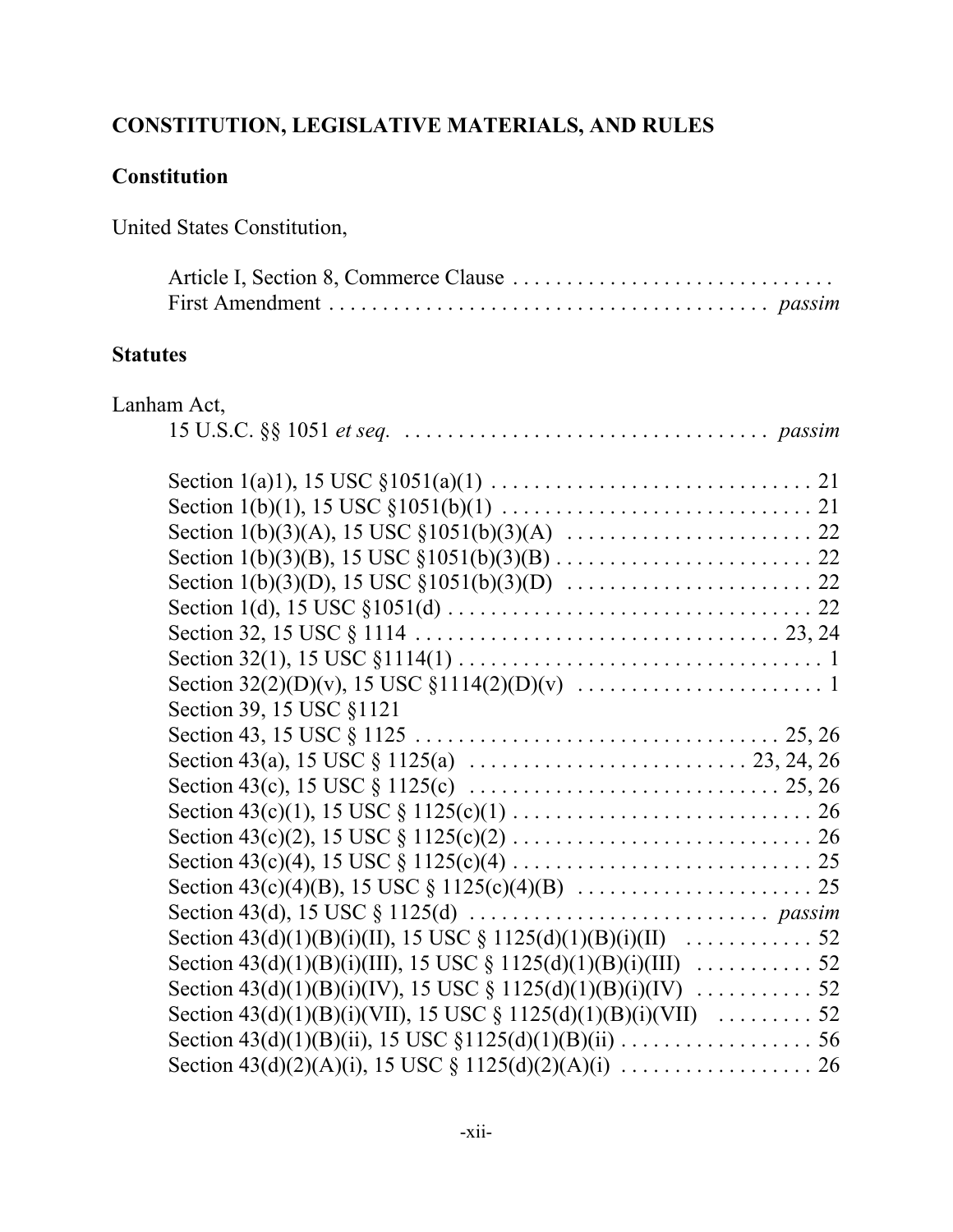## CONSTITUTION, LEGISLATIVE MATERIALS, AND RULES

### Constitution

United States Constitution,

Article I, Section 8, Commerce Clause . . . . . . . . . . . . . . . . . . . . . . . . . . . . . .
First Amendment . . . . . . . . . . . . . . . . . . . . . . . . . . . . . . . . . . . . . . . . *passim*

### Statutes

Lanham Act,

15 U.S.C. §§ 1051 *et seq.* . . . . . . . . . . . . . . . . . . . . . . . . . . . . . . . . . . *passim*

Section 1(a)1), 15 USC §1051(a)(1) . . . . . . . . . . . . . . . . . . . . . . . . . . . . . . 21
Section 1(b)(1), 15 USC §1051(b)(1) . . . . . . . . . . . . . . . . . . . . . . . . . . . . . 21
Section 1(b)(3)(A), 15 USC §1051(b)(3)(A) . . . . . . . . . . . . . . . . . . . . . . . 22
Section 1(b)(3)(B), 15 USC §1051(b)(3)(B) . . . . . . . . . . . . . . . . . . . . . . . . 22
Section 1(b)(3)(D), 15 USC §1051(b)(3)(D) . . . . . . . . . . . . . . . . . . . . . . . 22
Section 1(d), 15 USC §1051(d) . . . . . . . . . . . . . . . . . . . . . . . . . . . . . . . . . 22
Section 32, 15 USC § 1114 . . . . . . . . . . . . . . . . . . . . . . . . . . . . . . . . . 23, 24
Section 32(1), 15 USC §1114(1) . . . . . . . . . . . . . . . . . . . . . . . . . . . . . . . . . 1
Section 32(2)(D)(v), 15 USC §1114(2)(D)(v) . . . . . . . . . . . . . . . . . . . . . . . 1
Section 39, 15 USC §1121
Section 43, 15 USC § 1125 . . . . . . . . . . . . . . . . . . . . . . . . . . . . . . . . . 25, 26
Section 43(a), 15 USC § 1125(a) . . . . . . . . . . . . . . . . . . . . . . . . . . 23, 24, 26
Section 43(c), 15 USC § 1125(c) . . . . . . . . . . . . . . . . . . . . . . . . . . . . 25, 26
Section 43(c)(1), 15 USC § 1125(c)(1) . . . . . . . . . . . . . . . . . . . . . . . . . . . . 26
Section 43(c)(2), 15 USC § 1125(c)(2) . . . . . . . . . . . . . . . . . . . . . . . . . . . . 26
Section 43(c)(4), 15 USC § 1125(c)(4) . . . . . . . . . . . . . . . . . . . . . . . . . . . . 25
Section 43(c)(4)(B), 15 USC § 1125(c)(4)(B) . . . . . . . . . . . . . . . . . . . . . . 25
Section 43(d), 15 USC § 1125(d) . . . . . . . . . . . . . . . . . . . . . . . . . . . *passim*
Section 43(d)(1)(B)(i)(II), 15 USC § 1125(d)(1)(B)(i)(II) . . . . . . . . . . . . 52
Section 43(d)(1)(B)(i)(III), 15 USC § 1125(d)(1)(B)(i)(III) . . . . . . . . . . . 52
Section 43(d)(1)(B)(i)(IV), 15 USC § 1125(d)(1)(B)(i)(IV) . . . . . . . . . . . 52
Section 43(d)(1)(B)(i)(VII), 15 USC § 1125(d)(1)(B)(i)(VII) . . . . . . . . . 52
Section 43(d)(1)(B)(ii), 15 USC §1125(d)(1)(B)(ii) . . . . . . . . . . . . . . . . . . 56
Section 43(d)(2)(A)(i), 15 USC § 1125(d)(2)(A)(i) . . . . . . . . . . . . . . . . . . 26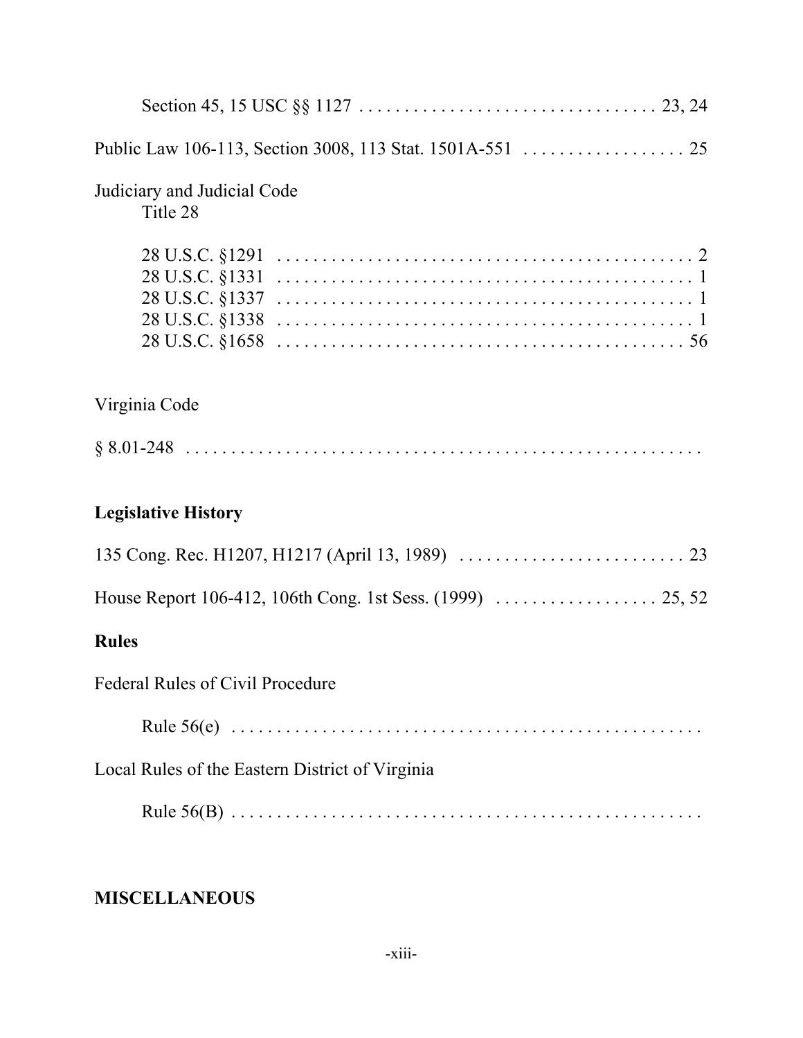Section 45, 15 USC §§ 1127 . . . . . . . . . . . . . . . . . . . . . . . . . . . . . . . . 23, 24

Public Law 106-113, Section 3008, 113 Stat. 1501A-551 . . . . . . . . . . . . . . . . . . 25

Judiciary and Judicial Code
Title 28

28 U.S.C. §1291 . . . . . . . . . . . . . . . . . . . . . . . . . . . . . . . . . . . . . . . . . . . . . 2
28 U.S.C. §1331 . . . . . . . . . . . . . . . . . . . . . . . . . . . . . . . . . . . . . . . . . . . . . 1
28 U.S.C. §1337 . . . . . . . . . . . . . . . . . . . . . . . . . . . . . . . . . . . . . . . . . . . . . 1
28 U.S.C. §1338 . . . . . . . . . . . . . . . . . . . . . . . . . . . . . . . . . . . . . . . . . . . . . 1
28 U.S.C. §1658 . . . . . . . . . . . . . . . . . . . . . . . . . . . . . . . . . . . . . . . . . . . . 56

Virginia Code

§ 8.01-248 . . . . . . . . . . . . . . . . . . . . . . . . . . . . . . . . . . . . . . . . . . . . . . . . . .

**Legislative History**

135 Cong. Rec. H1207, H1217 (April 13, 1989) . . . . . . . . . . . . . . . . . . . . . . . . . 23

House Report 106-412, 106th Cong. 1st Sess. (1999) . . . . . . . . . . . . . . . . . . 25, 52

**Rules**

Federal Rules of Civil Procedure

Rule 56(e) . . . . . . . . . . . . . . . . . . . . . . . . . . . . . . . . . . . . . . . . . . . . . . . . . . .

Local Rules of the Eastern District of Virginia

Rule 56(B) . . . . . . . . . . . . . . . . . . . . . . . . . . . . . . . . . . . . . . . . . . . . . . . . . . .

**MISCELLANEOUS**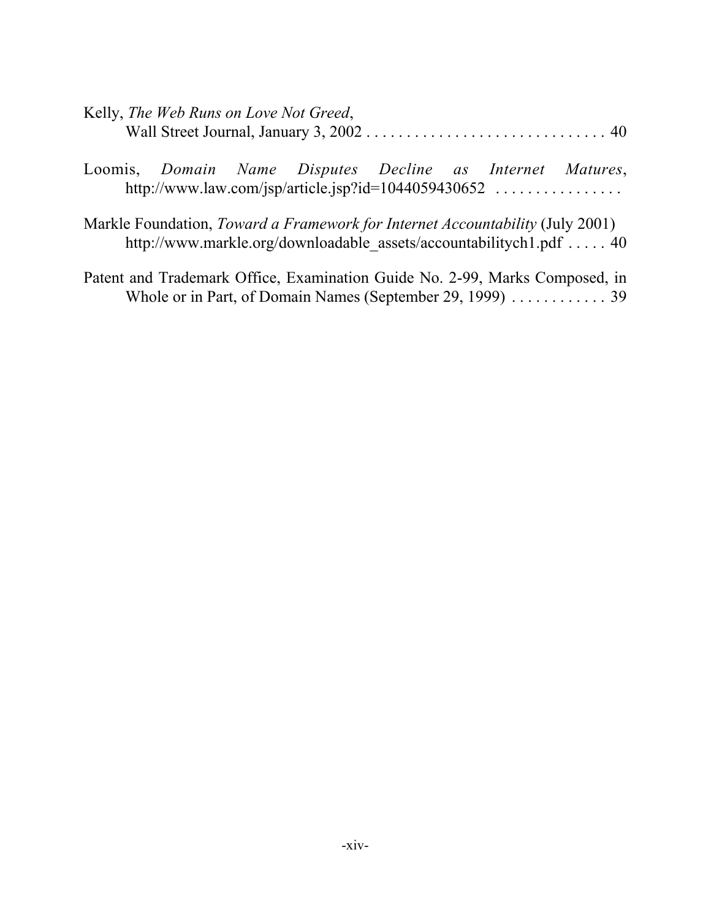Kelly, *The Web Runs on Love Not Greed*,
Wall Street Journal, January 3, 2002 . . . . . . . . . . . . . . . . . . . . . . . . . . . . . . . 40

Loomis, *Domain Name Disputes Decline as Internet Matures*,
http://www.law.com/jsp/article.jsp?id=1044059430652 . . . . . . . . . . . . . . . .

Markle Foundation, *Toward a Framework for Internet Accountability* (July 2001)
http://www.markle.org/downloadable_assets/accountabilitych1.pdf . . . . . 40

Patent and Trademark Office, Examination Guide No. 2-99, Marks Composed, in Whole or in Part, of Domain Names (September 29, 1999) . . . . . . . . . . . . 39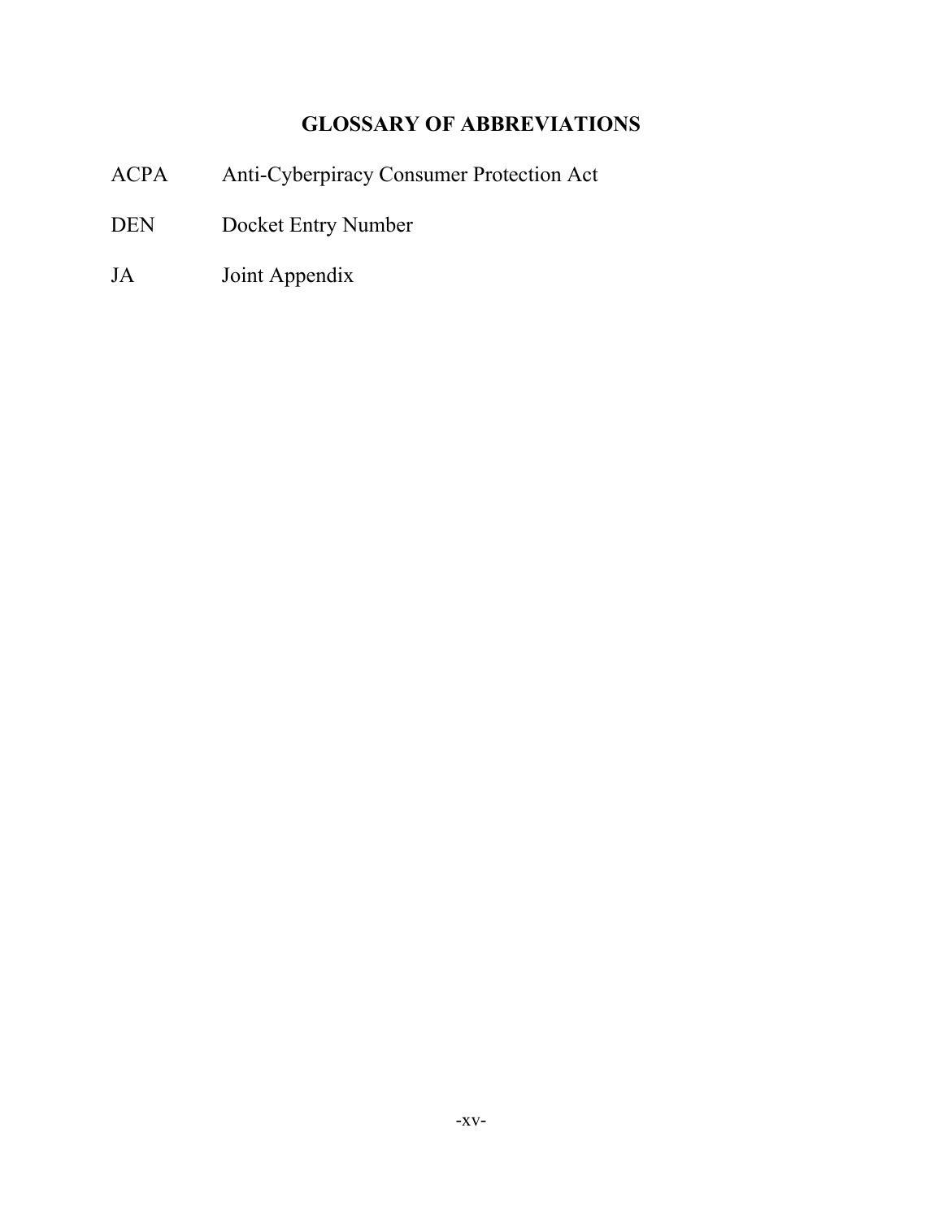# GLOSSARY OF ABBREVIATIONS

| | |
|---|---|
| ACPA | Anti-Cyberpiracy Consumer Protection Act |
| DEN | Docket Entry Number |
| JA | Joint Appendix |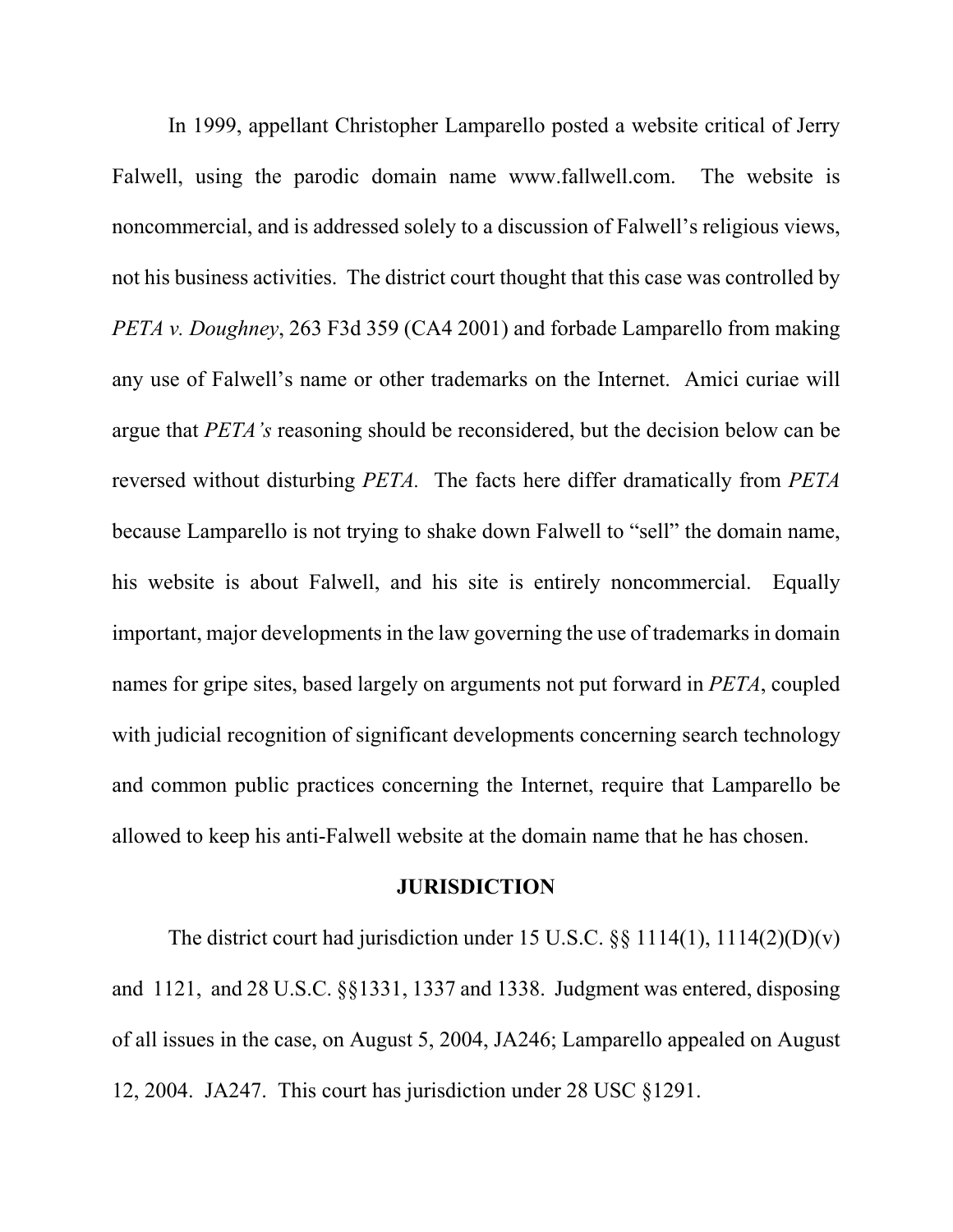In 1999, appellant Christopher Lamparello posted a website critical of Jerry Falwell, using the parodic domain name www.fallwell.com. The website is noncommercial, and is addressed solely to a discussion of Falwell's religious views, not his business activities. The district court thought that this case was controlled by *PETA v. Doughney*, 263 F3d 359 (CA4 2001) and forbade Lamparello from making any use of Falwell's name or other trademarks on the Internet. Amici curiae will argue that *PETA's* reasoning should be reconsidered, but the decision below can be reversed without disturbing *PETA.* The facts here differ dramatically from *PETA* because Lamparello is not trying to shake down Falwell to "sell" the domain name, his website is about Falwell, and his site is entirely noncommercial. Equally important, major developments in the law governing the use of trademarks in domain names for gripe sites, based largely on arguments not put forward in *PETA*, coupled with judicial recognition of significant developments concerning search technology and common public practices concerning the Internet, require that Lamparello be allowed to keep his anti-Falwell website at the domain name that he has chosen.

## JURISDICTION

The district court had jurisdiction under 15 U.S.C. §§ 1114(1), 1114(2)(D)(v) and 1121, and 28 U.S.C. §§1331, 1337 and 1338. Judgment was entered, disposing of all issues in the case, on August 5, 2004, JA246; Lamparello appealed on August 12, 2004. JA247. This court has jurisdiction under 28 USC §1291.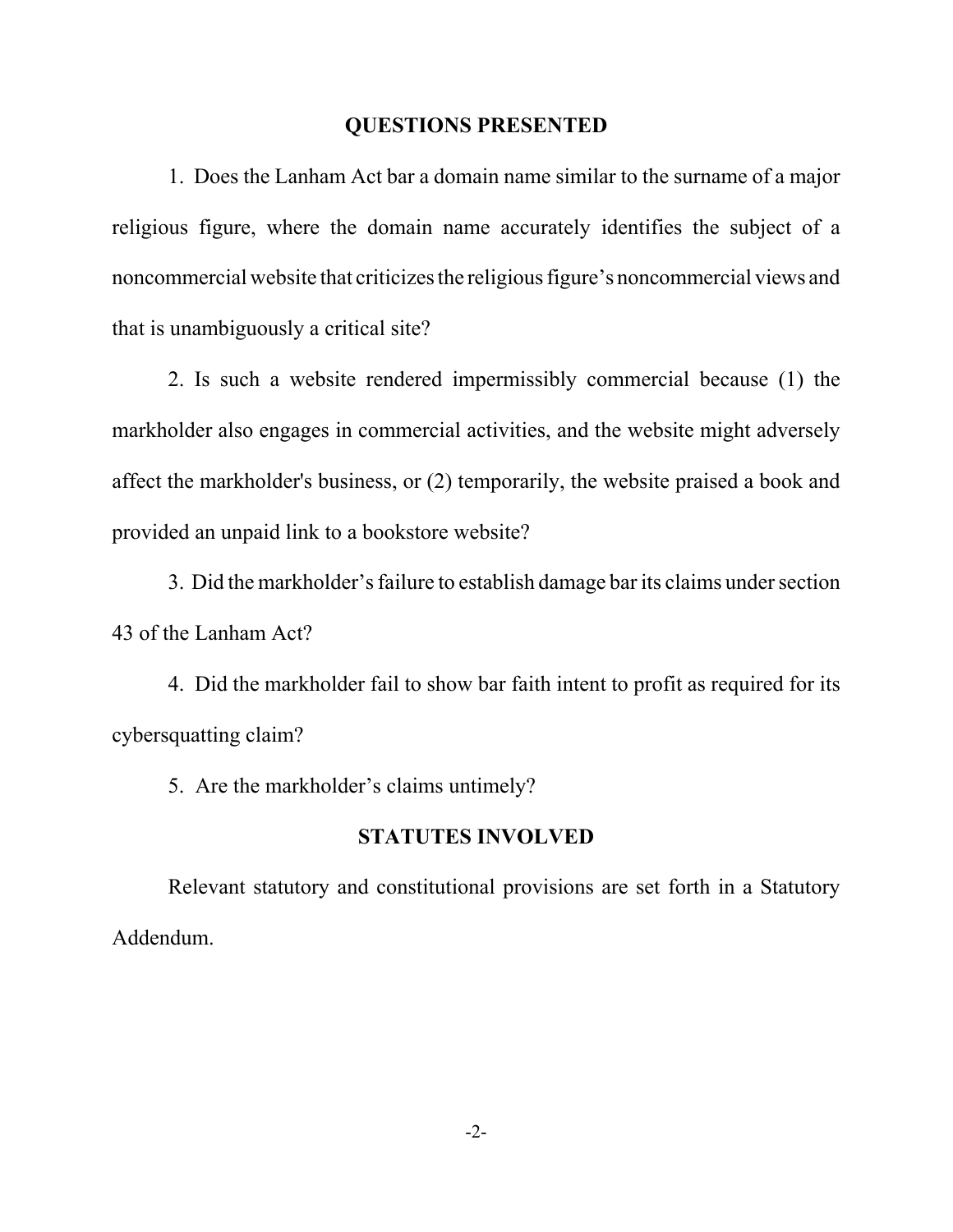## QUESTIONS PRESENTED

1. Does the Lanham Act bar a domain name similar to the surname of a major religious figure, where the domain name accurately identifies the subject of a noncommercial website that criticizes the religious figure's noncommercial views and that is unambiguously a critical site?

2. Is such a website rendered impermissibly commercial because (1) the markholder also engages in commercial activities, and the website might adversely affect the markholder's business, or (2) temporarily, the website praised a book and provided an unpaid link to a bookstore website?

3. Did the markholder's failure to establish damage bar its claims under section 43 of the Lanham Act?

4. Did the markholder fail to show bar faith intent to profit as required for its cybersquatting claim?

5. Are the markholder's claims untimely?

## STATUTES INVOLVED

Relevant statutory and constitutional provisions are set forth in a Statutory Addendum.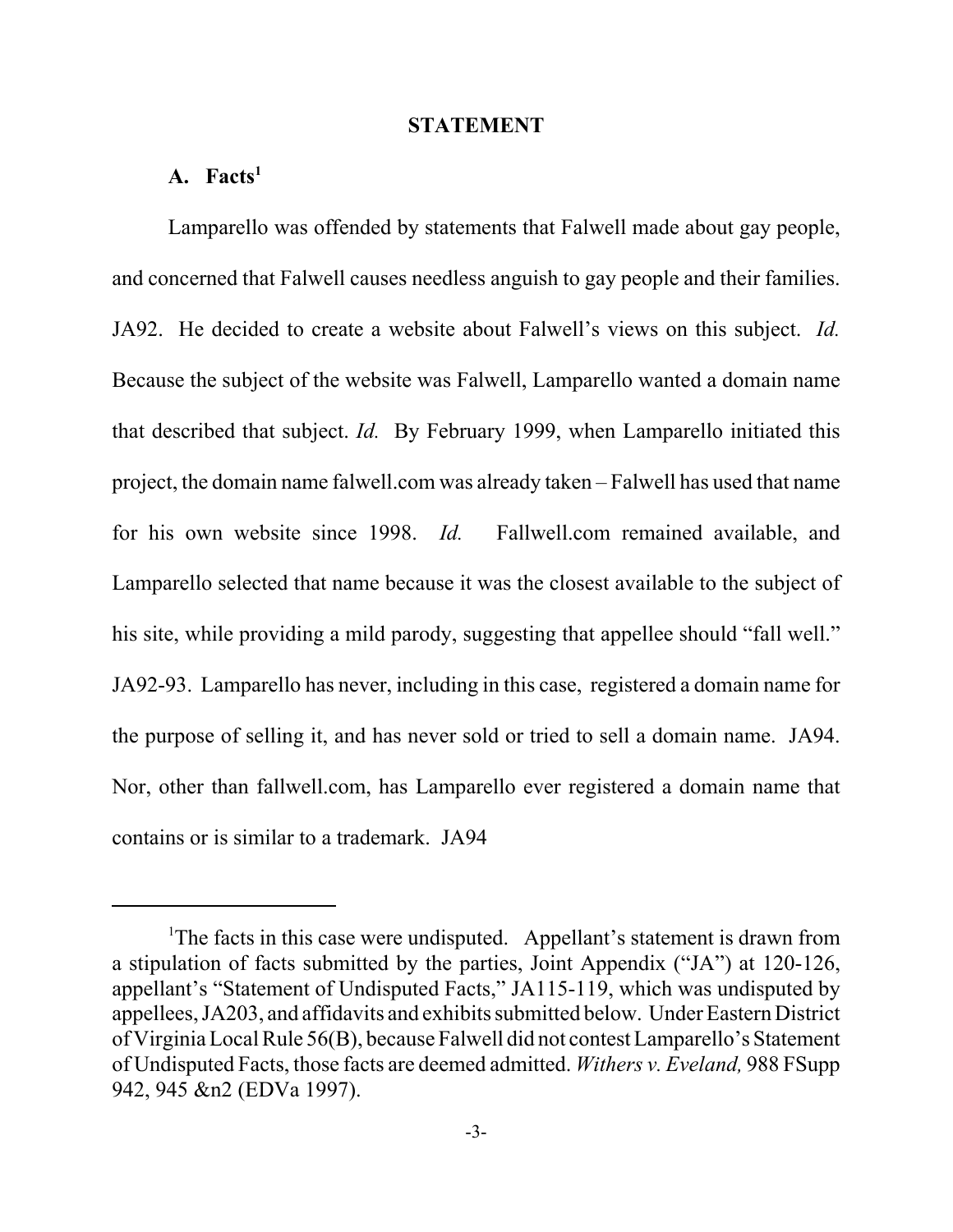## STATEMENT

### A. Facts[1]

Lamparello was offended by statements that Falwell made about gay people, and concerned that Falwell causes needless anguish to gay people and their families. JA92. He decided to create a website about Falwell's views on this subject. *Id.* Because the subject of the website was Falwell, Lamparello wanted a domain name that described that subject. *Id.* By February 1999, when Lamparello initiated this project, the domain name falwell.com was already taken – Falwell has used that name for his own website since 1998. *Id.* Fallwell.com remained available, and Lamparello selected that name because it was the closest available to the subject of his site, while providing a mild parody, suggesting that appellee should "fall well." JA92-93. Lamparello has never, including in this case, registered a domain name for the purpose of selling it, and has never sold or tried to sell a domain name. JA94. Nor, other than fallwell.com, has Lamparello ever registered a domain name that contains or is similar to a trademark. JA94

---

[1]The facts in this case were undisputed. Appellant's statement is drawn from a stipulation of facts submitted by the parties, Joint Appendix ("JA") at 120-126, appellant's "Statement of Undisputed Facts," JA115-119, which was undisputed by appellees, JA203, and affidavits and exhibits submitted below. Under Eastern District of Virginia Local Rule 56(B), because Falwell did not contest Lamparello's Statement of Undisputed Facts, those facts are deemed admitted. *Withers v. Eveland,* 988 FSupp 942, 945 &n2 (EDVa 1997).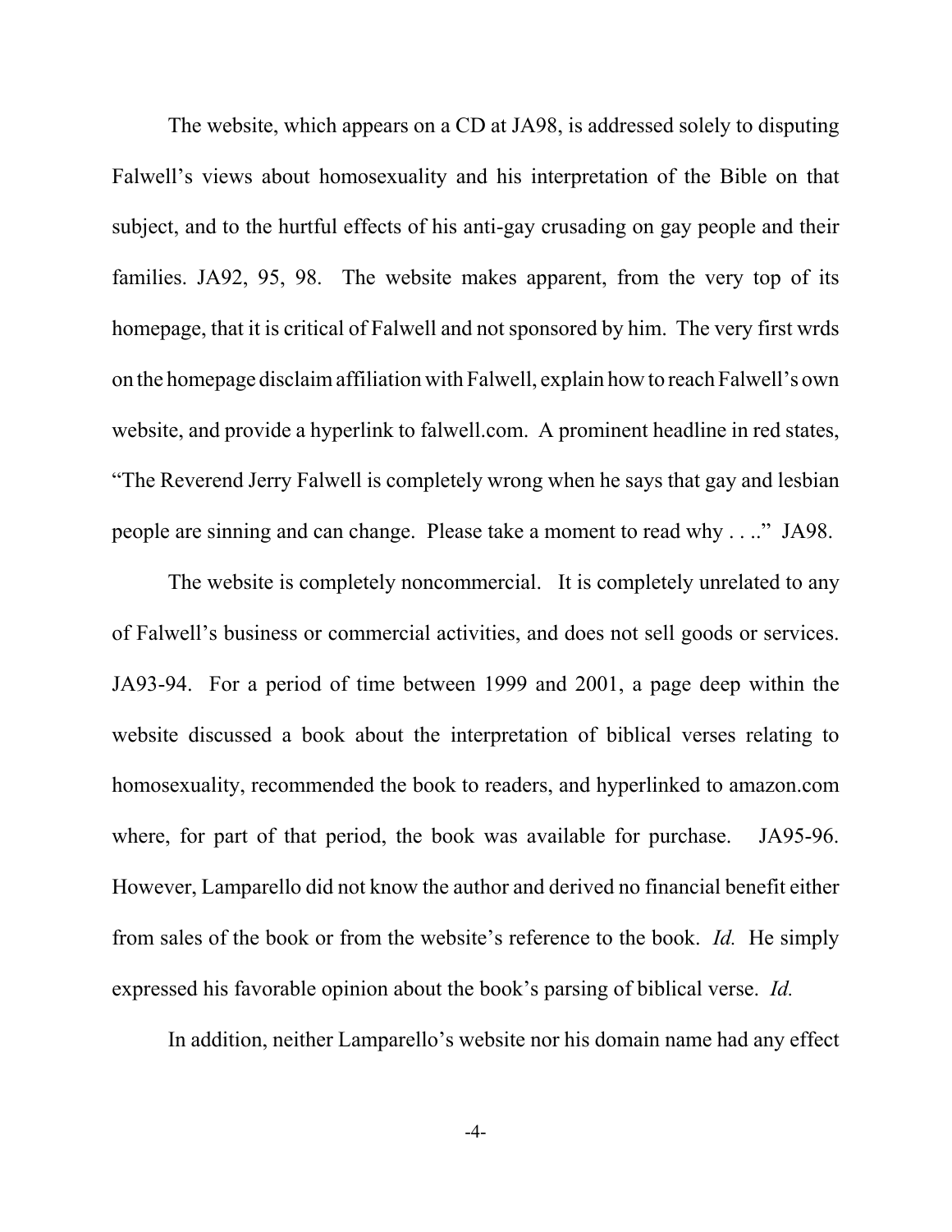The website, which appears on a CD at JA98, is addressed solely to disputing Falwell's views about homosexuality and his interpretation of the Bible on that subject, and to the hurtful effects of his anti-gay crusading on gay people and their families. JA92, 95, 98. The website makes apparent, from the very top of its homepage, that it is critical of Falwell and not sponsored by him. The very first wrds on the homepage disclaim affiliation with Falwell, explain how to reach Falwell's own website, and provide a hyperlink to falwell.com. A prominent headline in red states, "The Reverend Jerry Falwell is completely wrong when he says that gay and lesbian people are sinning and can change. Please take a moment to read why . . .." JA98.

The website is completely noncommercial. It is completely unrelated to any of Falwell's business or commercial activities, and does not sell goods or services. JA93-94. For a period of time between 1999 and 2001, a page deep within the website discussed a book about the interpretation of biblical verses relating to homosexuality, recommended the book to readers, and hyperlinked to amazon.com where, for part of that period, the book was available for purchase. JA95-96. However, Lamparello did not know the author and derived no financial benefit either from sales of the book or from the website's reference to the book. *Id.* He simply expressed his favorable opinion about the book's parsing of biblical verse. *Id.*

In addition, neither Lamparello's website nor his domain name had any effect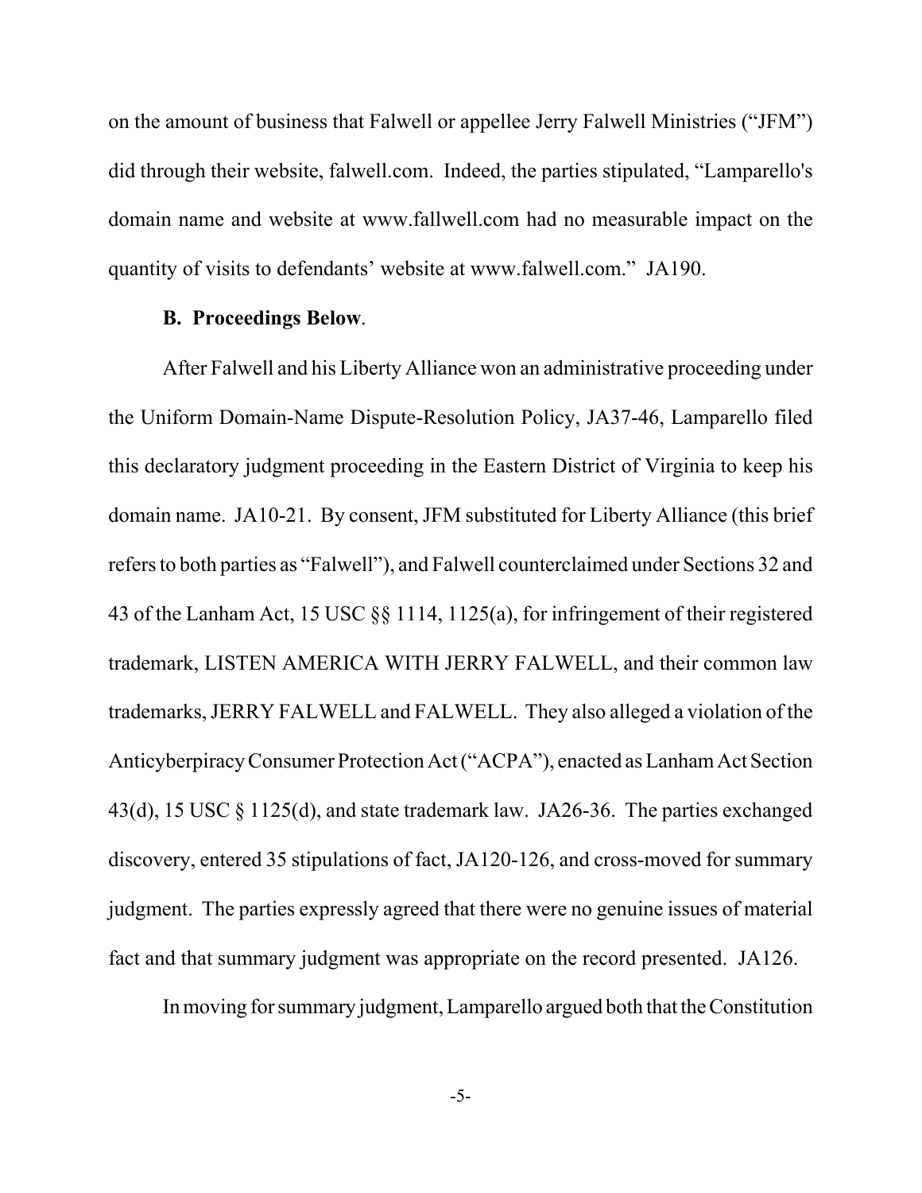on the amount of business that Falwell or appellee Jerry Falwell Ministries ("JFM") did through their website, falwell.com. Indeed, the parties stipulated, "Lamparello's domain name and website at www.fallwell.com had no measurable impact on the quantity of visits to defendants' website at www.falwell.com." JA190.

**B. Proceedings Below**.

After Falwell and his Liberty Alliance won an administrative proceeding under the Uniform Domain-Name Dispute-Resolution Policy, JA37-46, Lamparello filed this declaratory judgment proceeding in the Eastern District of Virginia to keep his domain name. JA10-21. By consent, JFM substituted for Liberty Alliance (this brief refers to both parties as "Falwell"), and Falwell counterclaimed under Sections 32 and 43 of the Lanham Act, 15 USC §§ 1114, 1125(a), for infringement of their registered trademark, LISTEN AMERICA WITH JERRY FALWELL, and their common law trademarks, JERRY FALWELL and FALWELL. They also alleged a violation of the Anticyberpiracy Consumer Protection Act ("ACPA"), enacted as Lanham Act Section 43(d), 15 USC § 1125(d), and state trademark law. JA26-36. The parties exchanged discovery, entered 35 stipulations of fact, JA120-126, and cross-moved for summary judgment. The parties expressly agreed that there were no genuine issues of material fact and that summary judgment was appropriate on the record presented. JA126.

In moving for summary judgment, Lamparello argued both that the Constitution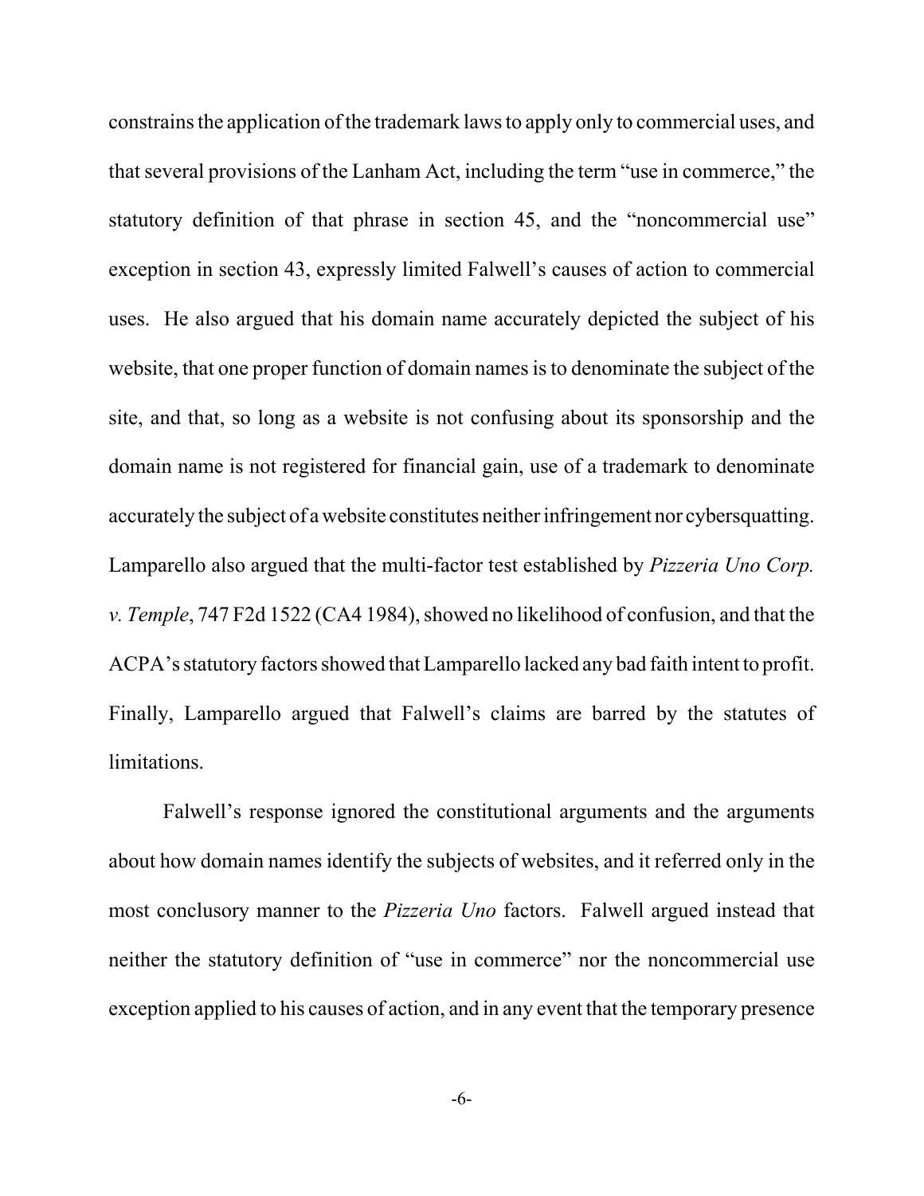constrains the application of the trademark laws to apply only to commercial uses, and that several provisions of the Lanham Act, including the term "use in commerce," the statutory definition of that phrase in section 45, and the "noncommercial use" exception in section 43, expressly limited Falwell's causes of action to commercial uses. He also argued that his domain name accurately depicted the subject of his website, that one proper function of domain names is to denominate the subject of the site, and that, so long as a website is not confusing about its sponsorship and the domain name is not registered for financial gain, use of a trademark to denominate accurately the subject of a website constitutes neither infringement nor cybersquatting. Lamparello also argued that the multi-factor test established by *Pizzeria Uno Corp. v. Temple*, 747 F2d 1522 (CA4 1984), showed no likelihood of confusion, and that the ACPA's statutory factors showed that Lamparello lacked any bad faith intent to profit. Finally, Lamparello argued that Falwell's claims are barred by the statutes of limitations.

Falwell's response ignored the constitutional arguments and the arguments about how domain names identify the subjects of websites, and it referred only in the most conclusory manner to the *Pizzeria Uno* factors. Falwell argued instead that neither the statutory definition of "use in commerce" nor the noncommercial use exception applied to his causes of action, and in any event that the temporary presence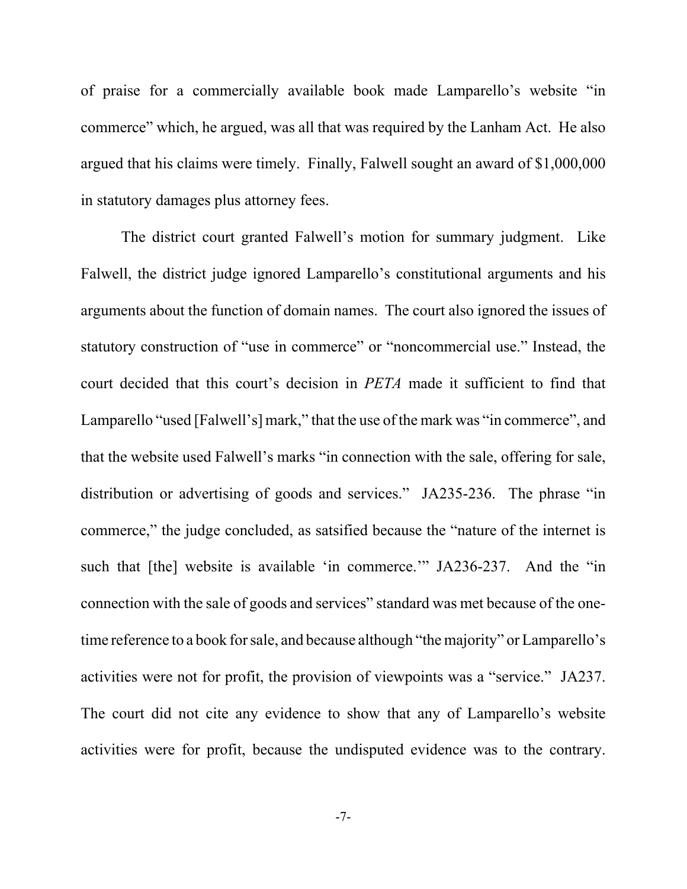of praise for a commercially available book made Lamparello's website "in commerce" which, he argued, was all that was required by the Lanham Act. He also argued that his claims were timely. Finally, Falwell sought an award of $1,000,000 in statutory damages plus attorney fees.

The district court granted Falwell's motion for summary judgment. Like Falwell, the district judge ignored Lamparello's constitutional arguments and his arguments about the function of domain names. The court also ignored the issues of statutory construction of "use in commerce" or "noncommercial use." Instead, the court decided that this court's decision in *PETA* made it sufficient to find that Lamparello "used [Falwell's] mark," that the use of the mark was "in commerce", and that the website used Falwell's marks "in connection with the sale, offering for sale, distribution or advertising of goods and services." JA235-236. The phrase "in commerce," the judge concluded, as satsified because the "nature of the internet is such that [the] website is available 'in commerce.'" JA236-237. And the "in connection with the sale of goods and services" standard was met because of the one-time reference to a book for sale, and because although "the majority" or Lamparello's activities were not for profit, the provision of viewpoints was a "service." JA237. The court did not cite any evidence to show that any of Lamparello's website activities were for profit, because the undisputed evidence was to the contrary.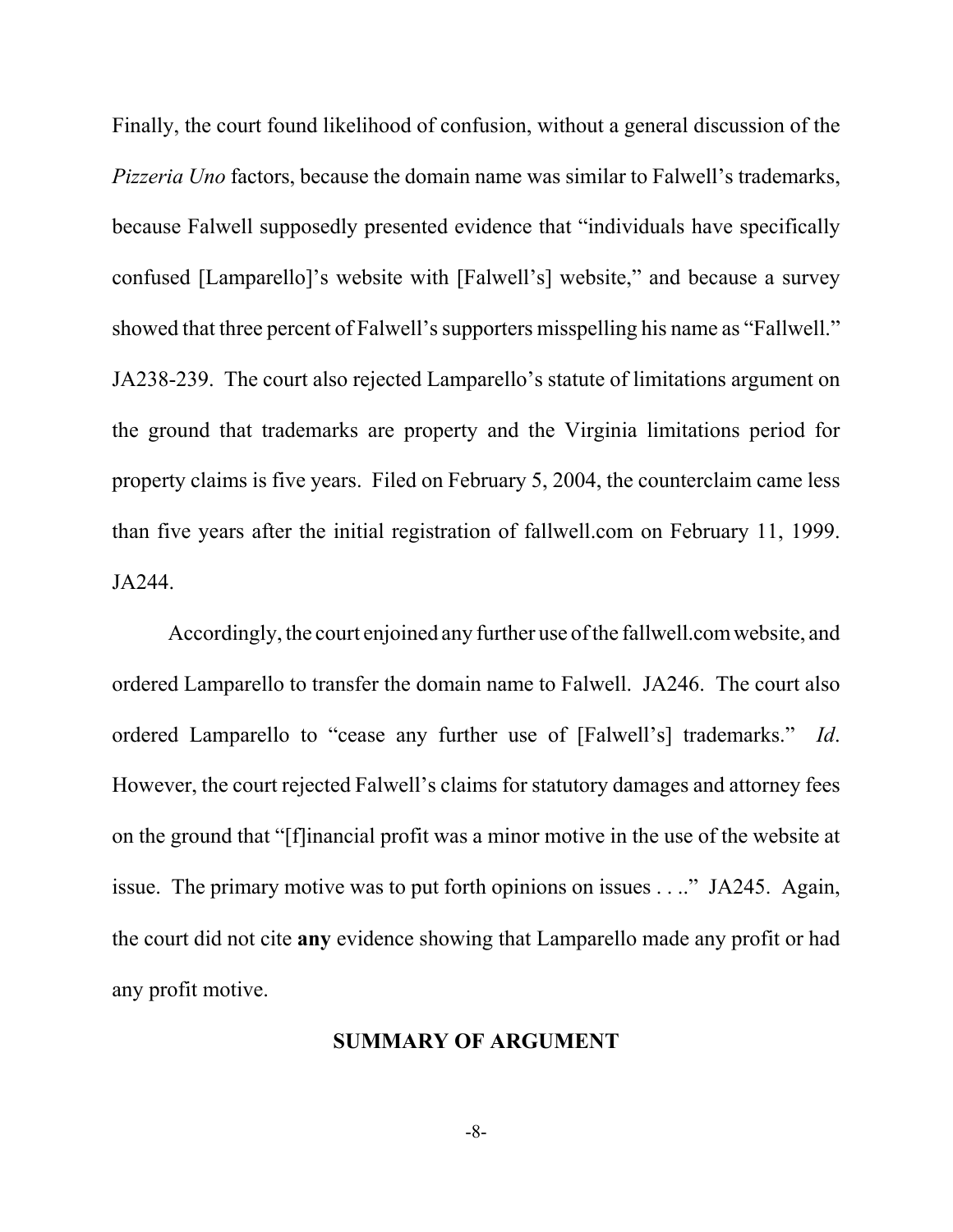Finally, the court found likelihood of confusion, without a general discussion of the *Pizzeria Uno* factors, because the domain name was similar to Falwell's trademarks, because Falwell supposedly presented evidence that "individuals have specifically confused [Lamparello]'s website with [Falwell's] website," and because a survey showed that three percent of Falwell's supporters misspelling his name as "Fallwell." JA238-239. The court also rejected Lamparello's statute of limitations argument on the ground that trademarks are property and the Virginia limitations period for property claims is five years. Filed on February 5, 2004, the counterclaim came less than five years after the initial registration of fallwell.com on February 11, 1999. JA244.

Accordingly, the court enjoined any further use of the fallwell.com website, and ordered Lamparello to transfer the domain name to Falwell. JA246. The court also ordered Lamparello to "cease any further use of [Falwell's] trademarks." *Id*. However, the court rejected Falwell's claims for statutory damages and attorney fees on the ground that "[f]inancial profit was a minor motive in the use of the website at issue. The primary motive was to put forth opinions on issues . . .." JA245. Again, the court did not cite **any** evidence showing that Lamparello made any profit or had any profit motive.

## SUMMARY OF ARGUMENT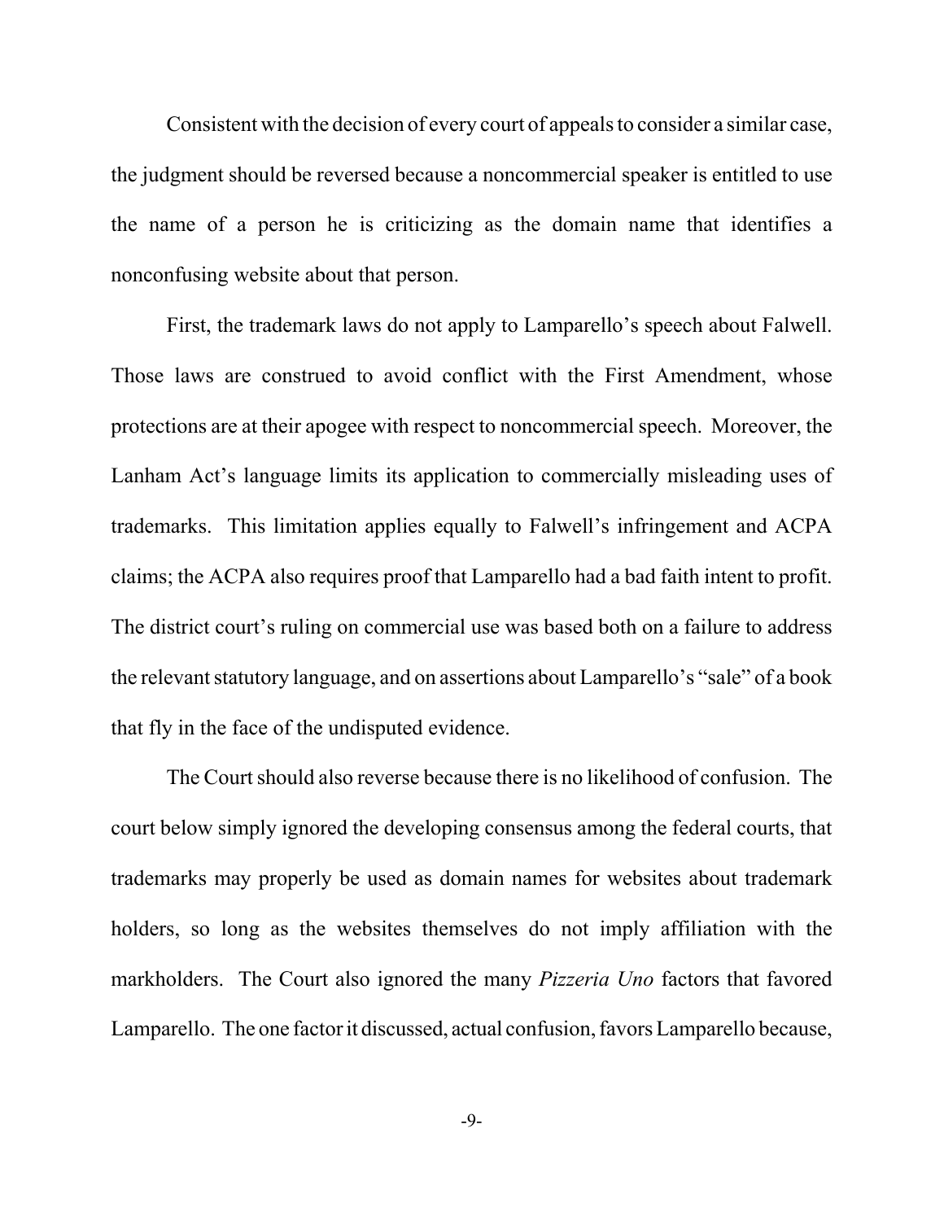Consistent with the decision of every court of appeals to consider a similar case, the judgment should be reversed because a noncommercial speaker is entitled to use the name of a person he is criticizing as the domain name that identifies a nonconfusing website about that person.

First, the trademark laws do not apply to Lamparello's speech about Falwell. Those laws are construed to avoid conflict with the First Amendment, whose protections are at their apogee with respect to noncommercial speech. Moreover, the Lanham Act's language limits its application to commercially misleading uses of trademarks. This limitation applies equally to Falwell's infringement and ACPA claims; the ACPA also requires proof that Lamparello had a bad faith intent to profit. The district court's ruling on commercial use was based both on a failure to address the relevant statutory language, and on assertions about Lamparello's "sale" of a book that fly in the face of the undisputed evidence.

The Court should also reverse because there is no likelihood of confusion. The court below simply ignored the developing consensus among the federal courts, that trademarks may properly be used as domain names for websites about trademark holders, so long as the websites themselves do not imply affiliation with the markholders. The Court also ignored the many *Pizzeria Uno* factors that favored Lamparello. The one factor it discussed, actual confusion, favors Lamparello because,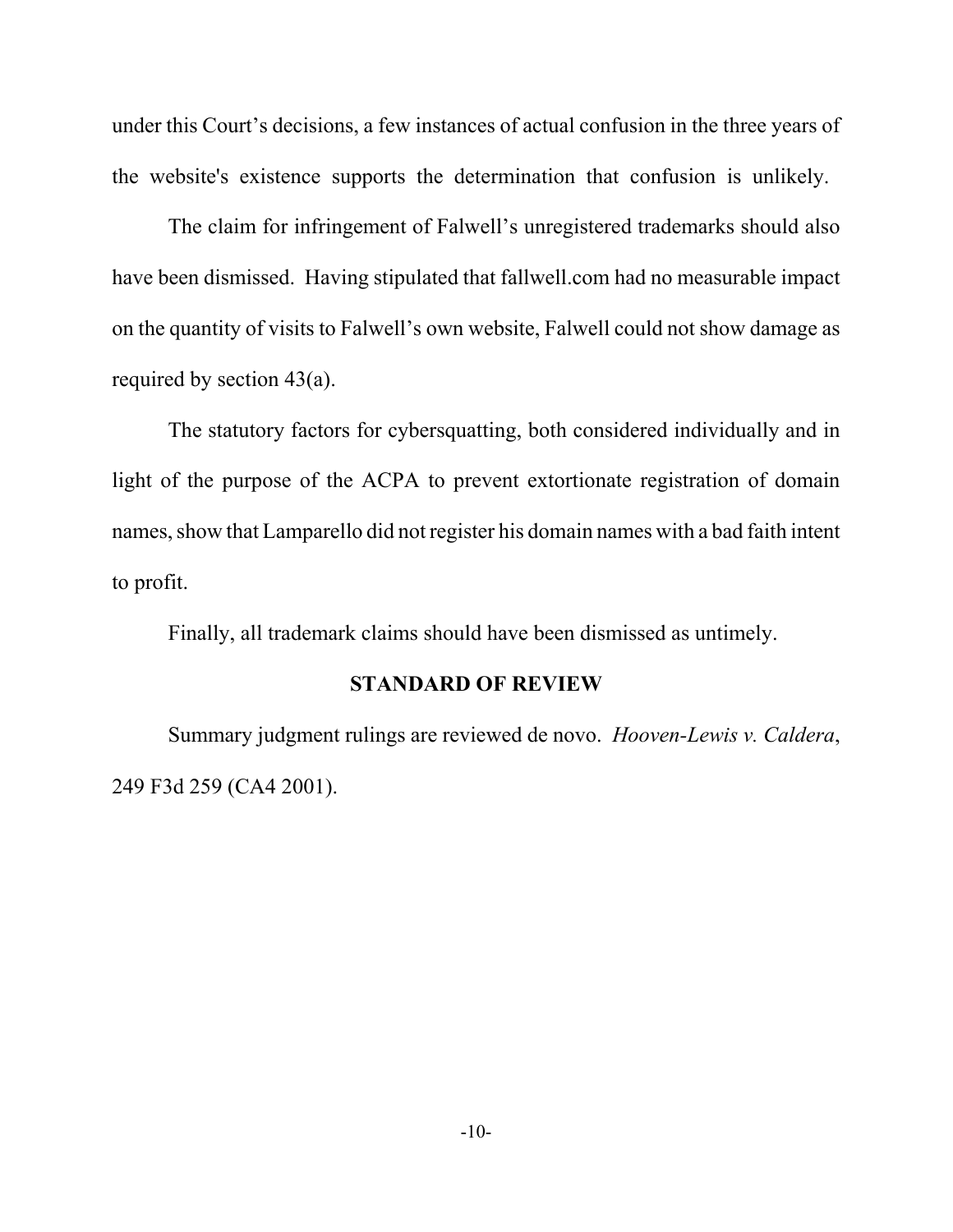under this Court's decisions, a few instances of actual confusion in the three years of the website's existence supports the determination that confusion is unlikely.

The claim for infringement of Falwell's unregistered trademarks should also have been dismissed. Having stipulated that fallwell.com had no measurable impact on the quantity of visits to Falwell's own website, Falwell could not show damage as required by section 43(a).

The statutory factors for cybersquatting, both considered individually and in light of the purpose of the ACPA to prevent extortionate registration of domain names, show that Lamparello did not register his domain names with a bad faith intent to profit.

Finally, all trademark claims should have been dismissed as untimely.

## STANDARD OF REVIEW

Summary judgment rulings are reviewed de novo. *Hooven-Lewis v. Caldera*, 249 F3d 259 (CA4 2001).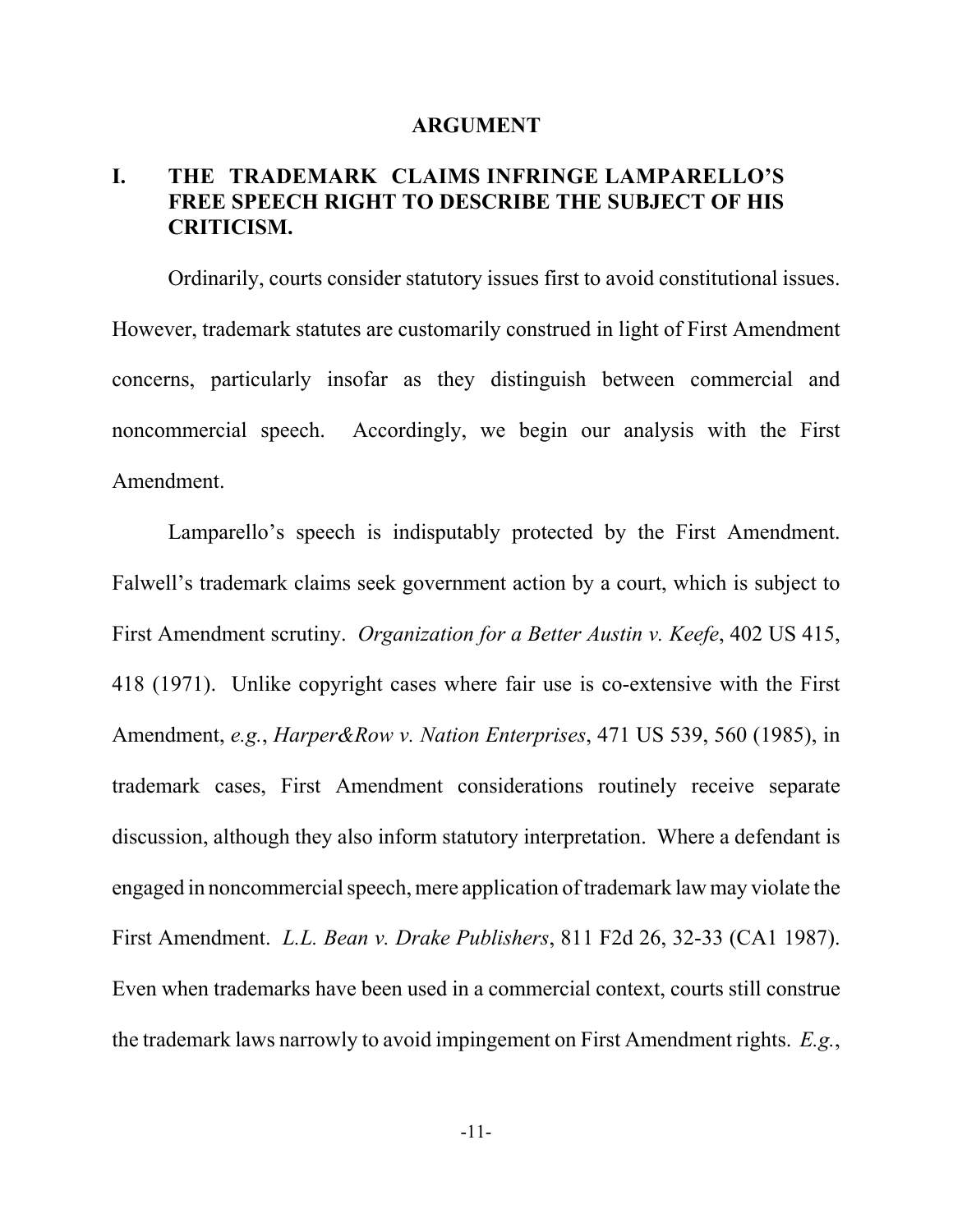## ARGUMENT

### I. THE TRADEMARK CLAIMS INFRINGE LAMPARELLO'S FREE SPEECH RIGHT TO DESCRIBE THE SUBJECT OF HIS CRITICISM.

Ordinarily, courts consider statutory issues first to avoid constitutional issues. However, trademark statutes are customarily construed in light of First Amendment concerns, particularly insofar as they distinguish between commercial and noncommercial speech. Accordingly, we begin our analysis with the First Amendment.

Lamparello's speech is indisputably protected by the First Amendment. Falwell's trademark claims seek government action by a court, which is subject to First Amendment scrutiny. *Organization for a Better Austin v. Keefe*, 402 US 415, 418 (1971). Unlike copyright cases where fair use is co-extensive with the First Amendment, *e.g.*, *Harper&Row v. Nation Enterprises*, 471 US 539, 560 (1985), in trademark cases, First Amendment considerations routinely receive separate discussion, although they also inform statutory interpretation. Where a defendant is engaged in noncommercial speech, mere application of trademark law may violate the First Amendment. *L.L. Bean v. Drake Publishers*, 811 F2d 26, 32-33 (CA1 1987). Even when trademarks have been used in a commercial context, courts still construe the trademark laws narrowly to avoid impingement on First Amendment rights. *E.g.*,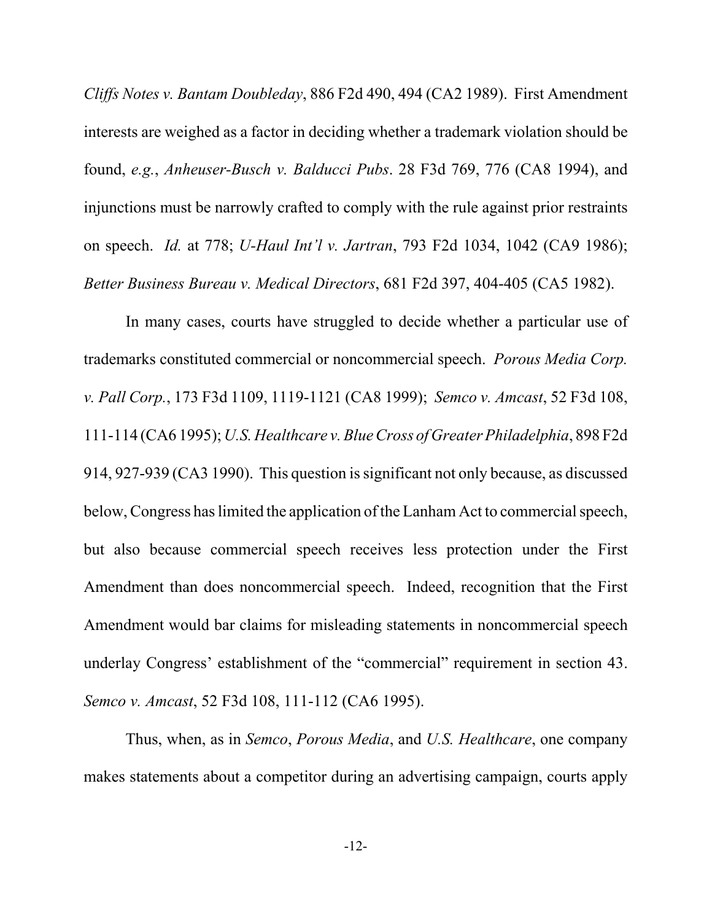*Cliffs Notes v. Bantam Doubleday*, 886 F2d 490, 494 (CA2 1989). First Amendment interests are weighed as a factor in deciding whether a trademark violation should be found, *e.g.*, *Anheuser-Busch v. Balducci Pubs*. 28 F3d 769, 776 (CA8 1994), and injunctions must be narrowly crafted to comply with the rule against prior restraints on speech. *Id.* at 778; *U-Haul Int'l v. Jartran*, 793 F2d 1034, 1042 (CA9 1986); *Better Business Bureau v. Medical Directors*, 681 F2d 397, 404-405 (CA5 1982).

In many cases, courts have struggled to decide whether a particular use of trademarks constituted commercial or noncommercial speech. *Porous Media Corp. v. Pall Corp.*, 173 F3d 1109, 1119-1121 (CA8 1999); *Semco v. Amcast*, 52 F3d 108, 111-114 (CA6 1995); *U.S. Healthcare v. Blue Cross of Greater Philadelphia*, 898 F2d 914, 927-939 (CA3 1990). This question is significant not only because, as discussed below, Congress has limited the application of the Lanham Act to commercial speech, but also because commercial speech receives less protection under the First Amendment than does noncommercial speech. Indeed, recognition that the First Amendment would bar claims for misleading statements in noncommercial speech underlay Congress' establishment of the "commercial" requirement in section 43. *Semco v. Amcast*, 52 F3d 108, 111-112 (CA6 1995).

Thus, when, as in *Semco*, *Porous Media*, and *U.S. Healthcare*, one company makes statements about a competitor during an advertising campaign, courts apply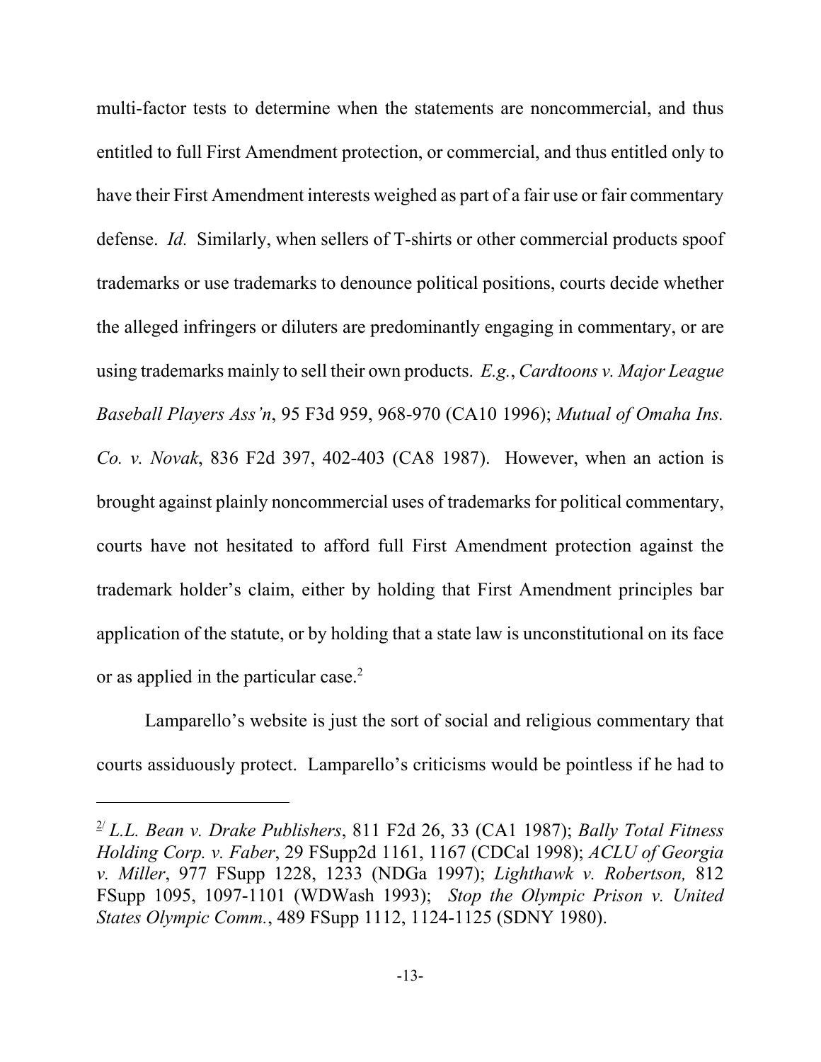multi-factor tests to determine when the statements are noncommercial, and thus entitled to full First Amendment protection, or commercial, and thus entitled only to have their First Amendment interests weighed as part of a fair use or fair commentary defense. *Id.* Similarly, when sellers of T-shirts or other commercial products spoof trademarks or use trademarks to denounce political positions, courts decide whether the alleged infringers or diluters are predominantly engaging in commentary, or are using trademarks mainly to sell their own products. *E.g.*, *Cardtoons v. Major League Baseball Players Ass'n*, 95 F3d 959, 968-970 (CA10 1996); *Mutual of Omaha Ins. Co. v. Novak*, 836 F2d 397, 402-403 (CA8 1987). However, when an action is brought against plainly noncommercial uses of trademarks for political commentary, courts have not hesitated to afford full First Amendment protection against the trademark holder's claim, either by holding that First Amendment principles bar application of the statute, or by holding that a state law is unconstitutional on its face or as applied in the particular case.[2]

Lamparello's website is just the sort of social and religious commentary that courts assiduously protect. Lamparello's criticisms would be pointless if he had to

---

[2] *L.L. Bean v. Drake Publishers*, 811 F2d 26, 33 (CA1 1987); *Bally Total Fitness Holding Corp. v. Faber*, 29 FSupp2d 1161, 1167 (CDCal 1998); *ACLU of Georgia v. Miller*, 977 FSupp 1228, 1233 (NDGa 1997); *Lighthawk v. Robertson,* 812 FSupp 1095, 1097-1101 (WDWash 1993); *Stop the Olympic Prison v. United States Olympic Comm.*, 489 FSupp 1112, 1124-1125 (SDNY 1980).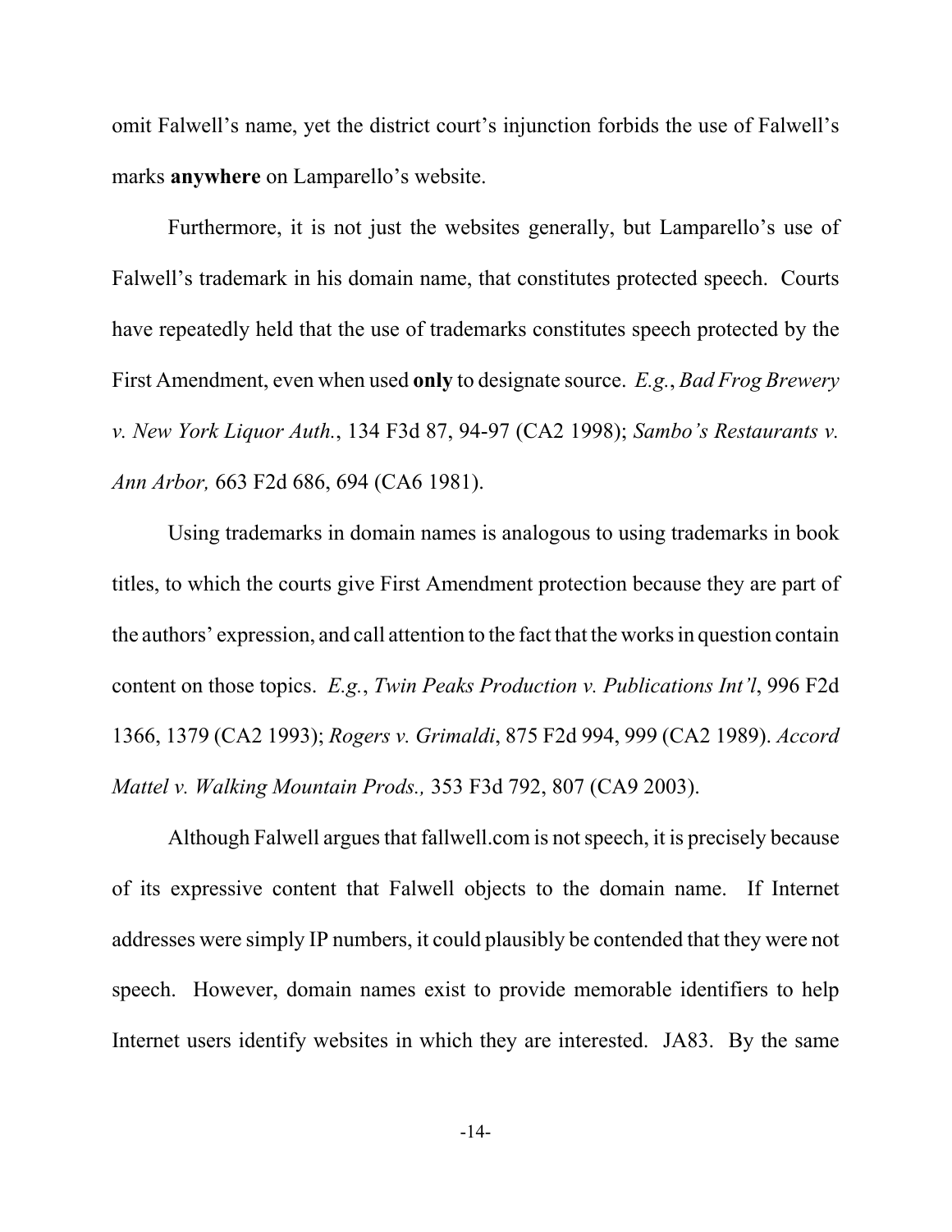omit Falwell's name, yet the district court's injunction forbids the use of Falwell's marks **anywhere** on Lamparello's website.

Furthermore, it is not just the websites generally, but Lamparello's use of Falwell's trademark in his domain name, that constitutes protected speech. Courts have repeatedly held that the use of trademarks constitutes speech protected by the First Amendment, even when used **only** to designate source. *E.g.*, *Bad Frog Brewery v. New York Liquor Auth.*, 134 F3d 87, 94-97 (CA2 1998); *Sambo's Restaurants v. Ann Arbor,* 663 F2d 686, 694 (CA6 1981).

Using trademarks in domain names is analogous to using trademarks in book titles, to which the courts give First Amendment protection because they are part of the authors' expression, and call attention to the fact that the works in question contain content on those topics. *E.g.*, *Twin Peaks Production v. Publications Int'l*, 996 F2d 1366, 1379 (CA2 1993); *Rogers v. Grimaldi*, 875 F2d 994, 999 (CA2 1989). *Accord Mattel v. Walking Mountain Prods.,* 353 F3d 792, 807 (CA9 2003).

Although Falwell argues that fallwell.com is not speech, it is precisely because of its expressive content that Falwell objects to the domain name. If Internet addresses were simply IP numbers, it could plausibly be contended that they were not speech. However, domain names exist to provide memorable identifiers to help Internet users identify websites in which they are interested. JA83. By the same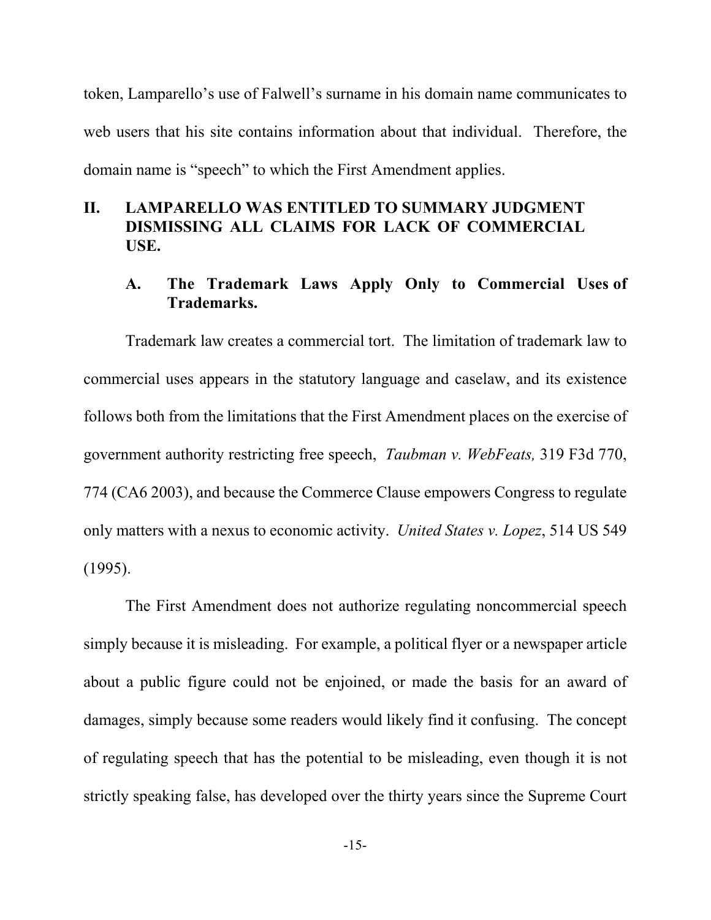token, Lamparello's use of Falwell's surname in his domain name communicates to web users that his site contains information about that individual. Therefore, the domain name is "speech" to which the First Amendment applies.

## II. LAMPARELLO WAS ENTITLED TO SUMMARY JUDGMENT DISMISSING ALL CLAIMS FOR LACK OF COMMERCIAL USE.

### A. The Trademark Laws Apply Only to Commercial Uses of Trademarks.

Trademark law creates a commercial tort. The limitation of trademark law to commercial uses appears in the statutory language and caselaw, and its existence follows both from the limitations that the First Amendment places on the exercise of government authority restricting free speech, *Taubman v. WebFeats,* 319 F3d 770, 774 (CA6 2003), and because the Commerce Clause empowers Congress to regulate only matters with a nexus to economic activity. *United States v. Lopez*, 514 US 549 (1995).

The First Amendment does not authorize regulating noncommercial speech simply because it is misleading. For example, a political flyer or a newspaper article about a public figure could not be enjoined, or made the basis for an award of damages, simply because some readers would likely find it confusing. The concept of regulating speech that has the potential to be misleading, even though it is not strictly speaking false, has developed over the thirty years since the Supreme Court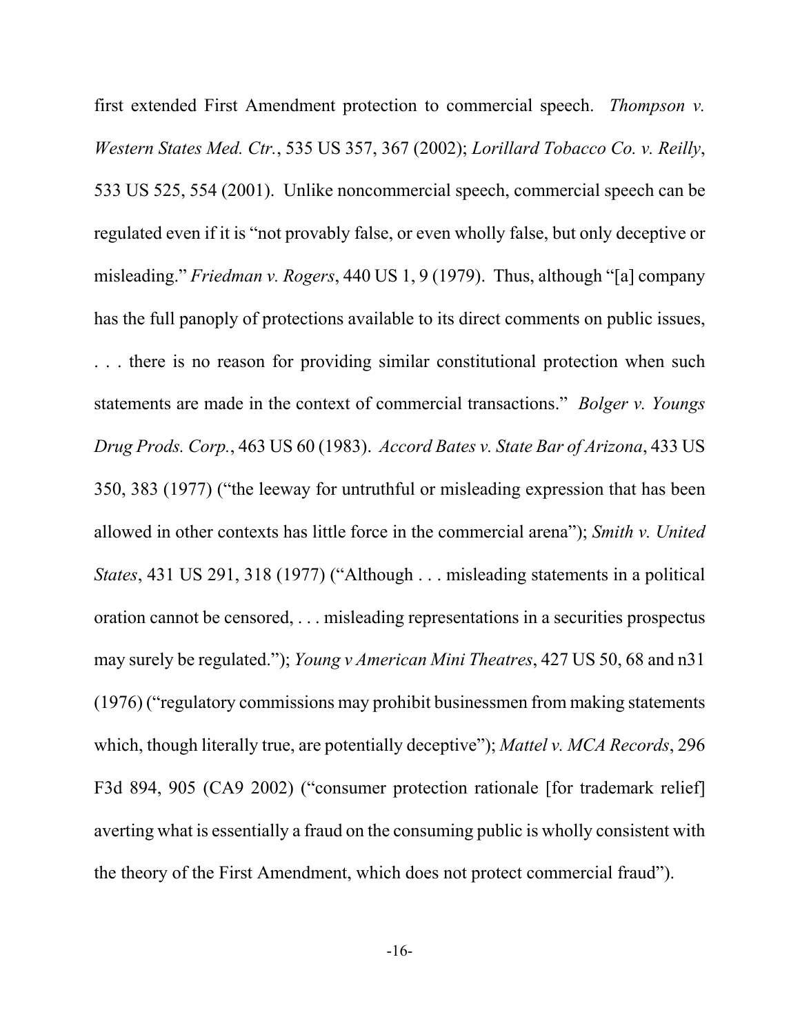first extended First Amendment protection to commercial speech. *Thompson v. Western States Med. Ctr.*, 535 US 357, 367 (2002); *Lorillard Tobacco Co. v. Reilly*, 533 US 525, 554 (2001). Unlike noncommercial speech, commercial speech can be regulated even if it is "not provably false, or even wholly false, but only deceptive or misleading." *Friedman v. Rogers*, 440 US 1, 9 (1979). Thus, although "[a] company has the full panoply of protections available to its direct comments on public issues, . . . there is no reason for providing similar constitutional protection when such statements are made in the context of commercial transactions." *Bolger v. Youngs Drug Prods. Corp.*, 463 US 60 (1983). *Accord Bates v. State Bar of Arizona*, 433 US 350, 383 (1977) ("the leeway for untruthful or misleading expression that has been allowed in other contexts has little force in the commercial arena"); *Smith v. United States*, 431 US 291, 318 (1977) ("Although . . . misleading statements in a political oration cannot be censored, . . . misleading representations in a securities prospectus may surely be regulated."); *Young v American Mini Theatres*, 427 US 50, 68 and n31 (1976) ("regulatory commissions may prohibit businessmen from making statements which, though literally true, are potentially deceptive"); *Mattel v. MCA Records*, 296 F3d 894, 905 (CA9 2002) ("consumer protection rationale [for trademark relief] averting what is essentially a fraud on the consuming public is wholly consistent with the theory of the First Amendment, which does not protect commercial fraud").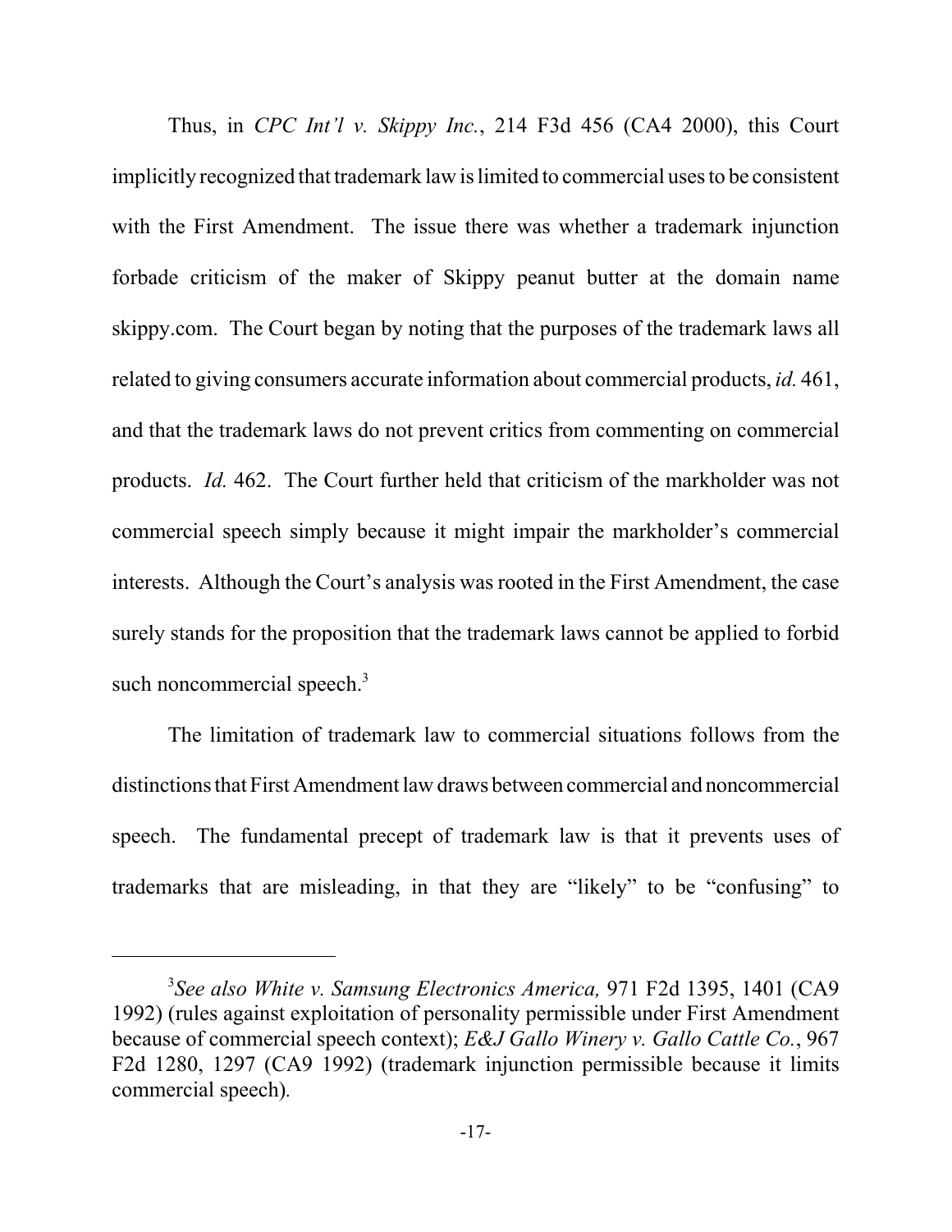Thus, in *CPC Int'l v. Skippy Inc.*, 214 F3d 456 (CA4 2000), this Court implicitly recognized that trademark law is limited to commercial uses to be consistent with the First Amendment. The issue there was whether a trademark injunction forbade criticism of the maker of Skippy peanut butter at the domain name skippy.com. The Court began by noting that the purposes of the trademark laws all related to giving consumers accurate information about commercial products, *id.* 461, and that the trademark laws do not prevent critics from commenting on commercial products. *Id.* 462. The Court further held that criticism of the markholder was not commercial speech simply because it might impair the markholder's commercial interests. Although the Court's analysis was rooted in the First Amendment, the case surely stands for the proposition that the trademark laws cannot be applied to forbid such noncommercial speech.[3]

The limitation of trademark law to commercial situations follows from the distinctions that First Amendment law draws between commercial and noncommercial speech. The fundamental precept of trademark law is that it prevents uses of trademarks that are misleading, in that they are "likely" to be "confusing" to

---

[3] *See also White v. Samsung Electronics America,* 971 F2d 1395, 1401 (CA9 1992) (rules against exploitation of personality permissible under First Amendment because of commercial speech context); *E&J Gallo Winery v. Gallo Cattle Co.*, 967 F2d 1280, 1297 (CA9 1992) (trademark injunction permissible because it limits commercial speech).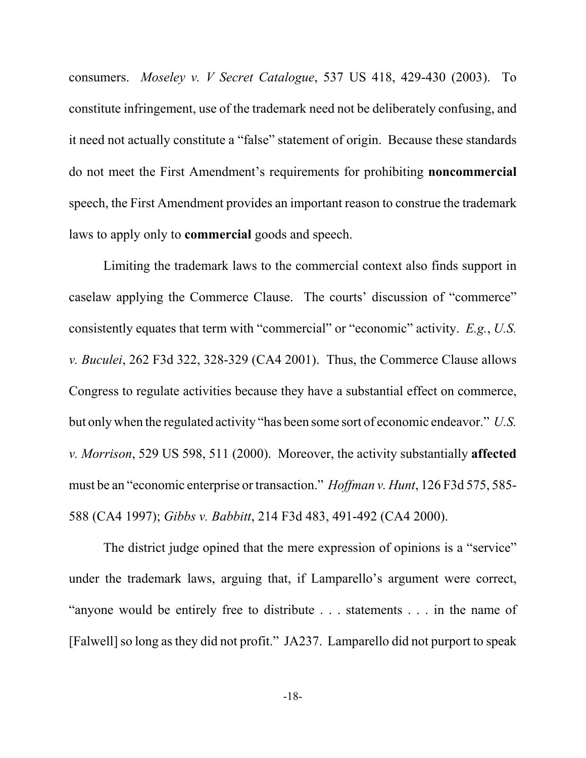consumers. *Moseley v. V Secret Catalogue*, 537 US 418, 429-430 (2003). To constitute infringement, use of the trademark need not be deliberately confusing, and it need not actually constitute a "false" statement of origin. Because these standards do not meet the First Amendment's requirements for prohibiting **noncommercial** speech, the First Amendment provides an important reason to construe the trademark laws to apply only to **commercial** goods and speech.

Limiting the trademark laws to the commercial context also finds support in caselaw applying the Commerce Clause. The courts' discussion of "commerce" consistently equates that term with "commercial" or "economic" activity. *E.g.*, *U.S. v. Buculei*, 262 F3d 322, 328-329 (CA4 2001). Thus, the Commerce Clause allows Congress to regulate activities because they have a substantial effect on commerce, but only when the regulated activity "has been some sort of economic endeavor." *U.S. v. Morrison*, 529 US 598, 511 (2000). Moreover, the activity substantially **affected** must be an "economic enterprise or transaction." *Hoffman v. Hunt*, 126 F3d 575, 585-588 (CA4 1997); *Gibbs v. Babbitt*, 214 F3d 483, 491-492 (CA4 2000).

The district judge opined that the mere expression of opinions is a "service" under the trademark laws, arguing that, if Lamparello's argument were correct, "anyone would be entirely free to distribute . . . statements . . . in the name of [Falwell] so long as they did not profit." JA237. Lamparello did not purport to speak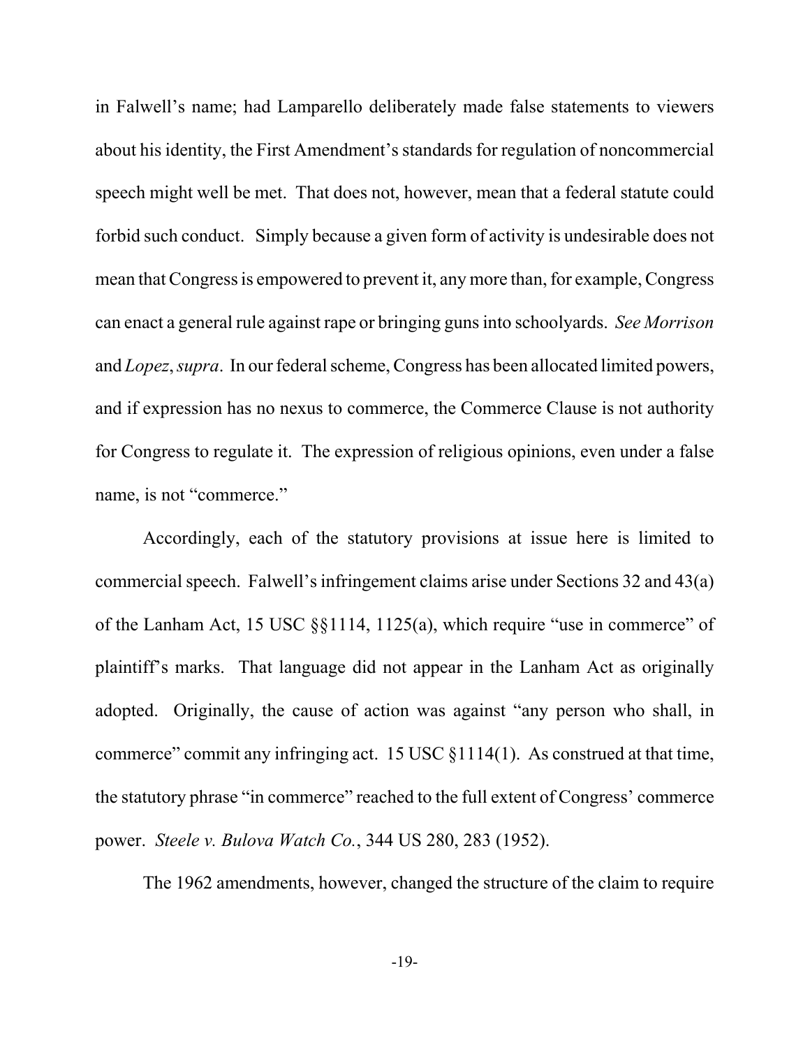in Falwell's name; had Lamparello deliberately made false statements to viewers about his identity, the First Amendment's standards for regulation of noncommercial speech might well be met. That does not, however, mean that a federal statute could forbid such conduct. Simply because a given form of activity is undesirable does not mean that Congress is empowered to prevent it, any more than, for example, Congress can enact a general rule against rape or bringing guns into schoolyards. *See Morrison* and *Lopez*, *supra*. In our federal scheme, Congress has been allocated limited powers, and if expression has no nexus to commerce, the Commerce Clause is not authority for Congress to regulate it. The expression of religious opinions, even under a false name, is not "commerce."

Accordingly, each of the statutory provisions at issue here is limited to commercial speech. Falwell's infringement claims arise under Sections 32 and 43(a) of the Lanham Act, 15 USC §§1114, 1125(a), which require "use in commerce" of plaintiff's marks. That language did not appear in the Lanham Act as originally adopted. Originally, the cause of action was against "any person who shall, in commerce" commit any infringing act. 15 USC §1114(1). As construed at that time, the statutory phrase "in commerce" reached to the full extent of Congress' commerce power. *Steele v. Bulova Watch Co.*, 344 US 280, 283 (1952).

The 1962 amendments, however, changed the structure of the claim to require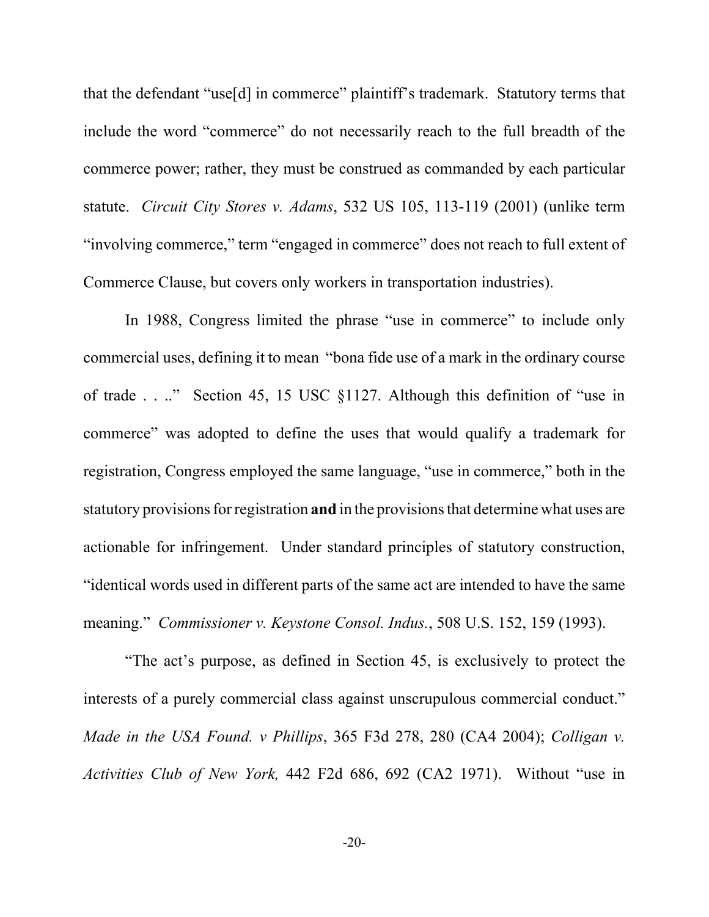that the defendant "use[d] in commerce" plaintiff's trademark. Statutory terms that include the word "commerce" do not necessarily reach to the full breadth of the commerce power; rather, they must be construed as commanded by each particular statute. *Circuit City Stores v. Adams*, 532 US 105, 113-119 (2001) (unlike term "involving commerce," term "engaged in commerce" does not reach to full extent of Commerce Clause, but covers only workers in transportation industries).

In 1988, Congress limited the phrase "use in commerce" to include only commercial uses, defining it to mean "bona fide use of a mark in the ordinary course of trade . . .." Section 45, 15 USC §1127. Although this definition of "use in commerce" was adopted to define the uses that would qualify a trademark for registration, Congress employed the same language, "use in commerce," both in the statutory provisions for registration **and** in the provisions that determine what uses are actionable for infringement. Under standard principles of statutory construction, "identical words used in different parts of the same act are intended to have the same meaning." *Commissioner v. Keystone Consol. Indus.*, 508 U.S. 152, 159 (1993).

"The act's purpose, as defined in Section 45, is exclusively to protect the interests of a purely commercial class against unscrupulous commercial conduct." *Made in the USA Found. v Phillips*, 365 F3d 278, 280 (CA4 2004); *Colligan v. Activities Club of New York,* 442 F2d 686, 692 (CA2 1971). Without "use in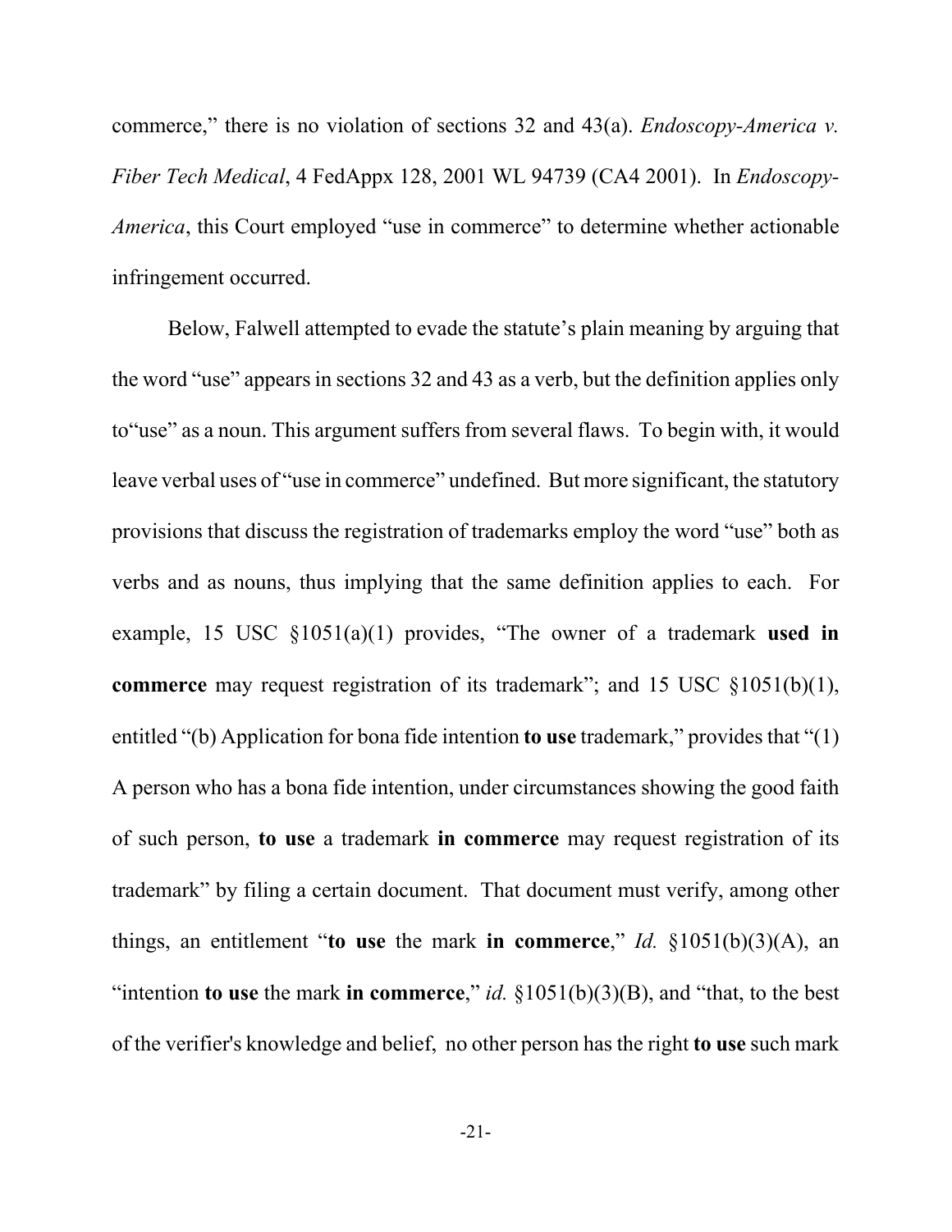commerce," there is no violation of sections 32 and 43(a). *Endoscopy-America v. Fiber Tech Medical*, 4 FedAppx 128, 2001 WL 94739 (CA4 2001). In *Endoscopy-America*, this Court employed "use in commerce" to determine whether actionable infringement occurred.

Below, Falwell attempted to evade the statute's plain meaning by arguing that the word "use" appears in sections 32 and 43 as a verb, but the definition applies only to"use" as a noun. This argument suffers from several flaws. To begin with, it would leave verbal uses of "use in commerce" undefined. But more significant, the statutory provisions that discuss the registration of trademarks employ the word "use" both as verbs and as nouns, thus implying that the same definition applies to each. For example, 15 USC §1051(a)(1) provides, "The owner of a trademark **used in commerce** may request registration of its trademark"; and 15 USC §1051(b)(1), entitled "(b) Application for bona fide intention **to use** trademark," provides that "(1) A person who has a bona fide intention, under circumstances showing the good faith of such person, **to use** a trademark **in commerce** may request registration of its trademark" by filing a certain document. That document must verify, among other things, an entitlement "**to use** the mark **in commerce**," *Id.* §1051(b)(3)(A), an "intention **to use** the mark **in commerce**," *id.* §1051(b)(3)(B), and "that, to the best of the verifier's knowledge and belief, no other person has the right **to use** such mark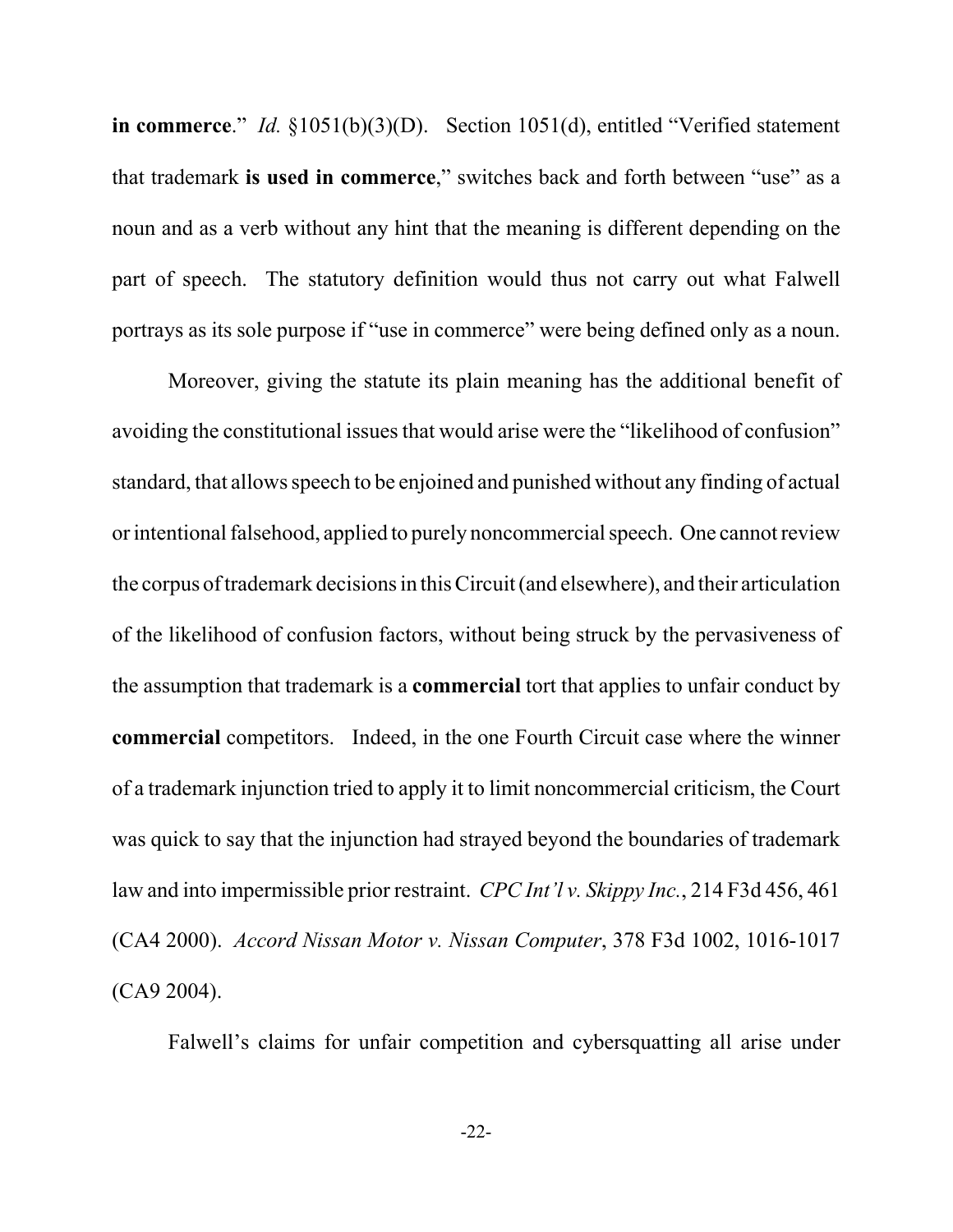**in commerce**." *Id.* §1051(b)(3)(D). Section 1051(d), entitled "Verified statement that trademark **is used in commerce**," switches back and forth between "use" as a noun and as a verb without any hint that the meaning is different depending on the part of speech. The statutory definition would thus not carry out what Falwell portrays as its sole purpose if "use in commerce" were being defined only as a noun.

Moreover, giving the statute its plain meaning has the additional benefit of avoiding the constitutional issues that would arise were the "likelihood of confusion" standard, that allows speech to be enjoined and punished without any finding of actual or intentional falsehood, applied to purely noncommercial speech. One cannot review the corpus of trademark decisions in this Circuit (and elsewhere), and their articulation of the likelihood of confusion factors, without being struck by the pervasiveness of the assumption that trademark is a **commercial** tort that applies to unfair conduct by **commercial** competitors. Indeed, in the one Fourth Circuit case where the winner of a trademark injunction tried to apply it to limit noncommercial criticism, the Court was quick to say that the injunction had strayed beyond the boundaries of trademark law and into impermissible prior restraint. *CPC Int'l v. Skippy Inc.*, 214 F3d 456, 461 (CA4 2000). *Accord Nissan Motor v. Nissan Computer*, 378 F3d 1002, 1016-1017 (CA9 2004).

Falwell's claims for unfair competition and cybersquatting all arise under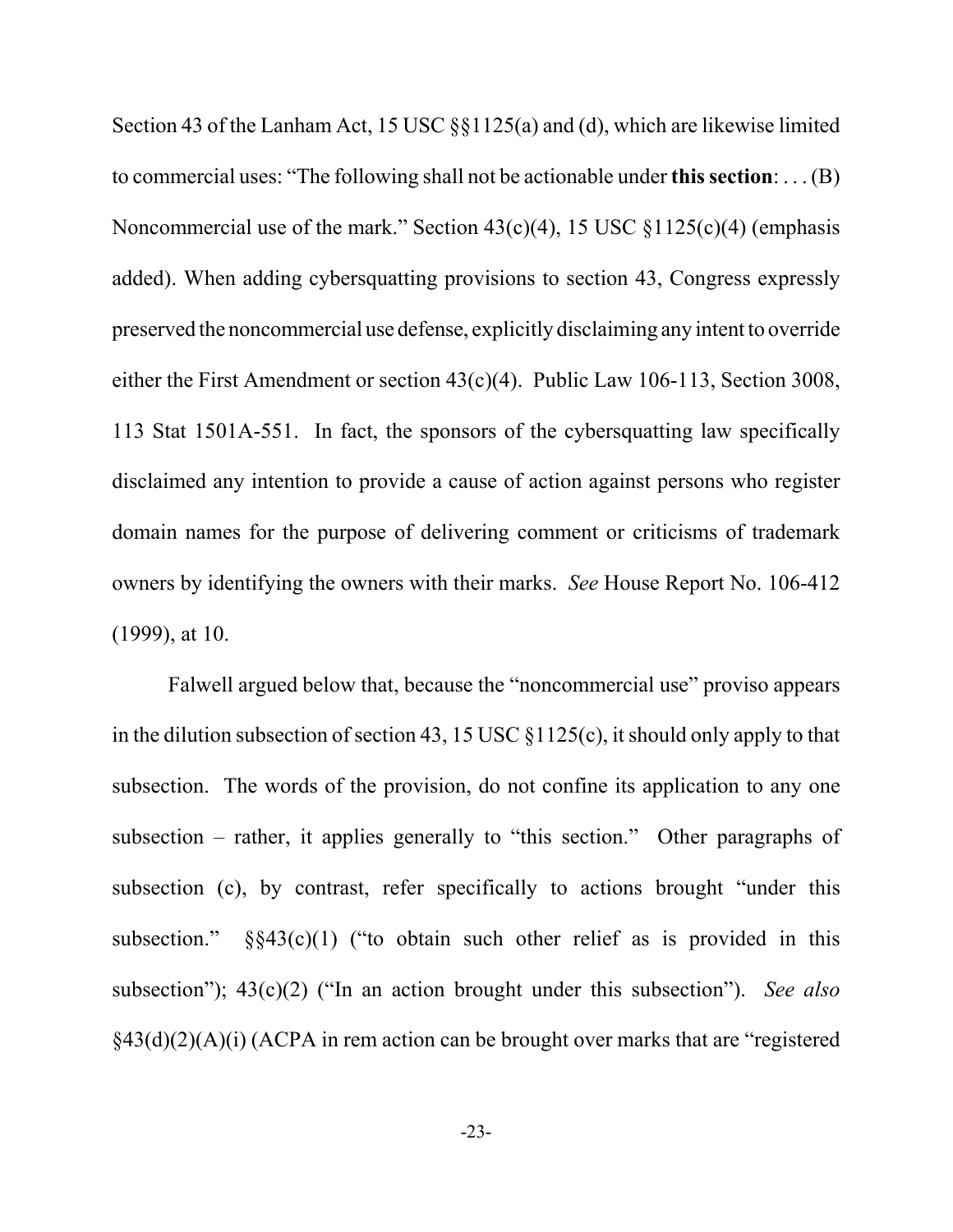Section 43 of the Lanham Act, 15 USC §§1125(a) and (d), which are likewise limited to commercial uses: "The following shall not be actionable under **this section**: . . . (B) Noncommercial use of the mark." Section 43(c)(4), 15 USC §1125(c)(4) (emphasis added). When adding cybersquatting provisions to section 43, Congress expressly preserved the noncommercial use defense, explicitly disclaiming any intent to override either the First Amendment or section 43(c)(4). Public Law 106-113, Section 3008, 113 Stat 1501A-551. In fact, the sponsors of the cybersquatting law specifically disclaimed any intention to provide a cause of action against persons who register domain names for the purpose of delivering comment or criticisms of trademark owners by identifying the owners with their marks. *See* House Report No. 106-412 (1999), at 10.

Falwell argued below that, because the "noncommercial use" proviso appears in the dilution subsection of section 43, 15 USC §1125(c), it should only apply to that subsection. The words of the provision, do not confine its application to any one subsection – rather, it applies generally to "this section." Other paragraphs of subsection (c), by contrast, refer specifically to actions brought "under this subsection." §§43(c)(1) ("to obtain such other relief as is provided in this subsection"); 43(c)(2) ("In an action brought under this subsection"). *See also* §43(d)(2)(A)(i) (ACPA in rem action can be brought over marks that are "registered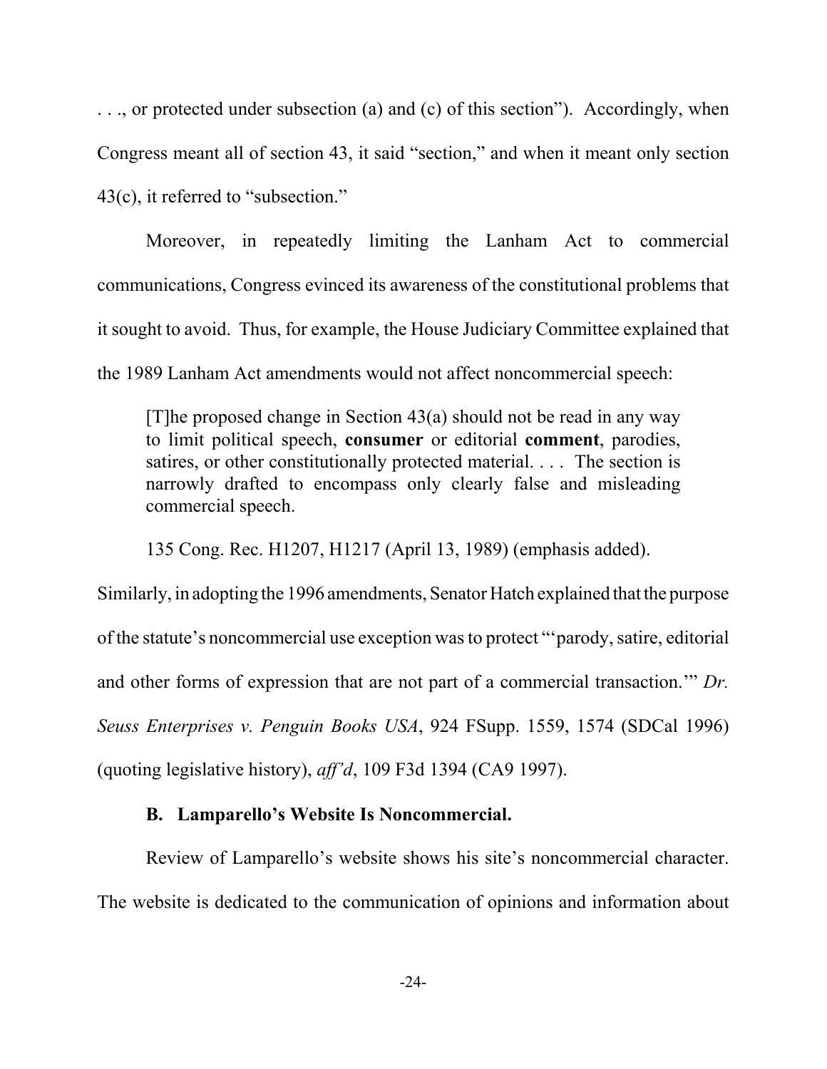. . ., or protected under subsection (a) and (c) of this section"). Accordingly, when Congress meant all of section 43, it said "section," and when it meant only section 43(c), it referred to "subsection."

Moreover, in repeatedly limiting the Lanham Act to commercial communications, Congress evinced its awareness of the constitutional problems that it sought to avoid. Thus, for example, the House Judiciary Committee explained that the 1989 Lanham Act amendments would not affect noncommercial speech:

> [T]he proposed change in Section 43(a) should not be read in any way to limit political speech, **consumer** or editorial **comment**, parodies, satires, or other constitutionally protected material. . . . The section is narrowly drafted to encompass only clearly false and misleading commercial speech.

135 Cong. Rec. H1207, H1217 (April 13, 1989) (emphasis added).

Similarly, in adopting the 1996 amendments, Senator Hatch explained that the purpose of the statute's noncommercial use exception was to protect "'parody, satire, editorial and other forms of expression that are not part of a commercial transaction.'" *Dr. Seuss Enterprises v. Penguin Books USA*, 924 FSupp. 1559, 1574 (SDCal 1996) (quoting legislative history), *aff'd*, 109 F3d 1394 (CA9 1997).

### B. Lamparello's Website Is Noncommercial.

Review of Lamparello's website shows his site's noncommercial character. The website is dedicated to the communication of opinions and information about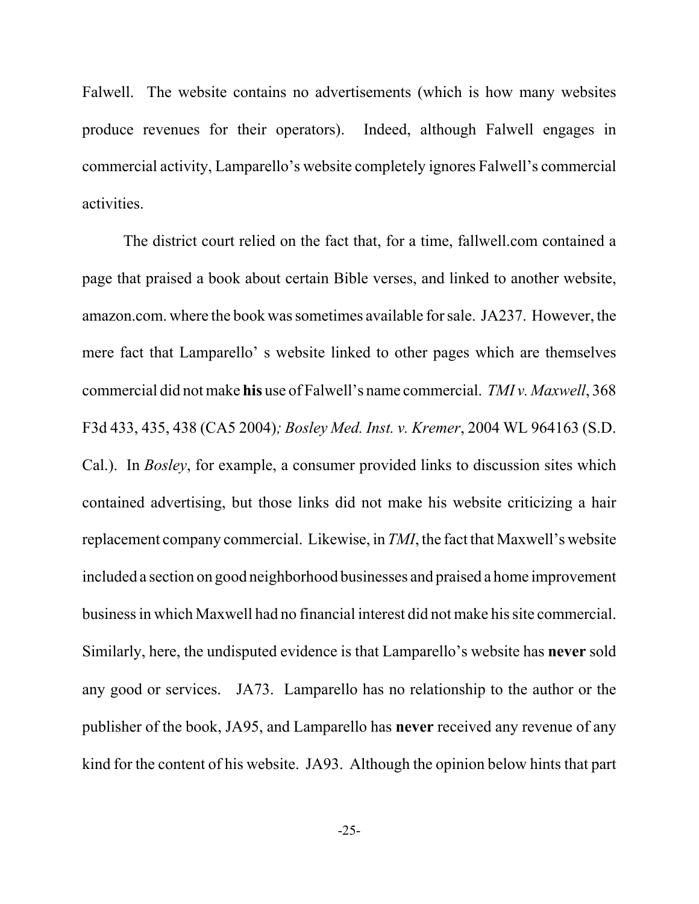Falwell. The website contains no advertisements (which is how many websites produce revenues for their operators). Indeed, although Falwell engages in commercial activity, Lamparello's website completely ignores Falwell's commercial activities.

The district court relied on the fact that, for a time, fallwell.com contained a page that praised a book about certain Bible verses, and linked to another website, amazon.com. where the book was sometimes available for sale. JA237. However, the mere fact that Lamparello' s website linked to other pages which are themselves commercial did not make **his** use of Falwell's name commercial. *TMI v. Maxwell*, 368 F3d 433, 435, 438 (CA5 2004)*; Bosley Med. Inst. v. Kremer*, 2004 WL 964163 (S.D. Cal.). In *Bosley*, for example, a consumer provided links to discussion sites which contained advertising, but those links did not make his website criticizing a hair replacement company commercial. Likewise, in *TMI*, the fact that Maxwell's website included a section on good neighborhood businesses and praised a home improvement business in which Maxwell had no financial interest did not make his site commercial. Similarly, here, the undisputed evidence is that Lamparello's website has **never** sold any good or services. JA73. Lamparello has no relationship to the author or the publisher of the book, JA95, and Lamparello has **never** received any revenue of any kind for the content of his website. JA93. Although the opinion below hints that part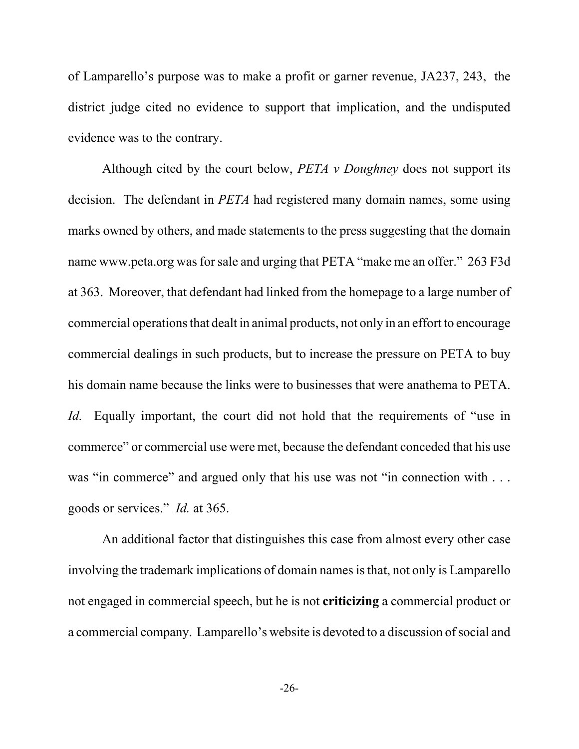of Lamparello's purpose was to make a profit or garner revenue, JA237, 243, the district judge cited no evidence to support that implication, and the undisputed evidence was to the contrary.

Although cited by the court below, *PETA v Doughney* does not support its decision. The defendant in *PETA* had registered many domain names, some using marks owned by others, and made statements to the press suggesting that the domain name www.peta.org was for sale and urging that PETA "make me an offer." 263 F3d at 363. Moreover, that defendant had linked from the homepage to a large number of commercial operations that dealt in animal products, not only in an effort to encourage commercial dealings in such products, but to increase the pressure on PETA to buy his domain name because the links were to businesses that were anathema to PETA. *Id.* Equally important, the court did not hold that the requirements of "use in commerce" or commercial use were met, because the defendant conceded that his use was "in commerce" and argued only that his use was not "in connection with . . . goods or services." *Id.* at 365.

An additional factor that distinguishes this case from almost every other case involving the trademark implications of domain names is that, not only is Lamparello not engaged in commercial speech, but he is not **criticizing** a commercial product or a commercial company. Lamparello's website is devoted to a discussion of social and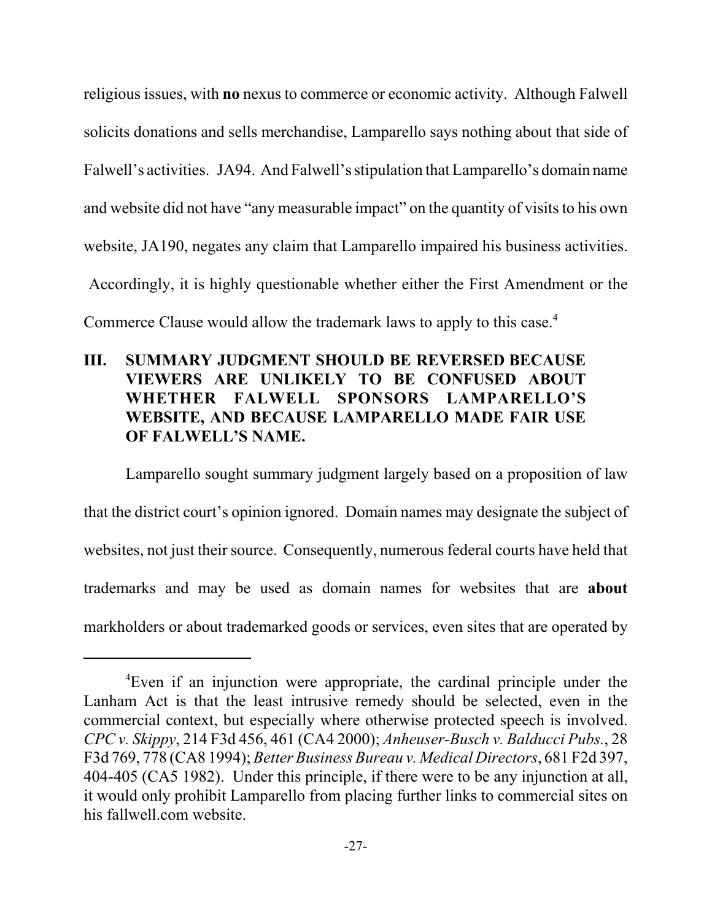religious issues, with **no** nexus to commerce or economic activity. Although Falwell solicits donations and sells merchandise, Lamparello says nothing about that side of Falwell's activities. JA94. And Falwell's stipulation that Lamparello's domain name and website did not have "any measurable impact" on the quantity of visits to his own website, JA190, negates any claim that Lamparello impaired his business activities. Accordingly, it is highly questionable whether either the First Amendment or the Commerce Clause would allow the trademark laws to apply to this case.[4]

## III. SUMMARY JUDGMENT SHOULD BE REVERSED BECAUSE VIEWERS ARE UNLIKELY TO BE CONFUSED ABOUT WHETHER FALWELL SPONSORS LAMPARELLO'S WEBSITE, AND BECAUSE LAMPARELLO MADE FAIR USE OF FALWELL'S NAME.

Lamparello sought summary judgment largely based on a proposition of law that the district court's opinion ignored. Domain names may designate the subject of websites, not just their source. Consequently, numerous federal courts have held that trademarks and may be used as domain names for websites that are **about** markholders or about trademarked goods or services, even sites that are operated by

---

[4]Even if an injunction were appropriate, the cardinal principle under the Lanham Act is that the least intrusive remedy should be selected, even in the commercial context, but especially where otherwise protected speech is involved. *CPC v. Skippy*, 214 F3d 456, 461 (CA4 2000); *Anheuser-Busch v. Balducci Pubs.*, 28 F3d 769, 778 (CA8 1994); *Better Business Bureau v. Medical Directors*, 681 F2d 397, 404-405 (CA5 1982). Under this principle, if there were to be any injunction at all, it would only prohibit Lamparello from placing further links to commercial sites on his fallwell.com website.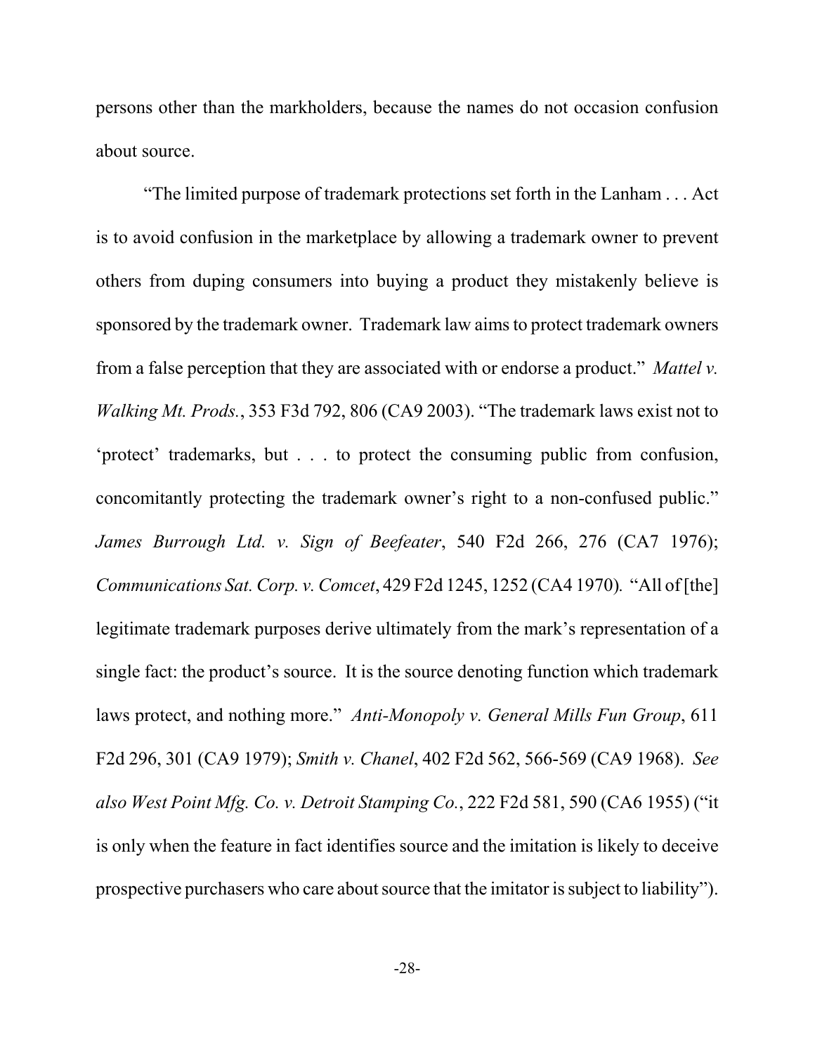persons other than the markholders, because the names do not occasion confusion about source.

"The limited purpose of trademark protections set forth in the Lanham . . . Act is to avoid confusion in the marketplace by allowing a trademark owner to prevent others from duping consumers into buying a product they mistakenly believe is sponsored by the trademark owner. Trademark law aims to protect trademark owners from a false perception that they are associated with or endorse a product." *Mattel v. Walking Mt. Prods.*, 353 F3d 792, 806 (CA9 2003). "The trademark laws exist not to 'protect' trademarks, but . . . to protect the consuming public from confusion, concomitantly protecting the trademark owner's right to a non-confused public." *James Burrough Ltd. v. Sign of Beefeater*, 540 F2d 266, 276 (CA7 1976); *Communications Sat. Corp. v. Comcet*, 429 F2d 1245, 1252 (CA4 1970). "All of [the] legitimate trademark purposes derive ultimately from the mark's representation of a single fact: the product's source. It is the source denoting function which trademark laws protect, and nothing more." *Anti-Monopoly v. General Mills Fun Group*, 611 F2d 296, 301 (CA9 1979); *Smith v. Chanel*, 402 F2d 562, 566-569 (CA9 1968). *See also West Point Mfg. Co. v. Detroit Stamping Co.*, 222 F2d 581, 590 (CA6 1955) ("it is only when the feature in fact identifies source and the imitation is likely to deceive prospective purchasers who care about source that the imitator is subject to liability").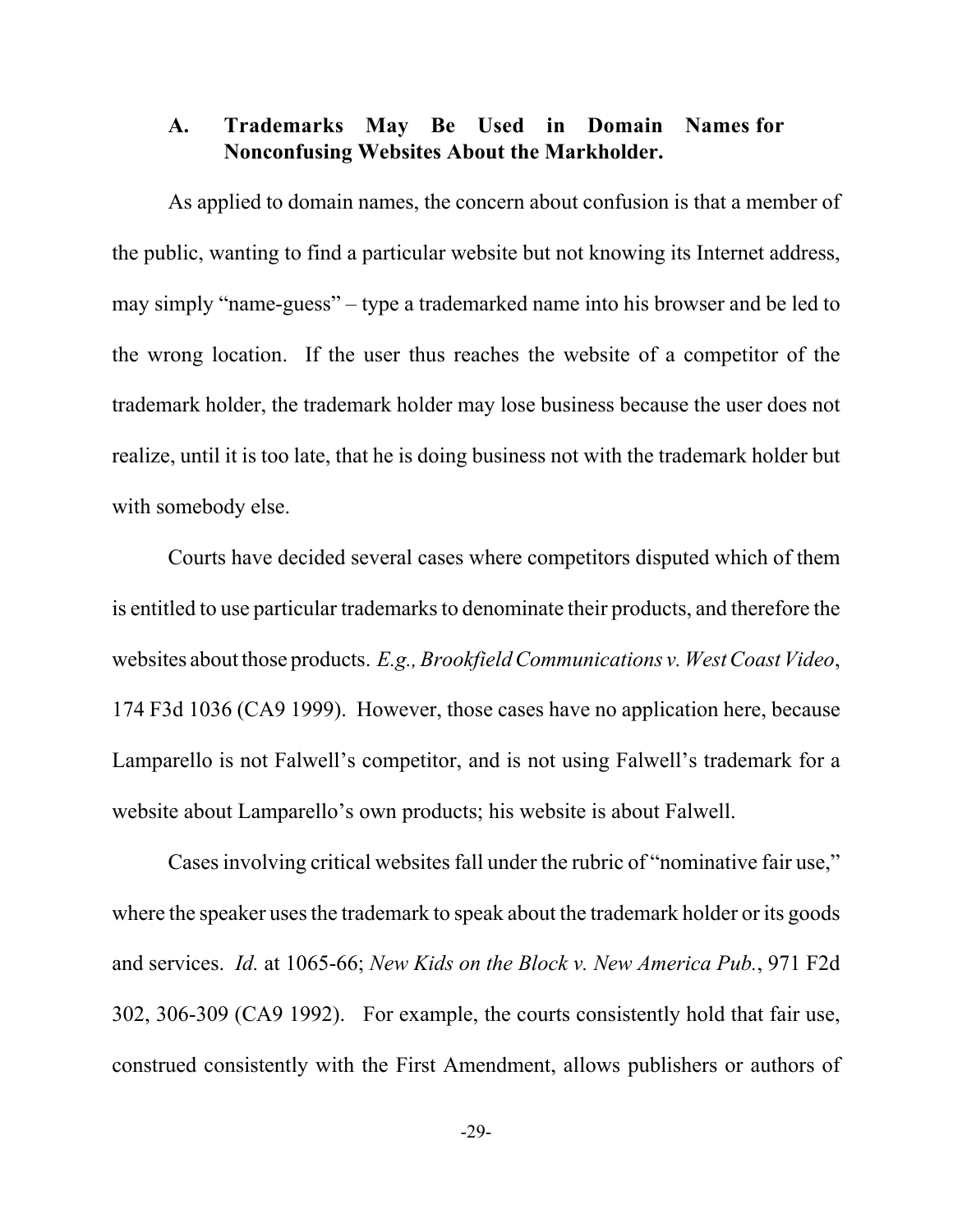### A. Trademarks May Be Used in Domain Names for Nonconfusing Websites About the Markholder.

As applied to domain names, the concern about confusion is that a member of the public, wanting to find a particular website but not knowing its Internet address, may simply "name-guess" – type a trademarked name into his browser and be led to the wrong location. If the user thus reaches the website of a competitor of the trademark holder, the trademark holder may lose business because the user does not realize, until it is too late, that he is doing business not with the trademark holder but with somebody else.

Courts have decided several cases where competitors disputed which of them is entitled to use particular trademarks to denominate their products, and therefore the websites about those products. *E.g., Brookfield Communications v. West Coast Video*, 174 F3d 1036 (CA9 1999). However, those cases have no application here, because Lamparello is not Falwell's competitor, and is not using Falwell's trademark for a website about Lamparello's own products; his website is about Falwell.

Cases involving critical websites fall under the rubric of "nominative fair use," where the speaker uses the trademark to speak about the trademark holder or its goods and services. *Id.* at 1065-66; *New Kids on the Block v. New America Pub.*, 971 F2d 302, 306-309 (CA9 1992). For example, the courts consistently hold that fair use, construed consistently with the First Amendment, allows publishers or authors of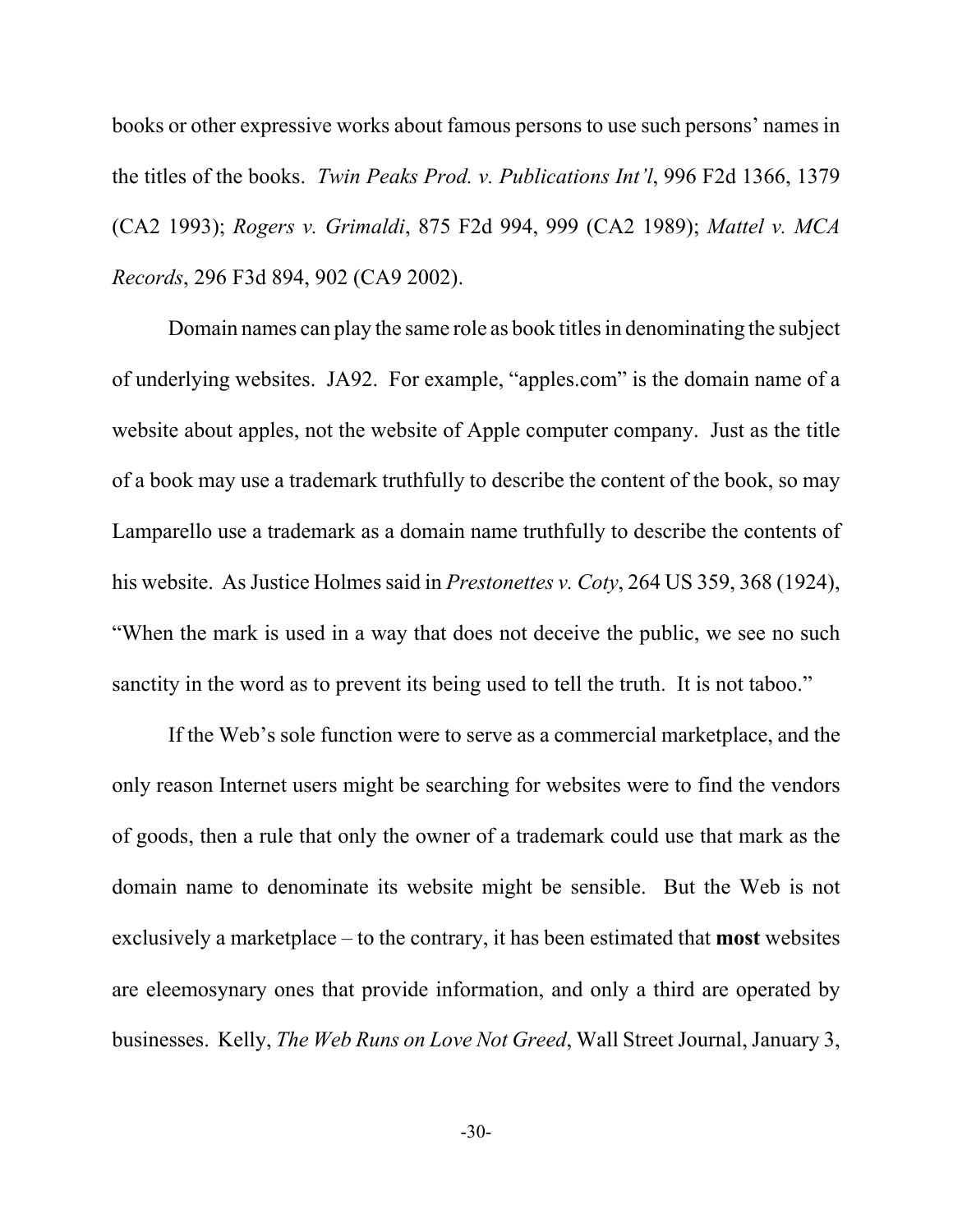books or other expressive works about famous persons to use such persons' names in the titles of the books. *Twin Peaks Prod. v. Publications Int'l*, 996 F2d 1366, 1379 (CA2 1993); *Rogers v. Grimaldi*, 875 F2d 994, 999 (CA2 1989); *Mattel v. MCA Records*, 296 F3d 894, 902 (CA9 2002).

Domain names can play the same role as book titles in denominating the subject of underlying websites. JA92. For example, "apples.com" is the domain name of a website about apples, not the website of Apple computer company. Just as the title of a book may use a trademark truthfully to describe the content of the book, so may Lamparello use a trademark as a domain name truthfully to describe the contents of his website. As Justice Holmes said in *Prestonettes v. Coty*, 264 US 359, 368 (1924), "When the mark is used in a way that does not deceive the public, we see no such sanctity in the word as to prevent its being used to tell the truth. It is not taboo."

If the Web's sole function were to serve as a commercial marketplace, and the only reason Internet users might be searching for websites were to find the vendors of goods, then a rule that only the owner of a trademark could use that mark as the domain name to denominate its website might be sensible. But the Web is not exclusively a marketplace – to the contrary, it has been estimated that **most** websites are eleemosynary ones that provide information, and only a third are operated by businesses. Kelly, *The Web Runs on Love Not Greed*, Wall Street Journal, January 3,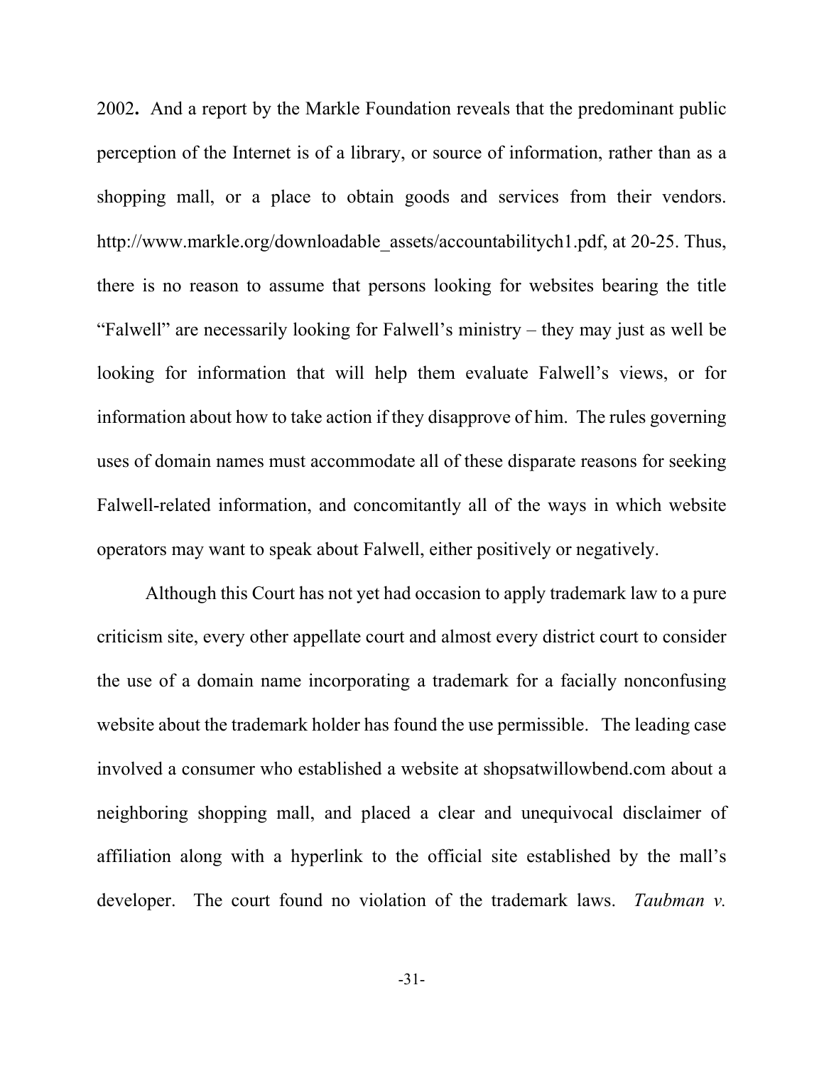2002**.** And a report by the Markle Foundation reveals that the predominant public perception of the Internet is of a library, or source of information, rather than as a shopping mall, or a place to obtain goods and services from their vendors. http://www.markle.org/downloadable_assets/accountabilitych1.pdf, at 20-25. Thus, there is no reason to assume that persons looking for websites bearing the title "Falwell" are necessarily looking for Falwell's ministry – they may just as well be looking for information that will help them evaluate Falwell's views, or for information about how to take action if they disapprove of him. The rules governing uses of domain names must accommodate all of these disparate reasons for seeking Falwell-related information, and concomitantly all of the ways in which website operators may want to speak about Falwell, either positively or negatively.

Although this Court has not yet had occasion to apply trademark law to a pure criticism site, every other appellate court and almost every district court to consider the use of a domain name incorporating a trademark for a facially nonconfusing website about the trademark holder has found the use permissible. The leading case involved a consumer who established a website at shopsatwillowbend.com about a neighboring shopping mall, and placed a clear and unequivocal disclaimer of affiliation along with a hyperlink to the official site established by the mall's developer. The court found no violation of the trademark laws. *Taubman v.*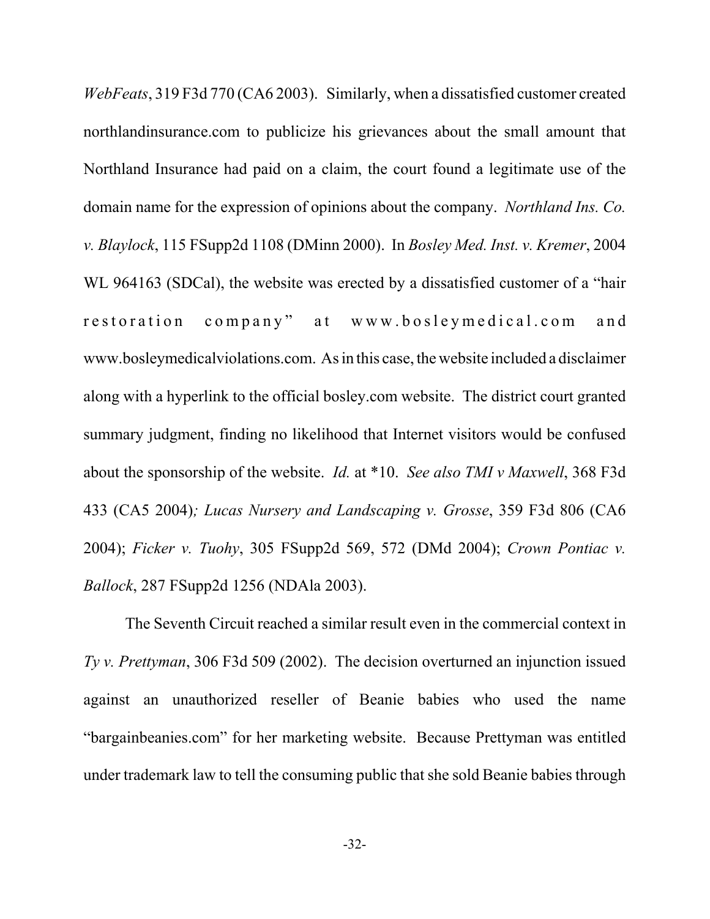*WebFeats*, 319 F3d 770 (CA6 2003). Similarly, when a dissatisfied customer created northlandinsurance.com to publicize his grievances about the small amount that Northland Insurance had paid on a claim, the court found a legitimate use of the domain name for the expression of opinions about the company. *Northland Ins. Co. v. Blaylock*, 115 FSupp2d 1108 (DMinn 2000). In *Bosley Med. Inst. v. Kremer*, 2004 WL 964163 (SDCal), the website was erected by a dissatisfied customer of a "hair restoration company" at www.bosleymedical.com and www.bosleymedicalviolations.com. As in this case, the website included a disclaimer along with a hyperlink to the official bosley.com website. The district court granted summary judgment, finding no likelihood that Internet visitors would be confused about the sponsorship of the website. *Id.* at *10. *See also TMI v Maxwell*, 368 F3d 433 (CA5 2004); *Lucas Nursery and Landscaping v. Grosse*, 359 F3d 806 (CA6 2004); *Ficker v. Tuohy*, 305 FSupp2d 569, 572 (DMd 2004); *Crown Pontiac v. Ballock*, 287 FSupp2d 1256 (NDAla 2003).

The Seventh Circuit reached a similar result even in the commercial context in *Ty v. Prettyman*, 306 F3d 509 (2002). The decision overturned an injunction issued against an unauthorized reseller of Beanie babies who used the name "bargainbeanies.com" for her marketing website. Because Prettyman was entitled under trademark law to tell the consuming public that she sold Beanie babies through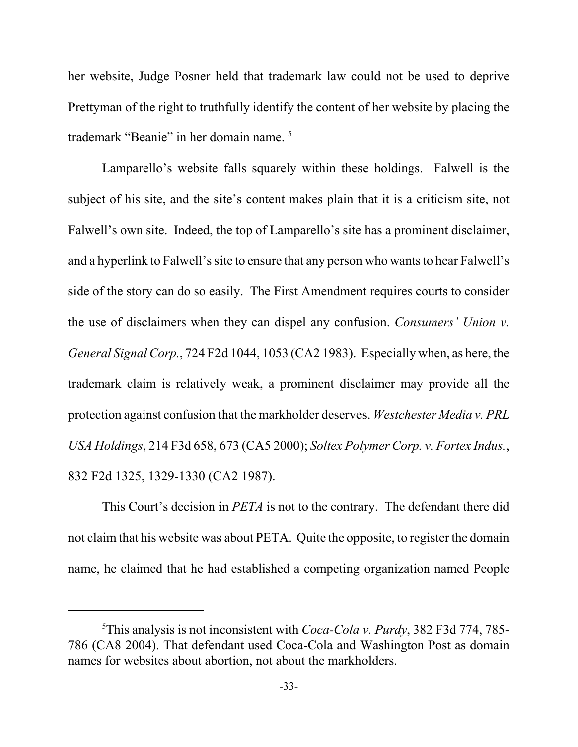her website, Judge Posner held that trademark law could not be used to deprive Prettyman of the right to truthfully identify the content of her website by placing the trademark "Beanie" in her domain name. [5]

Lamparello's website falls squarely within these holdings. Falwell is the subject of his site, and the site's content makes plain that it is a criticism site, not Falwell's own site. Indeed, the top of Lamparello's site has a prominent disclaimer, and a hyperlink to Falwell's site to ensure that any person who wants to hear Falwell's side of the story can do so easily. The First Amendment requires courts to consider the use of disclaimers when they can dispel any confusion. *Consumers' Union v. General Signal Corp.*, 724 F2d 1044, 1053 (CA2 1983). Especially when, as here, the trademark claim is relatively weak, a prominent disclaimer may provide all the protection against confusion that the markholder deserves. *Westchester Media v. PRL USA Holdings*, 214 F3d 658, 673 (CA5 2000); *Soltex Polymer Corp. v. Fortex Indus.*, 832 F2d 1325, 1329-1330 (CA2 1987).

This Court's decision in *PETA* is not to the contrary. The defendant there did not claim that his website was about PETA. Quite the opposite, to register the domain name, he claimed that he had established a competing organization named People

---

[5] This analysis is not inconsistent with *Coca-Cola v. Purdy*, 382 F3d 774, 785-786 (CA8 2004). That defendant used Coca-Cola and Washington Post as domain names for websites about abortion, not about the markholders.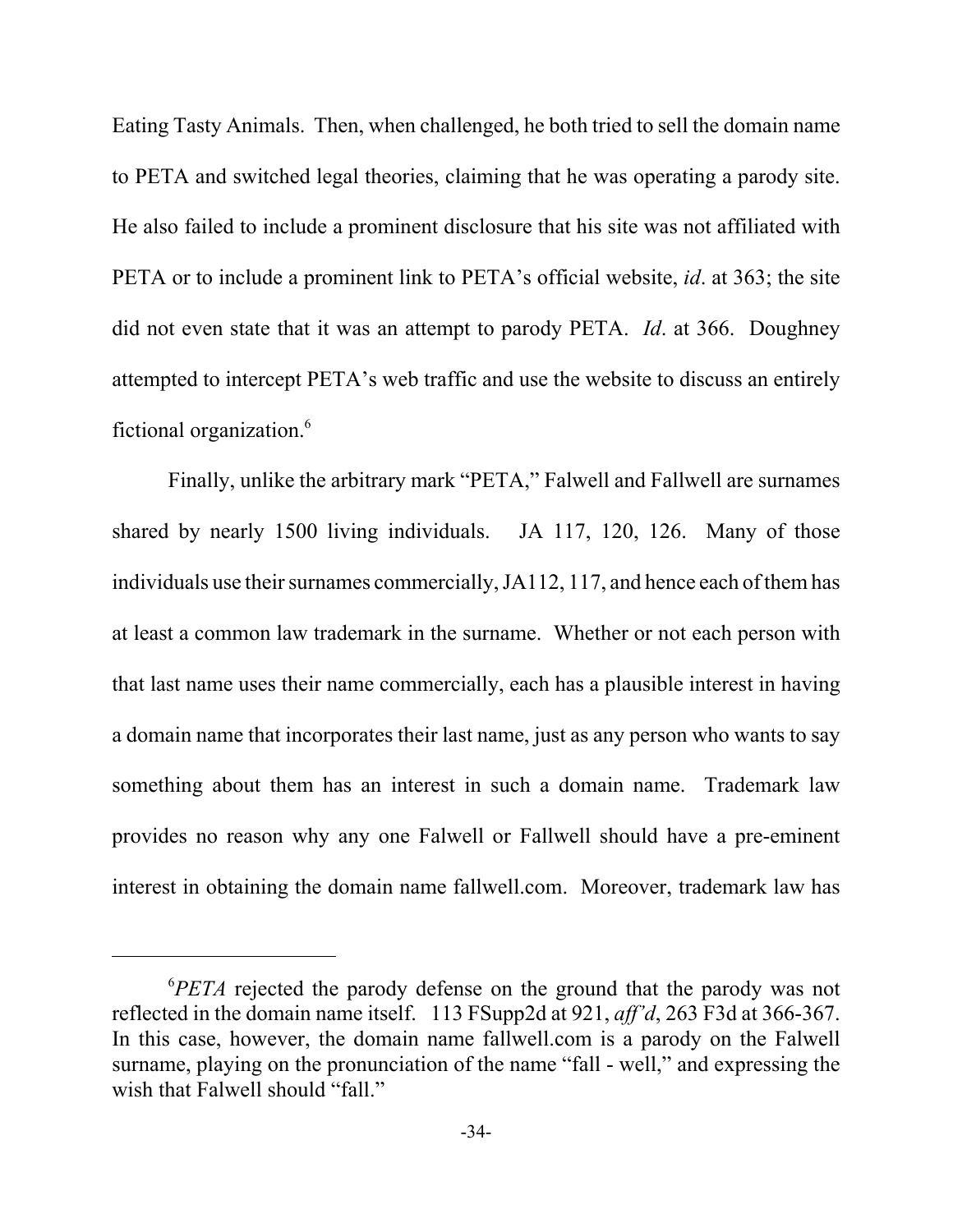Eating Tasty Animals. Then, when challenged, he both tried to sell the domain name to PETA and switched legal theories, claiming that he was operating a parody site. He also failed to include a prominent disclosure that his site was not affiliated with PETA or to include a prominent link to PETA's official website, *id*. at 363; the site did not even state that it was an attempt to parody PETA. *Id*. at 366. Doughney attempted to intercept PETA's web traffic and use the website to discuss an entirely fictional organization.[6]

Finally, unlike the arbitrary mark "PETA," Falwell and Fallwell are surnames shared by nearly 1500 living individuals. JA 117, 120, 126. Many of those individuals use their surnames commercially, JA112, 117, and hence each of them has at least a common law trademark in the surname. Whether or not each person with that last name uses their name commercially, each has a plausible interest in having a domain name that incorporates their last name, just as any person who wants to say something about them has an interest in such a domain name. Trademark law provides no reason why any one Falwell or Fallwell should have a pre-eminent interest in obtaining the domain name fallwell.com. Moreover, trademark law has

---

[6]*PETA* rejected the parody defense on the ground that the parody was not reflected in the domain name itself. 113 FSupp2d at 921, *aff'd*, 263 F3d at 366-367. In this case, however, the domain name fallwell.com is a parody on the Falwell surname, playing on the pronunciation of the name "fall - well," and expressing the wish that Falwell should "fall."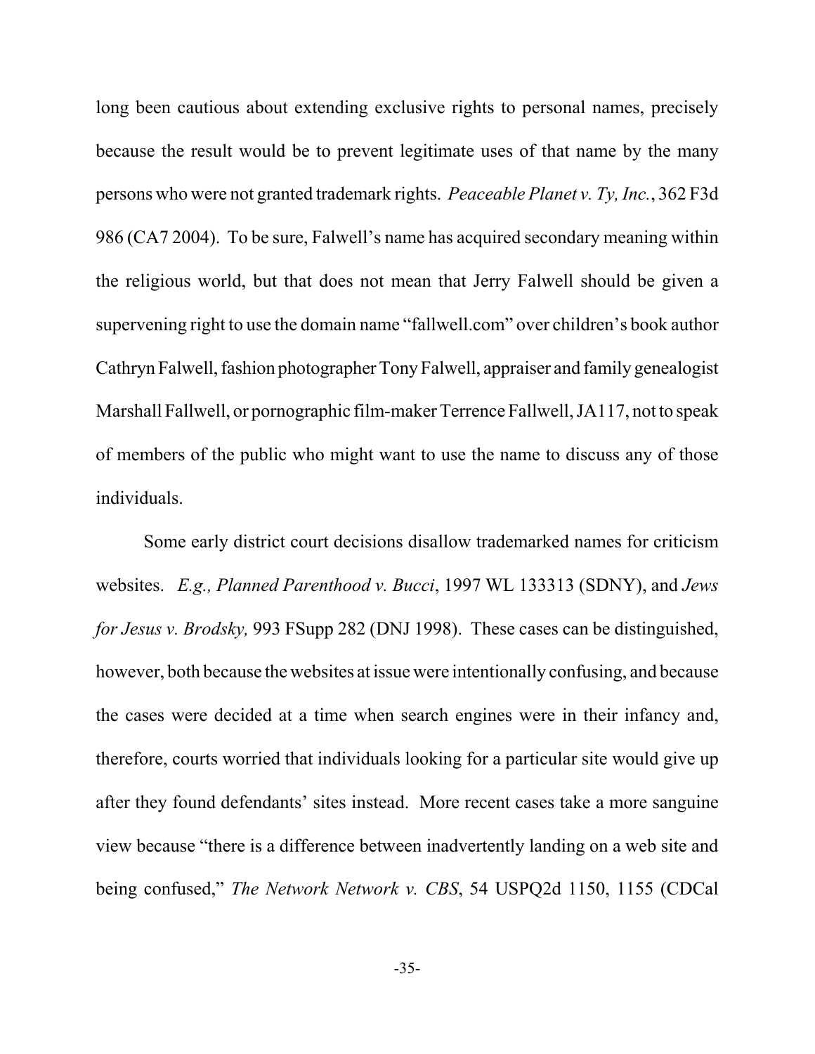long been cautious about extending exclusive rights to personal names, precisely because the result would be to prevent legitimate uses of that name by the many persons who were not granted trademark rights. *Peaceable Planet v. Ty, Inc.*, 362 F3d 986 (CA7 2004). To be sure, Falwell's name has acquired secondary meaning within the religious world, but that does not mean that Jerry Falwell should be given a supervening right to use the domain name "fallwell.com" over children's book author Cathryn Falwell, fashion photographer Tony Falwell, appraiser and family genealogist Marshall Fallwell, or pornographic film-maker Terrence Fallwell, JA117, not to speak of members of the public who might want to use the name to discuss any of those individuals.

Some early district court decisions disallow trademarked names for criticism websites. *E.g., Planned Parenthood v. Bucci*, 1997 WL 133313 (SDNY), and *Jews for Jesus v. Brodsky,* 993 FSupp 282 (DNJ 1998). These cases can be distinguished, however, both because the websites at issue were intentionally confusing, and because the cases were decided at a time when search engines were in their infancy and, therefore, courts worried that individuals looking for a particular site would give up after they found defendants' sites instead. More recent cases take a more sanguine view because "there is a difference between inadvertently landing on a web site and being confused," *The Network Network v. CBS*, 54 USPQ2d 1150, 1155 (CDCal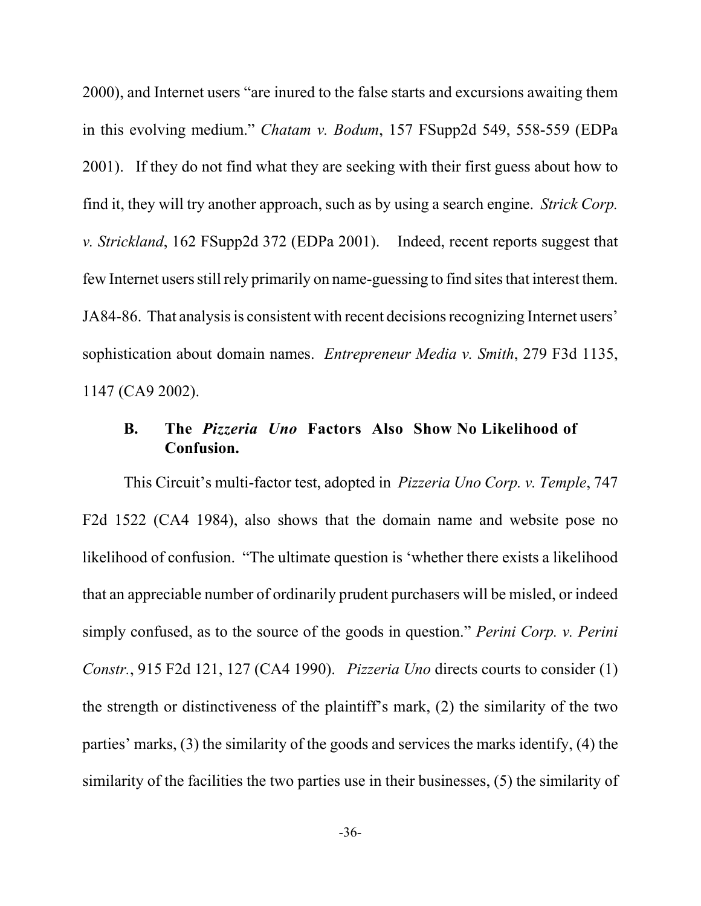2000), and Internet users "are inured to the false starts and excursions awaiting them in this evolving medium." *Chatam v. Bodum*, 157 FSupp2d 549, 558-559 (EDPa 2001). If they do not find what they are seeking with their first guess about how to find it, they will try another approach, such as by using a search engine. *Strick Corp. v. Strickland*, 162 FSupp2d 372 (EDPa 2001). Indeed, recent reports suggest that few Internet users still rely primarily on name-guessing to find sites that interest them. JA84-86. That analysis is consistent with recent decisions recognizing Internet users' sophistication about domain names. *Entrepreneur Media v. Smith*, 279 F3d 1135, 1147 (CA9 2002).

### B. The *Pizzeria Uno* Factors Also Show No Likelihood of Confusion.

This Circuit's multi-factor test, adopted in *Pizzeria Uno Corp. v. Temple*, 747 F2d 1522 (CA4 1984), also shows that the domain name and website pose no likelihood of confusion. "The ultimate question is 'whether there exists a likelihood that an appreciable number of ordinarily prudent purchasers will be misled, or indeed simply confused, as to the source of the goods in question." *Perini Corp. v. Perini Constr.*, 915 F2d 121, 127 (CA4 1990). *Pizzeria Uno* directs courts to consider (1) the strength or distinctiveness of the plaintiff's mark, (2) the similarity of the two parties' marks, (3) the similarity of the goods and services the marks identify, (4) the similarity of the facilities the two parties use in their businesses, (5) the similarity of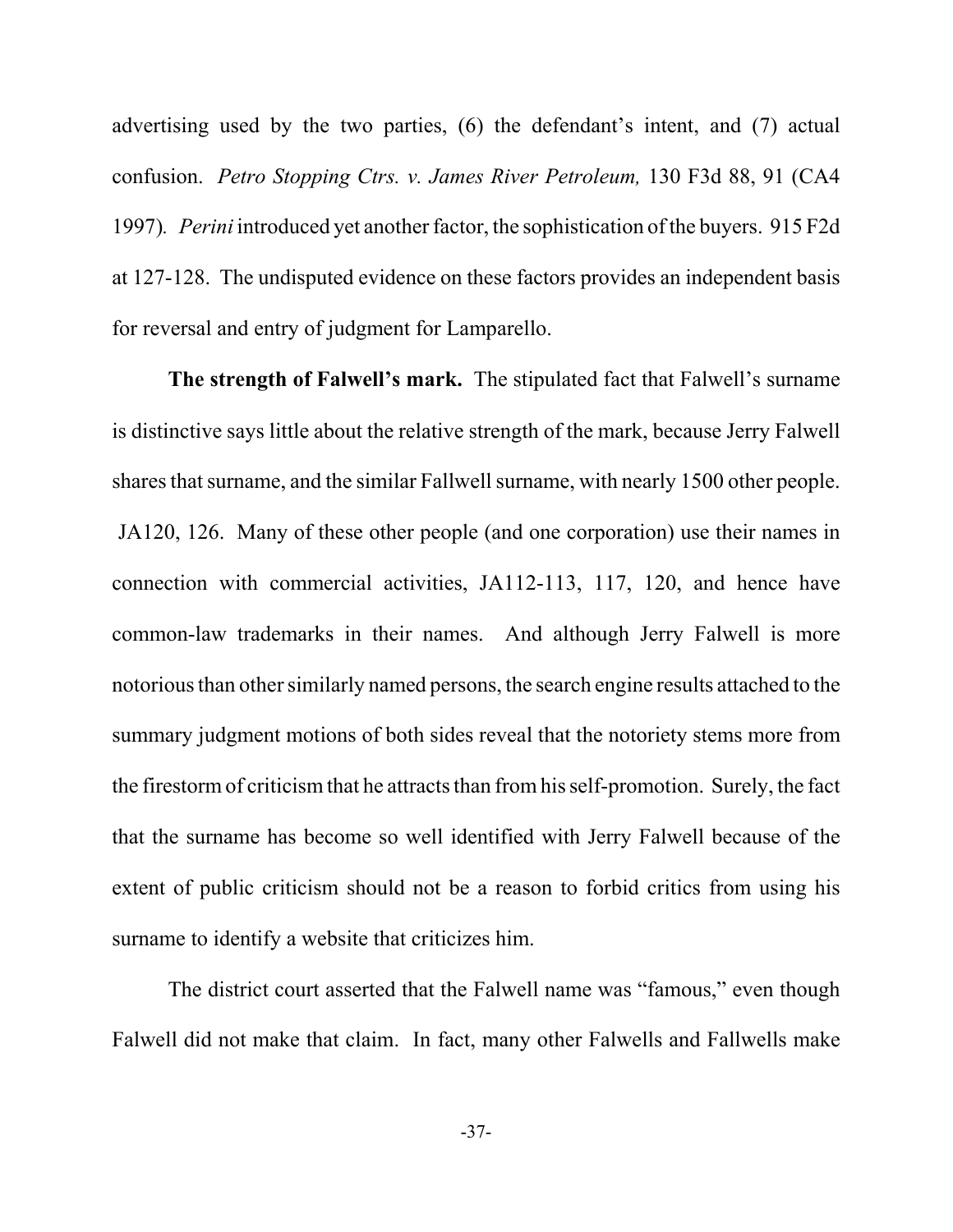advertising used by the two parties, (6) the defendant's intent, and (7) actual confusion. *Petro Stopping Ctrs. v. James River Petroleum,* 130 F3d 88, 91 (CA4 1997). *Perini* introduced yet another factor, the sophistication of the buyers. 915 F2d at 127-128. The undisputed evidence on these factors provides an independent basis for reversal and entry of judgment for Lamparello.

**The strength of Falwell's mark.** The stipulated fact that Falwell's surname is distinctive says little about the relative strength of the mark, because Jerry Falwell shares that surname, and the similar Fallwell surname, with nearly 1500 other people. JA120, 126. Many of these other people (and one corporation) use their names in connection with commercial activities, JA112-113, 117, 120, and hence have common-law trademarks in their names. And although Jerry Falwell is more notorious than other similarly named persons, the search engine results attached to the summary judgment motions of both sides reveal that the notoriety stems more from the firestorm of criticism that he attracts than from his self-promotion. Surely, the fact that the surname has become so well identified with Jerry Falwell because of the extent of public criticism should not be a reason to forbid critics from using his surname to identify a website that criticizes him.

The district court asserted that the Falwell name was "famous," even though Falwell did not make that claim. In fact, many other Falwells and Fallwells make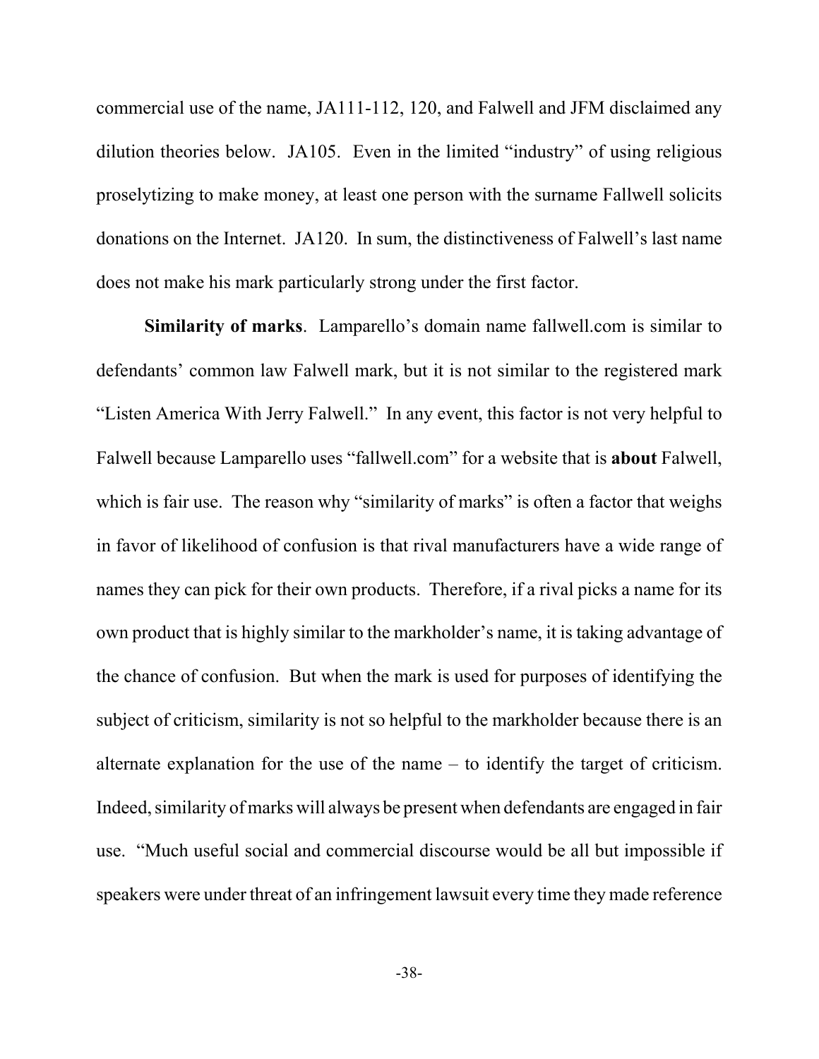commercial use of the name, JA111-112, 120, and Falwell and JFM disclaimed any dilution theories below. JA105. Even in the limited "industry" of using religious proselytizing to make money, at least one person with the surname Fallwell solicits donations on the Internet. JA120. In sum, the distinctiveness of Falwell's last name does not make his mark particularly strong under the first factor.

**Similarity of marks**. Lamparello's domain name fallwell.com is similar to defendants' common law Falwell mark, but it is not similar to the registered mark "Listen America With Jerry Falwell." In any event, this factor is not very helpful to Falwell because Lamparello uses "fallwell.com" for a website that is **about** Falwell, which is fair use. The reason why "similarity of marks" is often a factor that weighs in favor of likelihood of confusion is that rival manufacturers have a wide range of names they can pick for their own products. Therefore, if a rival picks a name for its own product that is highly similar to the markholder's name, it is taking advantage of the chance of confusion. But when the mark is used for purposes of identifying the subject of criticism, similarity is not so helpful to the markholder because there is an alternate explanation for the use of the name – to identify the target of criticism. Indeed, similarity of marks will always be present when defendants are engaged in fair use. "Much useful social and commercial discourse would be all but impossible if speakers were under threat of an infringement lawsuit every time they made reference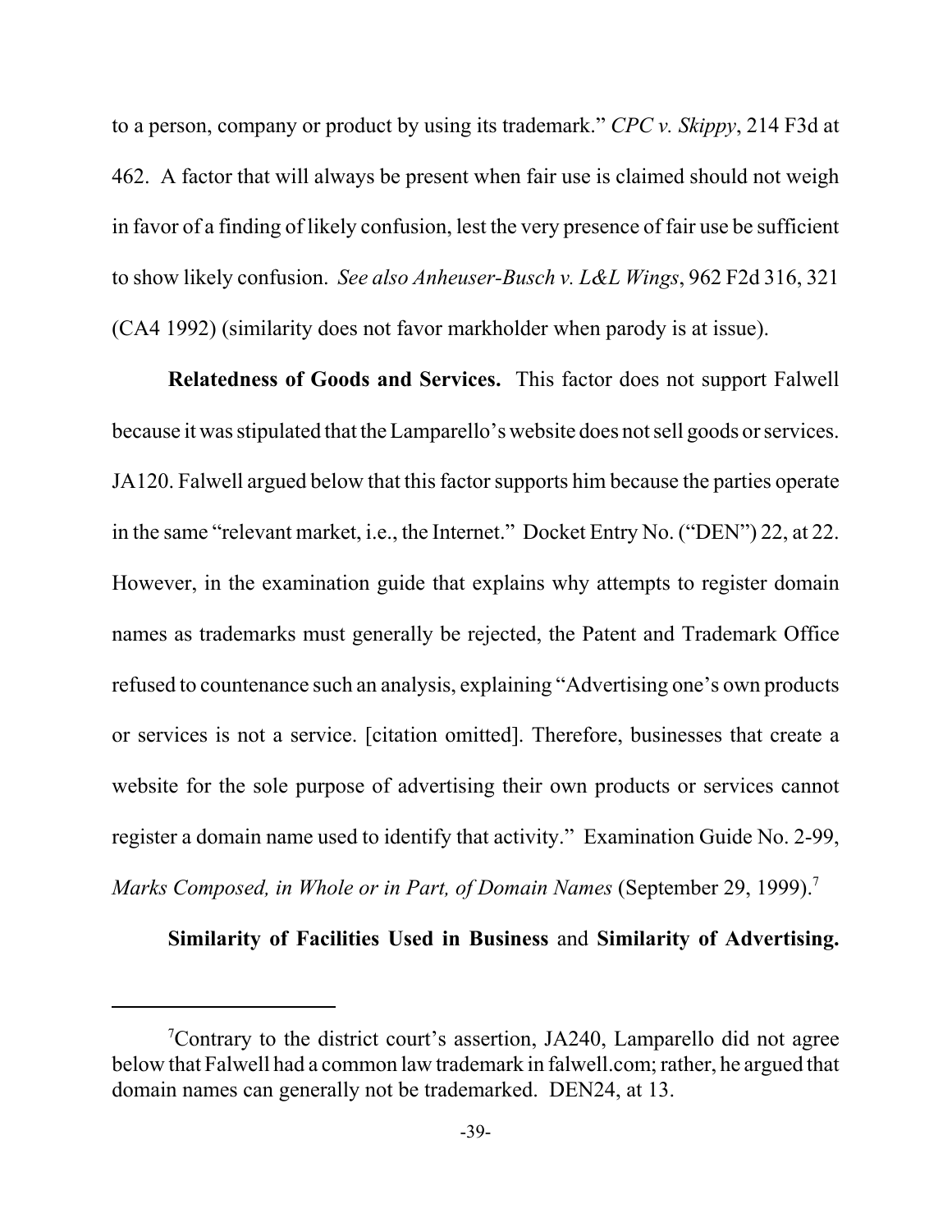to a person, company or product by using its trademark." *CPC v. Skippy*, 214 F3d at 462. A factor that will always be present when fair use is claimed should not weigh in favor of a finding of likely confusion, lest the very presence of fair use be sufficient to show likely confusion. *See also Anheuser-Busch v. L&L Wings*, 962 F2d 316, 321 (CA4 1992) (similarity does not favor markholder when parody is at issue).

**Relatedness of Goods and Services.** This factor does not support Falwell because it was stipulated that the Lamparello's website does not sell goods or services. JA120. Falwell argued below that this factor supports him because the parties operate in the same "relevant market, i.e., the Internet." Docket Entry No. ("DEN") 22, at 22. However, in the examination guide that explains why attempts to register domain names as trademarks must generally be rejected, the Patent and Trademark Office refused to countenance such an analysis, explaining "Advertising one's own products or services is not a service. [citation omitted]. Therefore, businesses that create a website for the sole purpose of advertising their own products or services cannot register a domain name used to identify that activity." Examination Guide No. 2-99, *Marks Composed, in Whole or in Part, of Domain Names* (September 29, 1999).[7]

**Similarity of Facilities Used in Business** and **Similarity of Advertising.**

---

[7]Contrary to the district court's assertion, JA240, Lamparello did not agree below that Falwell had a common law trademark in falwell.com; rather, he argued that domain names can generally not be trademarked. DEN24, at 13.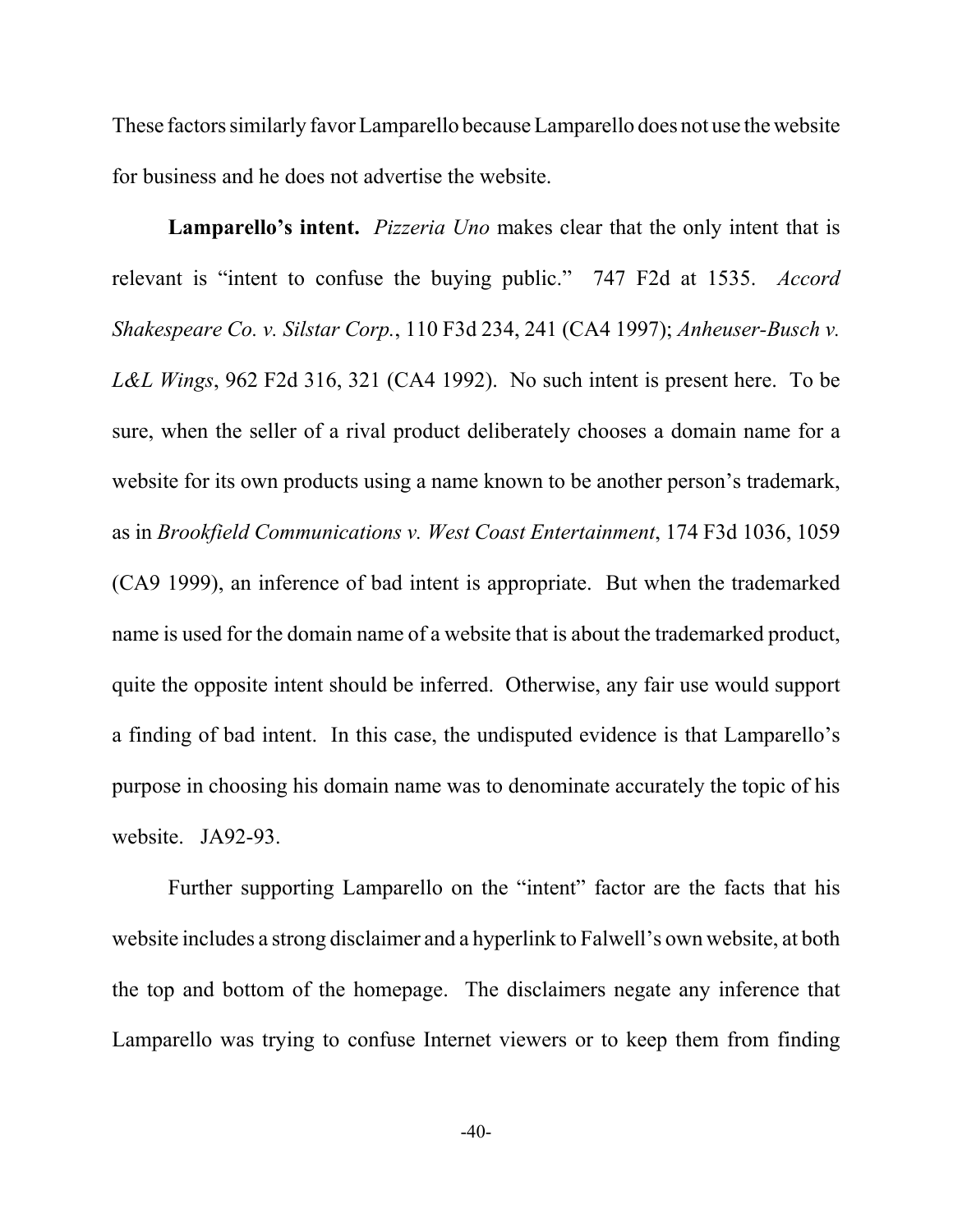These factors similarly favor Lamparello because Lamparello does not use the website for business and he does not advertise the website.

**Lamparello's intent.** *Pizzeria Uno* makes clear that the only intent that is relevant is "intent to confuse the buying public." 747 F2d at 1535. *Accord Shakespeare Co. v. Silstar Corp.*, 110 F3d 234, 241 (CA4 1997); *Anheuser-Busch v. L&L Wings*, 962 F2d 316, 321 (CA4 1992). No such intent is present here. To be sure, when the seller of a rival product deliberately chooses a domain name for a website for its own products using a name known to be another person's trademark, as in *Brookfield Communications v. West Coast Entertainment*, 174 F3d 1036, 1059 (CA9 1999), an inference of bad intent is appropriate. But when the trademarked name is used for the domain name of a website that is about the trademarked product, quite the opposite intent should be inferred. Otherwise, any fair use would support a finding of bad intent. In this case, the undisputed evidence is that Lamparello's purpose in choosing his domain name was to denominate accurately the topic of his website. JA92-93.

Further supporting Lamparello on the "intent" factor are the facts that his website includes a strong disclaimer and a hyperlink to Falwell's own website, at both the top and bottom of the homepage. The disclaimers negate any inference that Lamparello was trying to confuse Internet viewers or to keep them from finding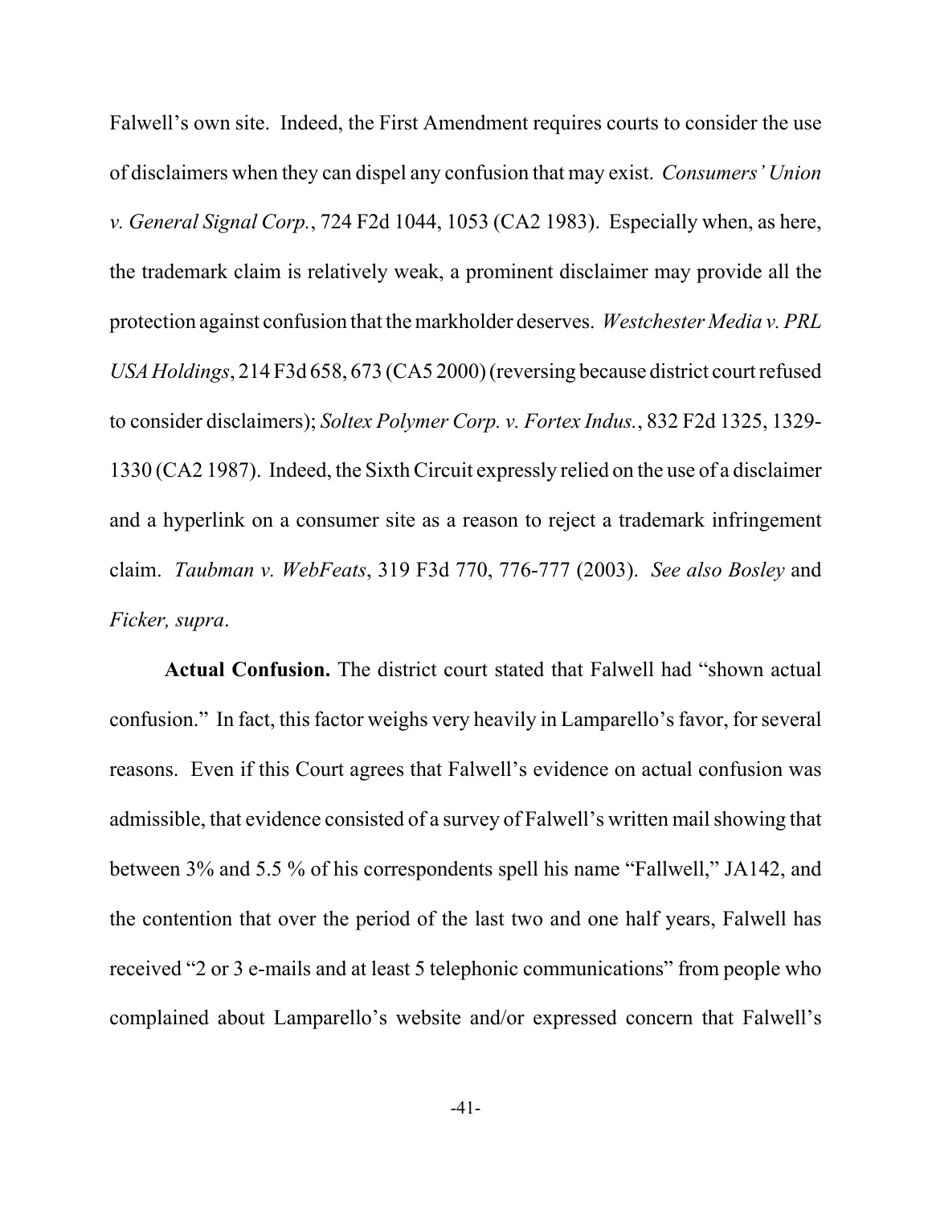Falwell's own site. Indeed, the First Amendment requires courts to consider the use of disclaimers when they can dispel any confusion that may exist. *Consumers' Union v. General Signal Corp.*, 724 F2d 1044, 1053 (CA2 1983). Especially when, as here, the trademark claim is relatively weak, a prominent disclaimer may provide all the protection against confusion that the markholder deserves. *Westchester Media v. PRL USA Holdings*, 214 F3d 658, 673 (CA5 2000) (reversing because district court refused to consider disclaimers); *Soltex Polymer Corp. v. Fortex Indus.*, 832 F2d 1325, 1329-1330 (CA2 1987). Indeed, the Sixth Circuit expressly relied on the use of a disclaimer and a hyperlink on a consumer site as a reason to reject a trademark infringement claim. *Taubman v. WebFeats*, 319 F3d 770, 776-777 (2003). *See also Bosley* and *Ficker, supra*.

**Actual Confusion.** The district court stated that Falwell had "shown actual confusion." In fact, this factor weighs very heavily in Lamparello's favor, for several reasons. Even if this Court agrees that Falwell's evidence on actual confusion was admissible, that evidence consisted of a survey of Falwell's written mail showing that between 3% and 5.5 % of his correspondents spell his name "Fallwell," JA142, and the contention that over the period of the last two and one half years, Falwell has received "2 or 3 e-mails and at least 5 telephonic communications" from people who complained about Lamparello's website and/or expressed concern that Falwell's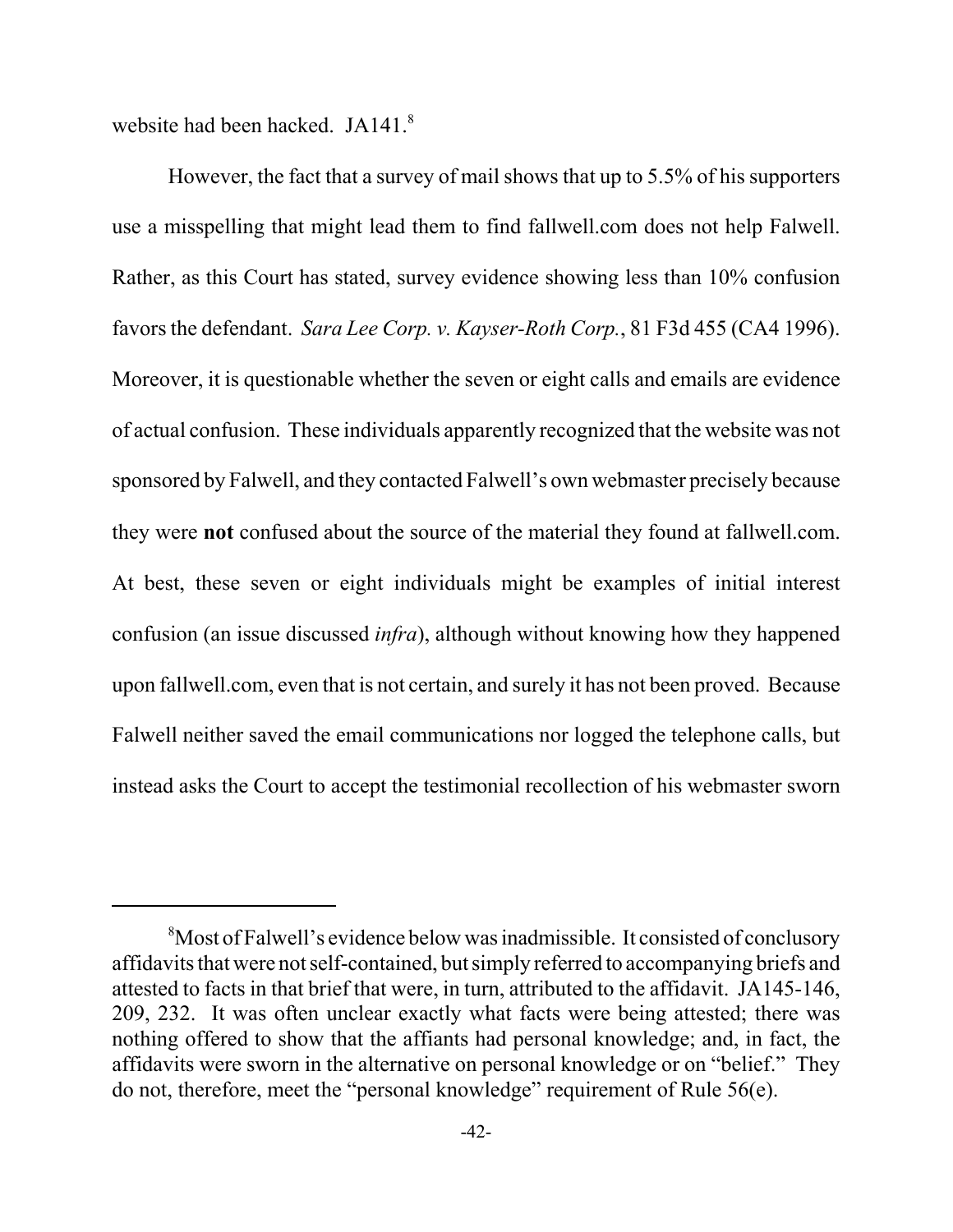website had been hacked. JA141.[8]

However, the fact that a survey of mail shows that up to 5.5% of his supporters use a misspelling that might lead them to find fallwell.com does not help Falwell. Rather, as this Court has stated, survey evidence showing less than 10% confusion favors the defendant. *Sara Lee Corp. v. Kayser-Roth Corp.*, 81 F3d 455 (CA4 1996). Moreover, it is questionable whether the seven or eight calls and emails are evidence of actual confusion. These individuals apparently recognized that the website was not sponsored by Falwell, and they contacted Falwell's own webmaster precisely because they were **not** confused about the source of the material they found at fallwell.com. At best, these seven or eight individuals might be examples of initial interest confusion (an issue discussed *infra*), although without knowing how they happened upon fallwell.com, even that is not certain, and surely it has not been proved. Because Falwell neither saved the email communications nor logged the telephone calls, but instead asks the Court to accept the testimonial recollection of his webmaster sworn

---

[8] Most of Falwell's evidence below was inadmissible. It consisted of conclusory affidavits that were not self-contained, but simply referred to accompanying briefs and attested to facts in that brief that were, in turn, attributed to the affidavit. JA145-146, 209, 232. It was often unclear exactly what facts were being attested; there was nothing offered to show that the affiants had personal knowledge; and, in fact, the affidavits were sworn in the alternative on personal knowledge or on "belief." They do not, therefore, meet the "personal knowledge" requirement of Rule 56(e).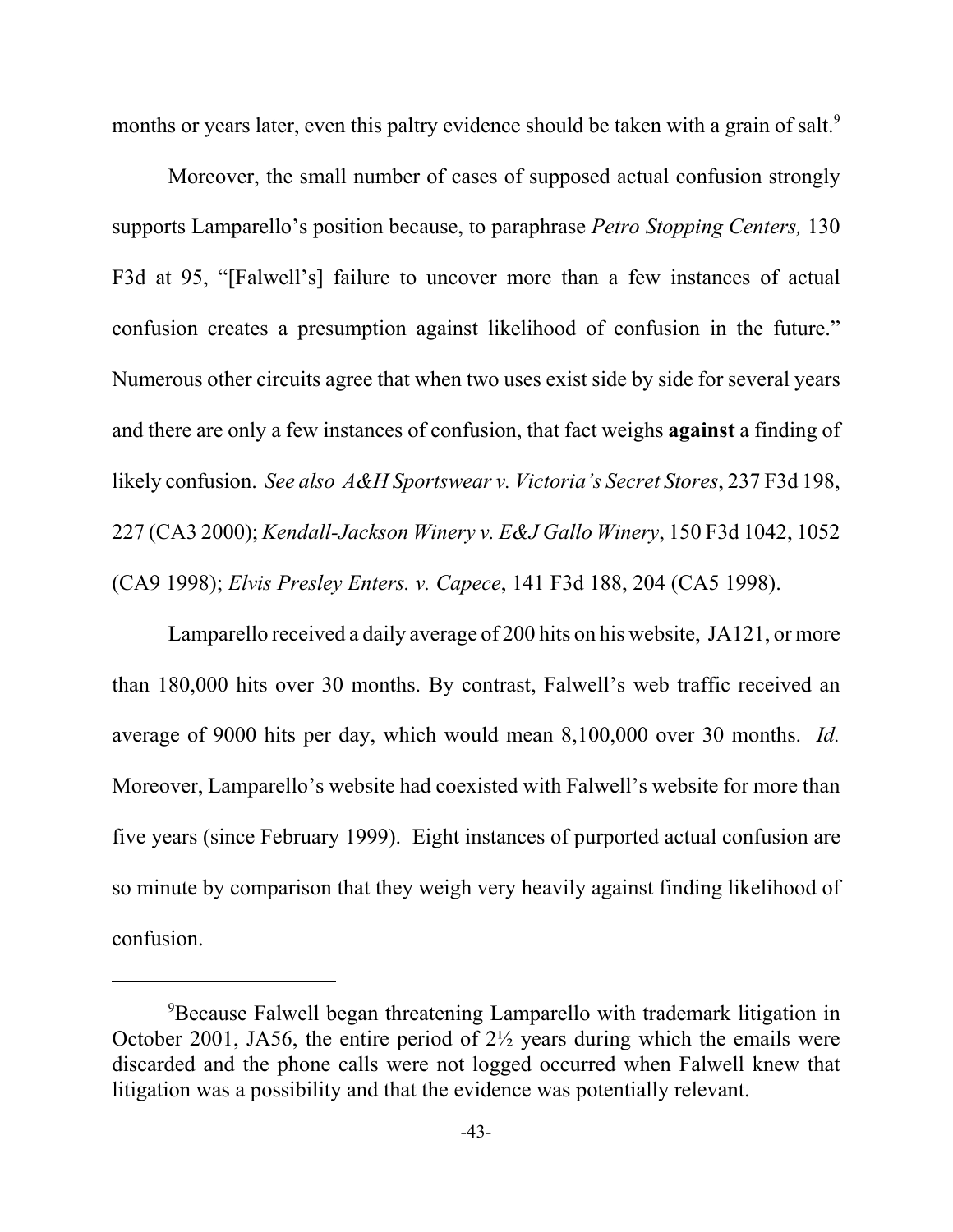months or years later, even this paltry evidence should be taken with a grain of salt.[9]

Moreover, the small number of cases of supposed actual confusion strongly supports Lamparello's position because, to paraphrase *Petro Stopping Centers,* 130 F3d at 95, "[Falwell's] failure to uncover more than a few instances of actual confusion creates a presumption against likelihood of confusion in the future." Numerous other circuits agree that when two uses exist side by side for several years and there are only a few instances of confusion, that fact weighs **against** a finding of likely confusion. *See also A&H Sportswear v. Victoria's Secret Stores*, 237 F3d 198, 227 (CA3 2000); *Kendall-Jackson Winery v. E&J Gallo Winery*, 150 F3d 1042, 1052 (CA9 1998); *Elvis Presley Enters. v. Capece*, 141 F3d 188, 204 (CA5 1998).

Lamparello received a daily average of 200 hits on his website, JA121, or more than 180,000 hits over 30 months. By contrast, Falwell's web traffic received an average of 9000 hits per day, which would mean 8,100,000 over 30 months. *Id.* Moreover, Lamparello's website had coexisted with Falwell's website for more than five years (since February 1999). Eight instances of purported actual confusion are so minute by comparison that they weigh very heavily against finding likelihood of confusion.

---

[9]Because Falwell began threatening Lamparello with trademark litigation in October 2001, JA56, the entire period of 2½ years during which the emails were discarded and the phone calls were not logged occurred when Falwell knew that litigation was a possibility and that the evidence was potentially relevant.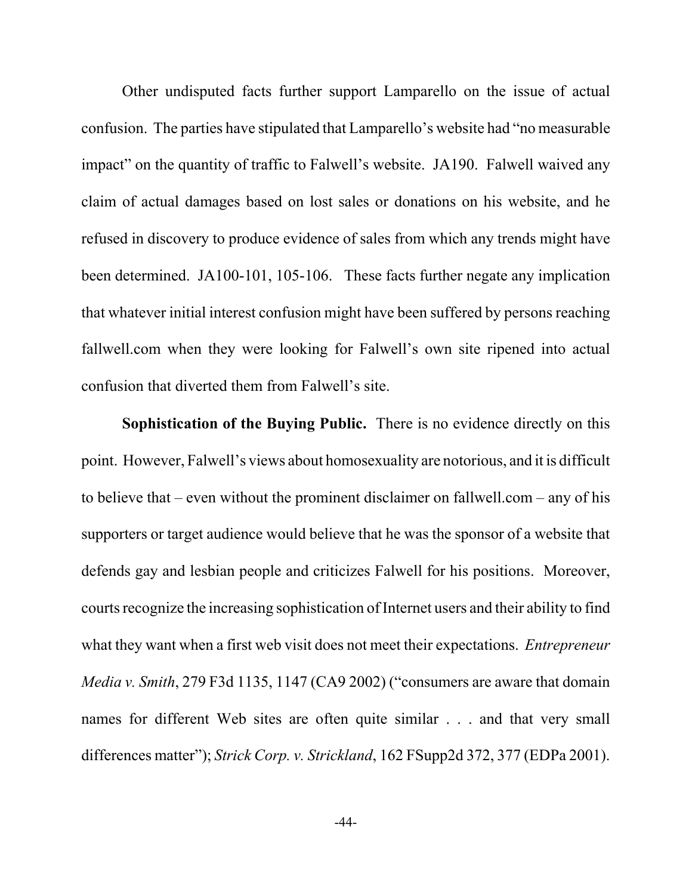Other undisputed facts further support Lamparello on the issue of actual confusion. The parties have stipulated that Lamparello's website had "no measurable impact" on the quantity of traffic to Falwell's website. JA190. Falwell waived any claim of actual damages based on lost sales or donations on his website, and he refused in discovery to produce evidence of sales from which any trends might have been determined. JA100-101, 105-106. These facts further negate any implication that whatever initial interest confusion might have been suffered by persons reaching fallwell.com when they were looking for Falwell's own site ripened into actual confusion that diverted them from Falwell's site.

**Sophistication of the Buying Public.** There is no evidence directly on this point. However, Falwell's views about homosexuality are notorious, and it is difficult to believe that – even without the prominent disclaimer on fallwell.com – any of his supporters or target audience would believe that he was the sponsor of a website that defends gay and lesbian people and criticizes Falwell for his positions. Moreover, courts recognize the increasing sophistication of Internet users and their ability to find what they want when a first web visit does not meet their expectations. *Entrepreneur Media v. Smith*, 279 F3d 1135, 1147 (CA9 2002) ("consumers are aware that domain names for different Web sites are often quite similar . . . and that very small differences matter"); *Strick Corp. v. Strickland*, 162 FSupp2d 372, 377 (EDPa 2001).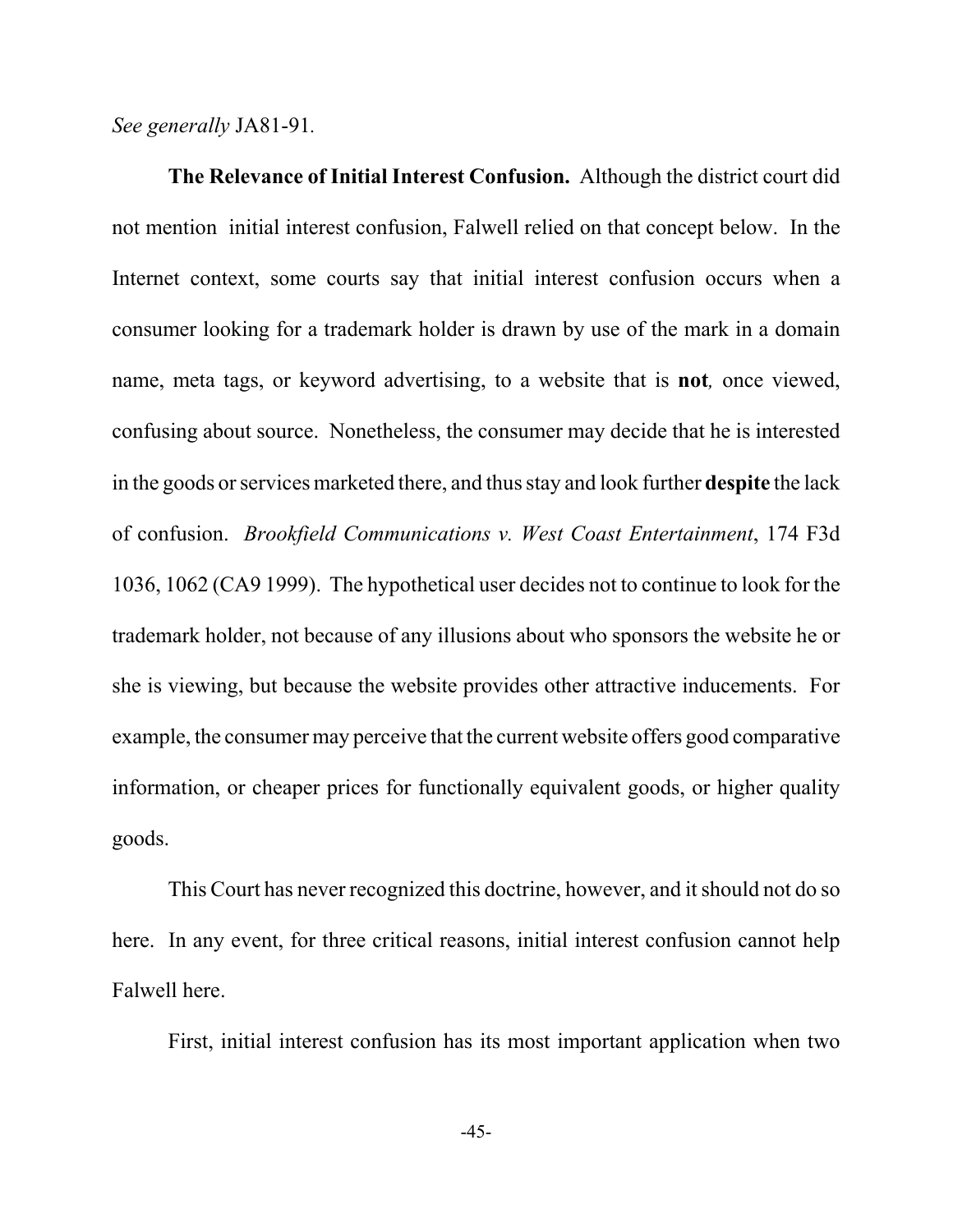*See generally* JA81-91.

**The Relevance of Initial Interest Confusion.** Although the district court did not mention initial interest confusion, Falwell relied on that concept below. In the Internet context, some courts say that initial interest confusion occurs when a consumer looking for a trademark holder is drawn by use of the mark in a domain name, meta tags, or keyword advertising, to a website that is **not***,* once viewed, confusing about source. Nonetheless, the consumer may decide that he is interested in the goods or services marketed there, and thus stay and look further **despite** the lack of confusion. *Brookfield Communications v. West Coast Entertainment*, 174 F3d 1036, 1062 (CA9 1999). The hypothetical user decides not to continue to look for the trademark holder, not because of any illusions about who sponsors the website he or she is viewing, but because the website provides other attractive inducements. For example, the consumer may perceive that the current website offers good comparative information, or cheaper prices for functionally equivalent goods, or higher quality goods.

This Court has never recognized this doctrine, however, and it should not do so here. In any event, for three critical reasons, initial interest confusion cannot help Falwell here.

First, initial interest confusion has its most important application when two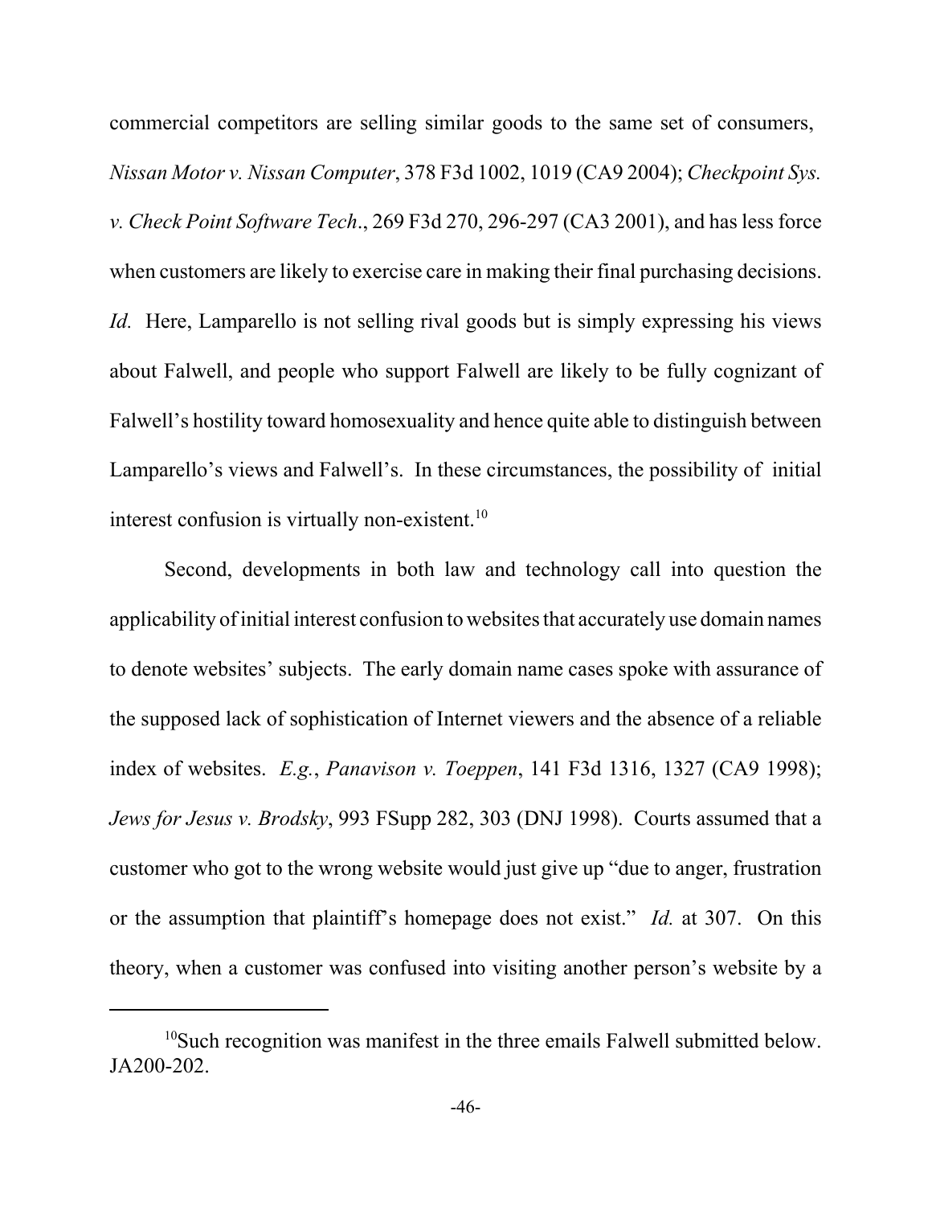commercial competitors are selling similar goods to the same set of consumers, *Nissan Motor v. Nissan Computer*, 378 F3d 1002, 1019 (CA9 2004); *Checkpoint Sys. v. Check Point Software Tech*., 269 F3d 270, 296-297 (CA3 2001), and has less force when customers are likely to exercise care in making their final purchasing decisions. *Id.* Here, Lamparello is not selling rival goods but is simply expressing his views about Falwell, and people who support Falwell are likely to be fully cognizant of Falwell's hostility toward homosexuality and hence quite able to distinguish between Lamparello's views and Falwell's. In these circumstances, the possibility of initial interest confusion is virtually non-existent.[10]

Second, developments in both law and technology call into question the applicability of initial interest confusion to websites that accurately use domain names to denote websites' subjects. The early domain name cases spoke with assurance of the supposed lack of sophistication of Internet viewers and the absence of a reliable index of websites. *E.g.*, *Panavison v. Toeppen*, 141 F3d 1316, 1327 (CA9 1998); *Jews for Jesus v. Brodsky*, 993 FSupp 282, 303 (DNJ 1998). Courts assumed that a customer who got to the wrong website would just give up "due to anger, frustration or the assumption that plaintiff's homepage does not exist." *Id.* at 307. On this theory, when a customer was confused into visiting another person's website by a

---

[10] Such recognition was manifest in the three emails Falwell submitted below. JA200-202.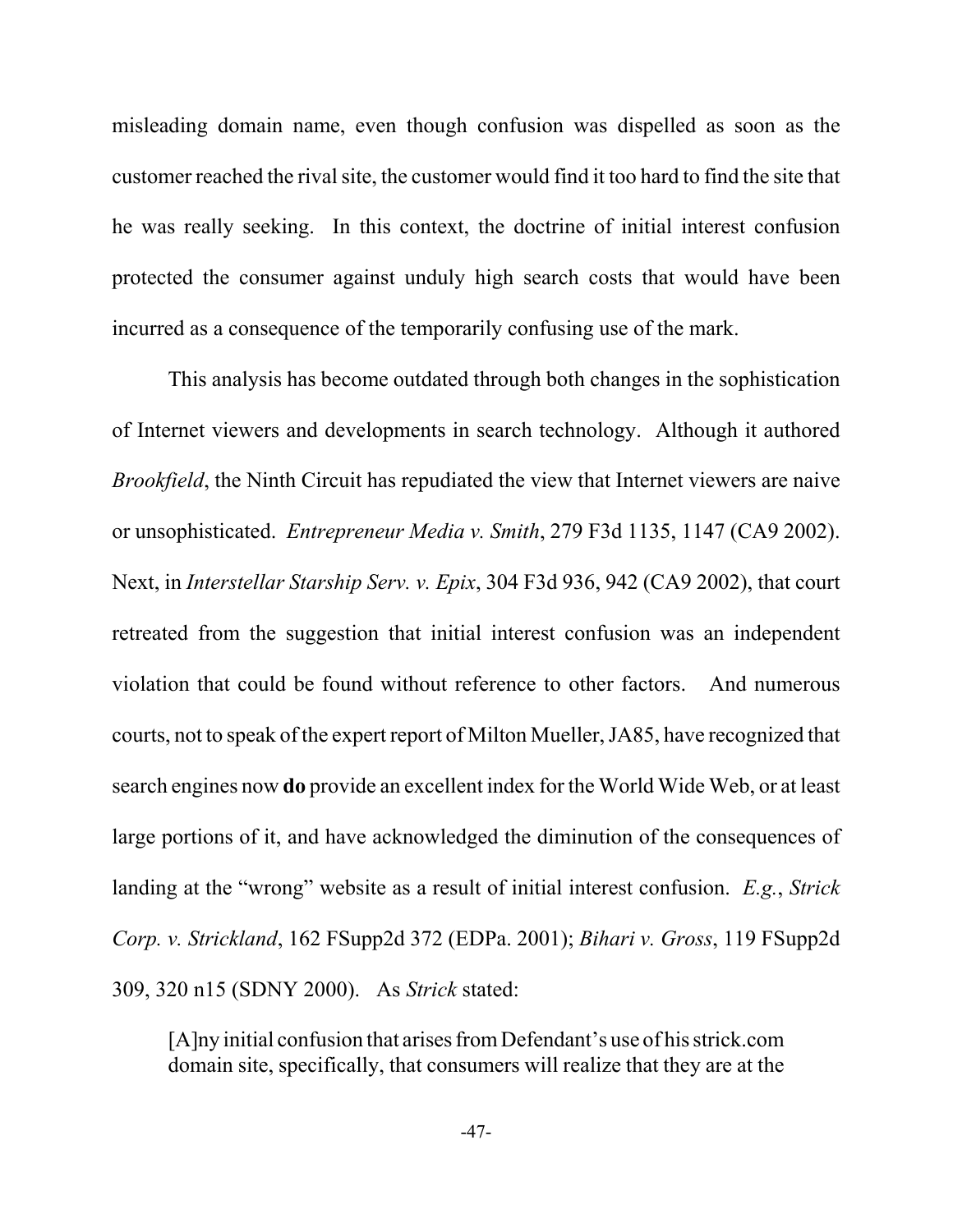misleading domain name, even though confusion was dispelled as soon as the customer reached the rival site, the customer would find it too hard to find the site that he was really seeking. In this context, the doctrine of initial interest confusion protected the consumer against unduly high search costs that would have been incurred as a consequence of the temporarily confusing use of the mark.

This analysis has become outdated through both changes in the sophistication of Internet viewers and developments in search technology. Although it authored *Brookfield*, the Ninth Circuit has repudiated the view that Internet viewers are naive or unsophisticated. *Entrepreneur Media v. Smith*, 279 F3d 1135, 1147 (CA9 2002). Next, in *Interstellar Starship Serv. v. Epix*, 304 F3d 936, 942 (CA9 2002), that court retreated from the suggestion that initial interest confusion was an independent violation that could be found without reference to other factors. And numerous courts, not to speak of the expert report of Milton Mueller, JA85, have recognized that search engines now **do** provide an excellent index for the World Wide Web, or at least large portions of it, and have acknowledged the diminution of the consequences of landing at the "wrong" website as a result of initial interest confusion. *E.g.*, *Strick Corp. v. Strickland*, 162 FSupp2d 372 (EDPa. 2001); *Bihari v. Gross*, 119 FSupp2d 309, 320 n15 (SDNY 2000). As *Strick* stated:

> [A]ny initial confusion that arises from Defendant's use of his strick.com domain site, specifically, that consumers will realize that they are at the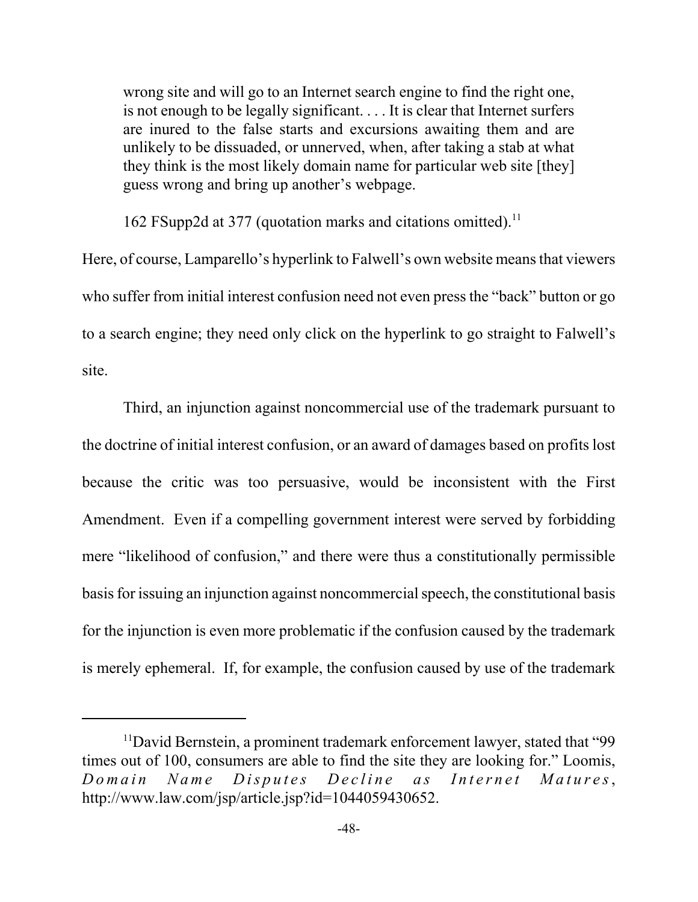> wrong site and will go to an Internet search engine to find the right one, is not enough to be legally significant. . . . It is clear that Internet surfers are inured to the false starts and excursions awaiting them and are unlikely to be dissuaded, or unnerved, when, after taking a stab at what they think is the most likely domain name for particular web site [they] guess wrong and bring up another's webpage.

162 FSupp2d at 377 (quotation marks and citations omitted).[11]

Here, of course, Lamparello's hyperlink to Falwell's own website means that viewers who suffer from initial interest confusion need not even press the "back" button or go to a search engine; they need only click on the hyperlink to go straight to Falwell's site.

Third, an injunction against noncommercial use of the trademark pursuant to the doctrine of initial interest confusion, or an award of damages based on profits lost because the critic was too persuasive, would be inconsistent with the First Amendment. Even if a compelling government interest were served by forbidding mere "likelihood of confusion," and there were thus a constitutionally permissible basis for issuing an injunction against noncommercial speech, the constitutional basis for the injunction is even more problematic if the confusion caused by the trademark is merely ephemeral. If, for example, the confusion caused by use of the trademark

[11] David Bernstein, a prominent trademark enforcement lawyer, stated that "99 times out of 100, consumers are able to find the site they are looking for." Loomis, *Domain Name Disputes Decline as Internet Matures*, http://www.law.com/jsp/article.jsp?id=1044059430652.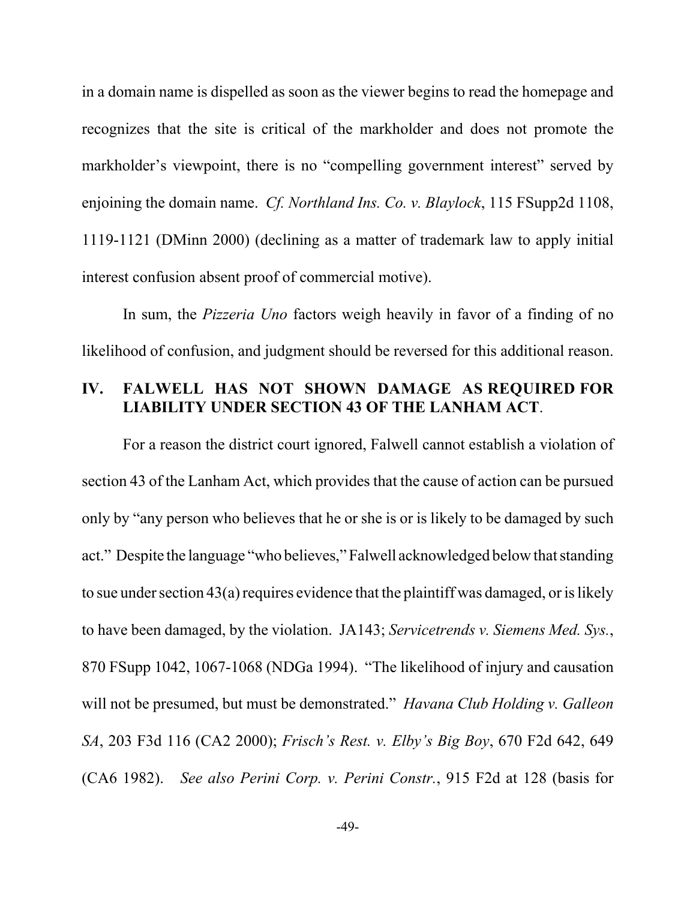in a domain name is dispelled as soon as the viewer begins to read the homepage and recognizes that the site is critical of the markholder and does not promote the markholder's viewpoint, there is no "compelling government interest" served by enjoining the domain name. *Cf. Northland Ins. Co. v. Blaylock*, 115 FSupp2d 1108, 1119-1121 (DMinn 2000) (declining as a matter of trademark law to apply initial interest confusion absent proof of commercial motive).

In sum, the *Pizzeria Uno* factors weigh heavily in favor of a finding of no likelihood of confusion, and judgment should be reversed for this additional reason.

## IV. FALWELL HAS NOT SHOWN DAMAGE AS REQUIRED FOR LIABILITY UNDER SECTION 43 OF THE LANHAM ACT.

For a reason the district court ignored, Falwell cannot establish a violation of section 43 of the Lanham Act, which provides that the cause of action can be pursued only by "any person who believes that he or she is or is likely to be damaged by such act." Despite the language "who believes," Falwell acknowledged below that standing to sue under section 43(a) requires evidence that the plaintiff was damaged, or is likely to have been damaged, by the violation. JA143; *Servicetrends v. Siemens Med. Sys.*, 870 FSupp 1042, 1067-1068 (NDGa 1994). "The likelihood of injury and causation will not be presumed, but must be demonstrated." *Havana Club Holding v. Galleon SA*, 203 F3d 116 (CA2 2000); *Frisch's Rest. v. Elby's Big Boy*, 670 F2d 642, 649 (CA6 1982). *See also Perini Corp. v. Perini Constr.*, 915 F2d at 128 (basis for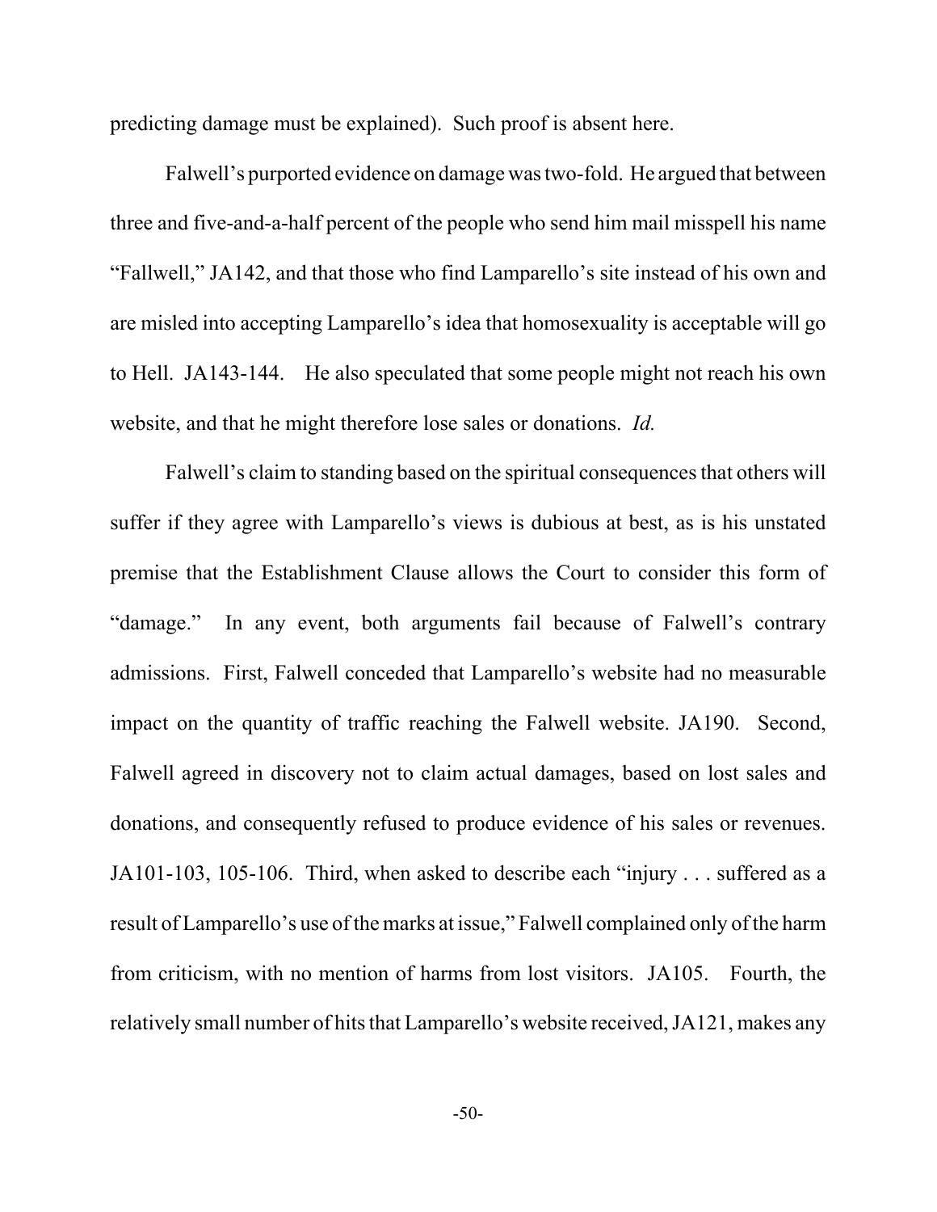predicting damage must be explained). Such proof is absent here.

Falwell's purported evidence on damage was two-fold. He argued that between three and five-and-a-half percent of the people who send him mail misspell his name "Fallwell," JA142, and that those who find Lamparello's site instead of his own and are misled into accepting Lamparello's idea that homosexuality is acceptable will go to Hell. JA143-144. He also speculated that some people might not reach his own website, and that he might therefore lose sales or donations. *Id.*

Falwell's claim to standing based on the spiritual consequences that others will suffer if they agree with Lamparello's views is dubious at best, as is his unstated premise that the Establishment Clause allows the Court to consider this form of "damage." In any event, both arguments fail because of Falwell's contrary admissions. First, Falwell conceded that Lamparello's website had no measurable impact on the quantity of traffic reaching the Falwell website. JA190. Second, Falwell agreed in discovery not to claim actual damages, based on lost sales and donations, and consequently refused to produce evidence of his sales or revenues. JA101-103, 105-106. Third, when asked to describe each "injury . . . suffered as a result of Lamparello's use of the marks at issue," Falwell complained only of the harm from criticism, with no mention of harms from lost visitors. JA105. Fourth, the relatively small number of hits that Lamparello's website received, JA121, makes any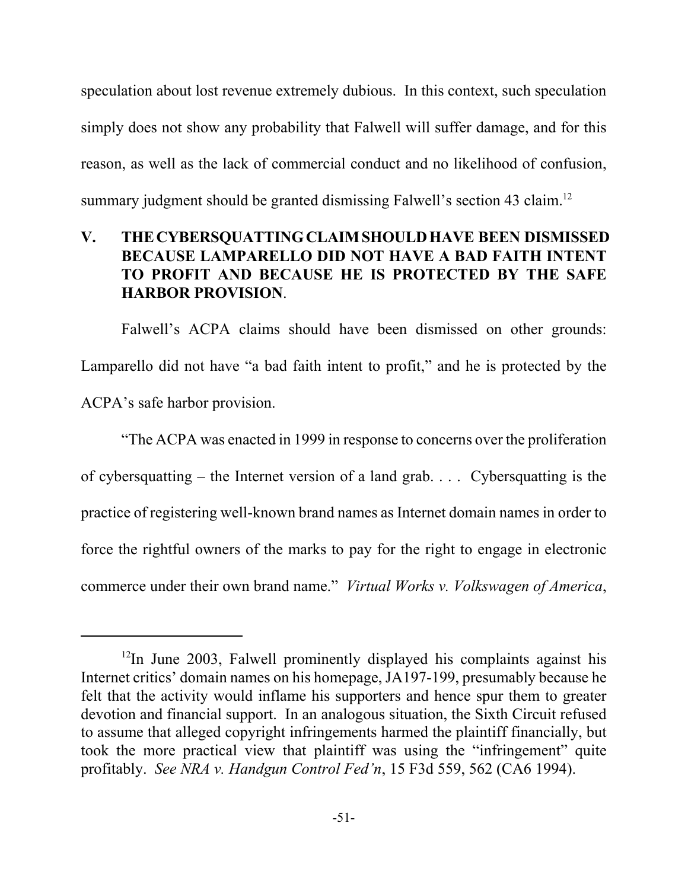speculation about lost revenue extremely dubious. In this context, such speculation simply does not show any probability that Falwell will suffer damage, and for this reason, as well as the lack of commercial conduct and no likelihood of confusion, summary judgment should be granted dismissing Falwell's section 43 claim.[12]

## V. THE CYBERSQUATTING CLAIM SHOULD HAVE BEEN DISMISSED BECAUSE LAMPARELLO DID NOT HAVE A BAD FAITH INTENT TO PROFIT AND BECAUSE HE IS PROTECTED BY THE SAFE HARBOR PROVISION.

Falwell's ACPA claims should have been dismissed on other grounds: Lamparello did not have "a bad faith intent to profit," and he is protected by the ACPA's safe harbor provision.

"The ACPA was enacted in 1999 in response to concerns over the proliferation of cybersquatting – the Internet version of a land grab. . . . Cybersquatting is the practice of registering well-known brand names as Internet domain names in order to force the rightful owners of the marks to pay for the right to engage in electronic commerce under their own brand name." *Virtual Works v. Volkswagen of America*,

---

[12]In June 2003, Falwell prominently displayed his complaints against his Internet critics' domain names on his homepage, JA197-199, presumably because he felt that the activity would inflame his supporters and hence spur them to greater devotion and financial support. In an analogous situation, the Sixth Circuit refused to assume that alleged copyright infringements harmed the plaintiff financially, but took the more practical view that plaintiff was using the "infringement" quite profitably. *See NRA v. Handgun Control Fed'n*, 15 F3d 559, 562 (CA6 1994).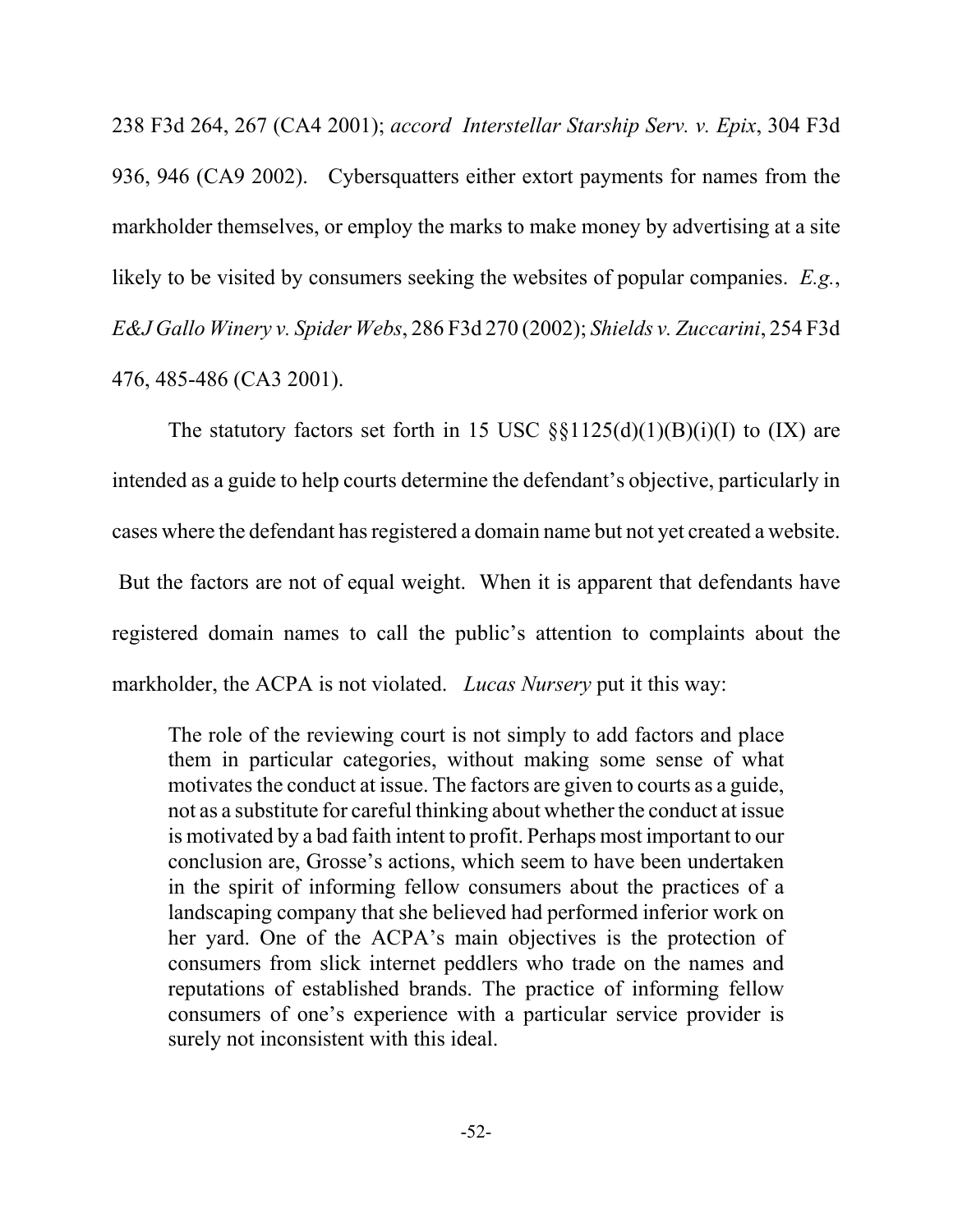238 F3d 264, 267 (CA4 2001); *accord Interstellar Starship Serv. v. Epix*, 304 F3d 936, 946 (CA9 2002). Cybersquatters either extort payments for names from the markholder themselves, or employ the marks to make money by advertising at a site likely to be visited by consumers seeking the websites of popular companies. *E.g.*, *E&J Gallo Winery v. Spider Webs*, 286 F3d 270 (2002); *Shields v. Zuccarini*, 254 F3d 476, 485-486 (CA3 2001).

The statutory factors set forth in 15 USC §§1125(d)(1)(B)(i)(I) to (IX) are intended as a guide to help courts determine the defendant's objective, particularly in cases where the defendant has registered a domain name but not yet created a website. But the factors are not of equal weight. When it is apparent that defendants have registered domain names to call the public's attention to complaints about the markholder, the ACPA is not violated. *Lucas Nursery* put it this way:

> The role of the reviewing court is not simply to add factors and place them in particular categories, without making some sense of what motivates the conduct at issue. The factors are given to courts as a guide, not as a substitute for careful thinking about whether the conduct at issue is motivated by a bad faith intent to profit. Perhaps most important to our conclusion are, Grosse's actions, which seem to have been undertaken in the spirit of informing fellow consumers about the practices of a landscaping company that she believed had performed inferior work on her yard. One of the ACPA's main objectives is the protection of consumers from slick internet peddlers who trade on the names and reputations of established brands. The practice of informing fellow consumers of one's experience with a particular service provider is surely not inconsistent with this ideal.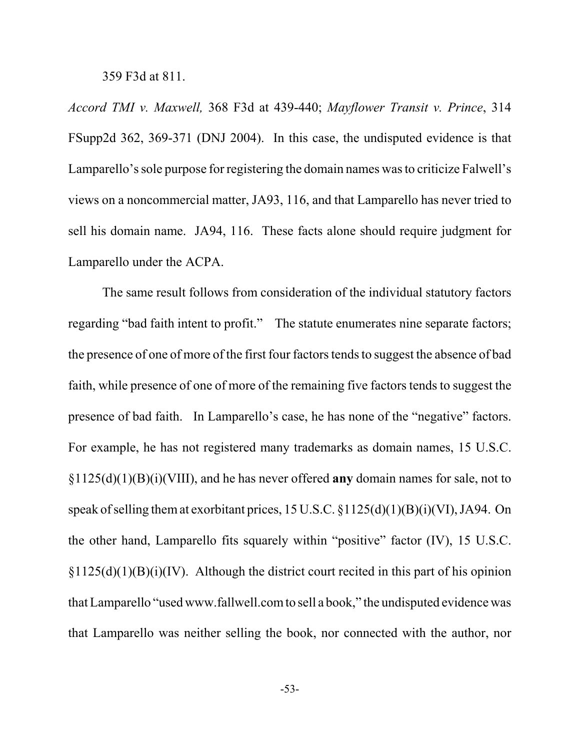359 F3d at 811.

*Accord TMI v. Maxwell,* 368 F3d at 439-440; *Mayflower Transit v. Prince*, 314 FSupp2d 362, 369-371 (DNJ 2004). In this case, the undisputed evidence is that Lamparello's sole purpose for registering the domain names was to criticize Falwell's views on a noncommercial matter, JA93, 116, and that Lamparello has never tried to sell his domain name. JA94, 116. These facts alone should require judgment for Lamparello under the ACPA.

The same result follows from consideration of the individual statutory factors regarding "bad faith intent to profit." The statute enumerates nine separate factors; the presence of one of more of the first four factors tends to suggest the absence of bad faith, while presence of one of more of the remaining five factors tends to suggest the presence of bad faith. In Lamparello's case, he has none of the "negative" factors. For example, he has not registered many trademarks as domain names, 15 U.S.C. §1125(d)(1)(B)(i)(VIII), and he has never offered **any** domain names for sale, not to speak of selling them at exorbitant prices, 15 U.S.C. §1125(d)(1)(B)(i)(VI), JA94. On the other hand, Lamparello fits squarely within "positive" factor (IV), 15 U.S.C. §1125(d)(1)(B)(i)(IV). Although the district court recited in this part of his opinion that Lamparello "used www.fallwell.com to sell a book," the undisputed evidence was that Lamparello was neither selling the book, nor connected with the author, nor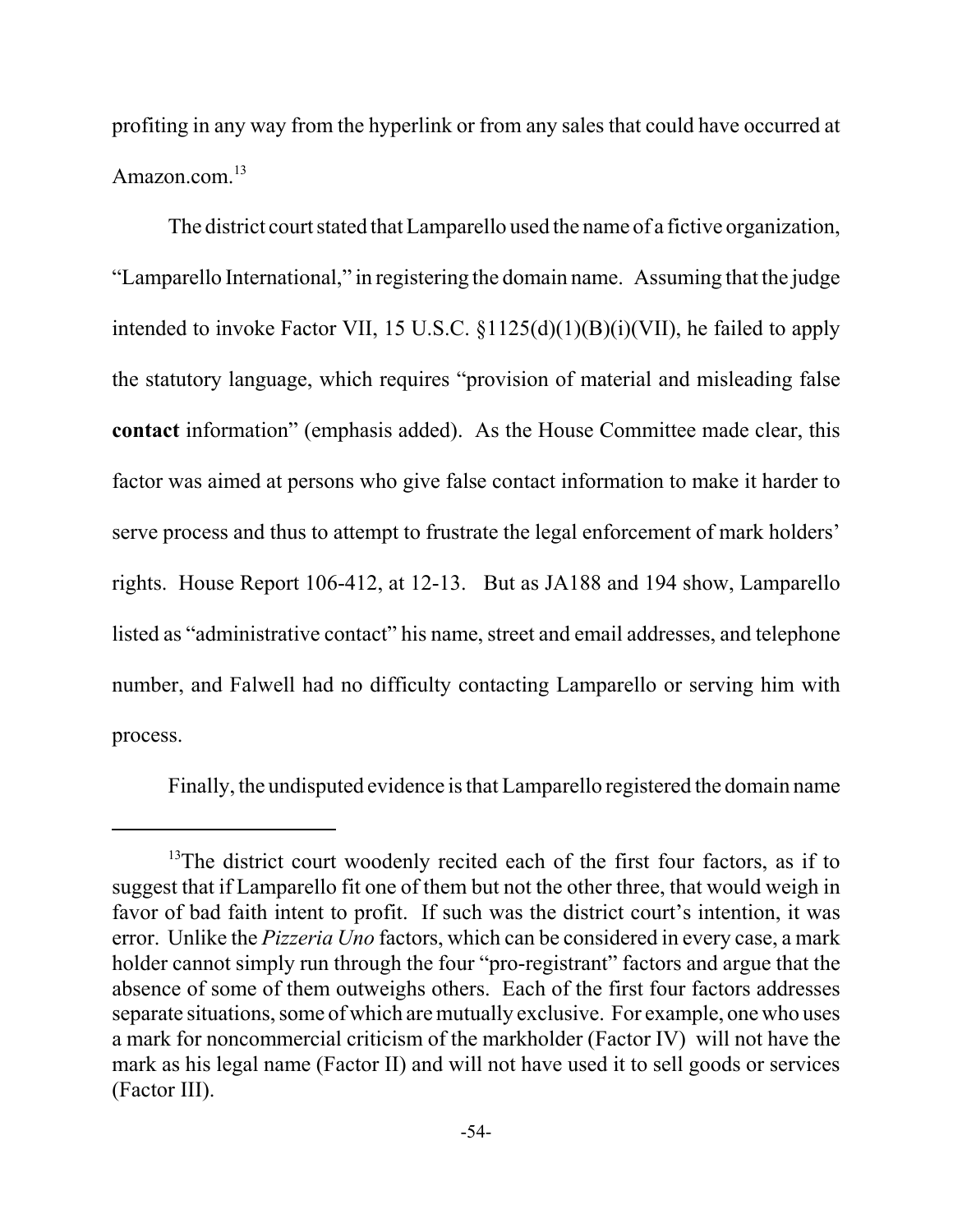profiting in any way from the hyperlink or from any sales that could have occurred at Amazon.com.[13]

The district court stated that Lamparello used the name of a fictive organization, "Lamparello International," in registering the domain name. Assuming that the judge intended to invoke Factor VII, 15 U.S.C. §1125(d)(1)(B)(i)(VII), he failed to apply the statutory language, which requires "provision of material and misleading false **contact** information" (emphasis added). As the House Committee made clear, this factor was aimed at persons who give false contact information to make it harder to serve process and thus to attempt to frustrate the legal enforcement of mark holders' rights. House Report 106-412, at 12-13. But as JA188 and 194 show, Lamparello listed as "administrative contact" his name, street and email addresses, and telephone number, and Falwell had no difficulty contacting Lamparello or serving him with process.

Finally, the undisputed evidence is that Lamparello registered the domain name

---

[13]The district court woodenly recited each of the first four factors, as if to suggest that if Lamparello fit one of them but not the other three, that would weigh in favor of bad faith intent to profit. If such was the district court's intention, it was error. Unlike the *Pizzeria Uno* factors, which can be considered in every case, a mark holder cannot simply run through the four "pro-registrant" factors and argue that the absence of some of them outweighs others. Each of the first four factors addresses separate situations, some of which are mutually exclusive. For example, one who uses a mark for noncommercial criticism of the markholder (Factor IV) will not have the mark as his legal name (Factor II) and will not have used it to sell goods or services (Factor III).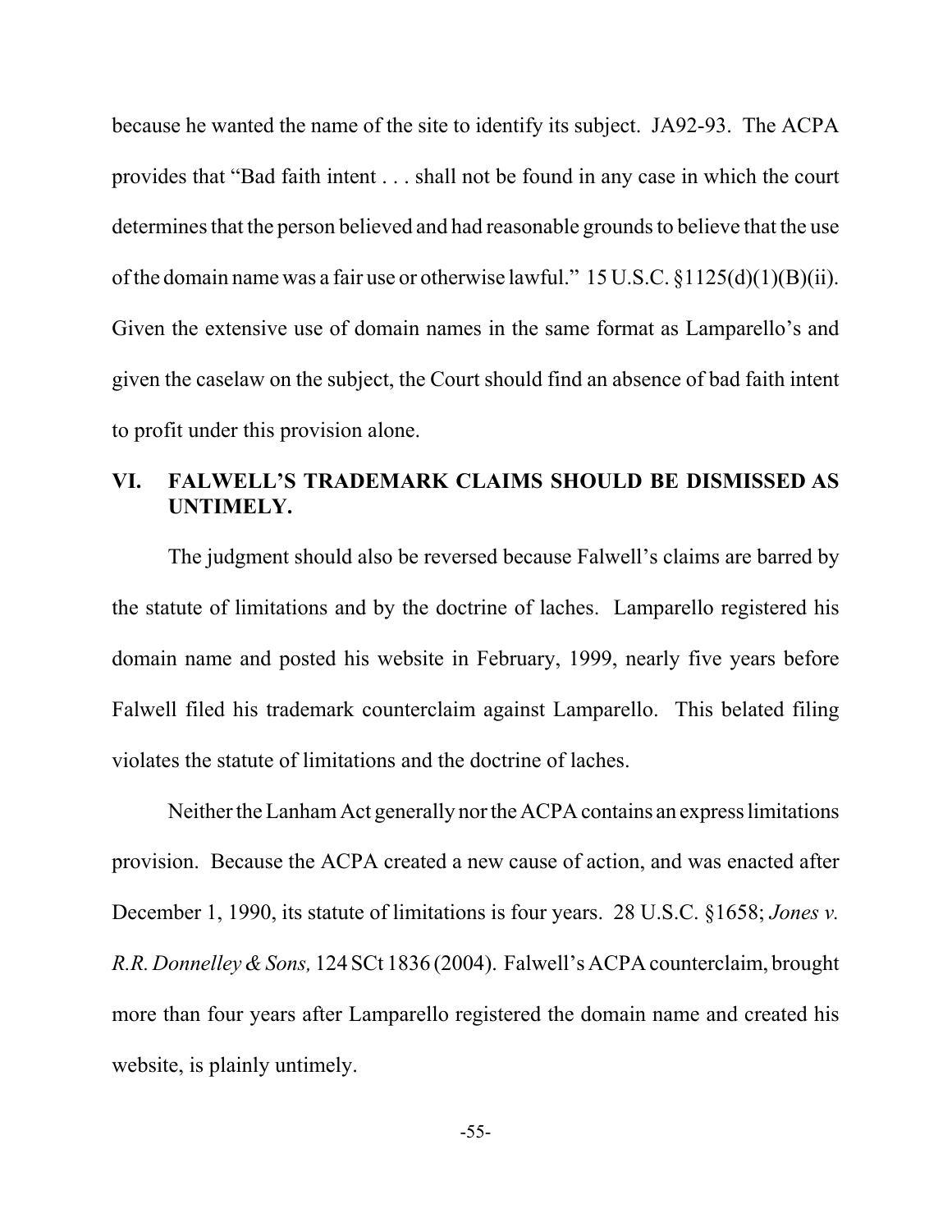because he wanted the name of the site to identify its subject. JA92-93. The ACPA provides that "Bad faith intent . . . shall not be found in any case in which the court determines that the person believed and had reasonable grounds to believe that the use of the domain name was a fair use or otherwise lawful." 15 U.S.C. §1125(d)(1)(B)(ii). Given the extensive use of domain names in the same format as Lamparello's and given the caselaw on the subject, the Court should find an absence of bad faith intent to profit under this provision alone.

## VI. FALWELL'S TRADEMARK CLAIMS SHOULD BE DISMISSED AS UNTIMELY.

The judgment should also be reversed because Falwell's claims are barred by the statute of limitations and by the doctrine of laches. Lamparello registered his domain name and posted his website in February, 1999, nearly five years before Falwell filed his trademark counterclaim against Lamparello. This belated filing violates the statute of limitations and the doctrine of laches.

Neither the Lanham Act generally nor the ACPA contains an express limitations provision. Because the ACPA created a new cause of action, and was enacted after December 1, 1990, its statute of limitations is four years. 28 U.S.C. §1658; *Jones v. R.R. Donnelley & Sons,* 124 SCt 1836 (2004). Falwell's ACPA counterclaim, brought more than four years after Lamparello registered the domain name and created his website, is plainly untimely.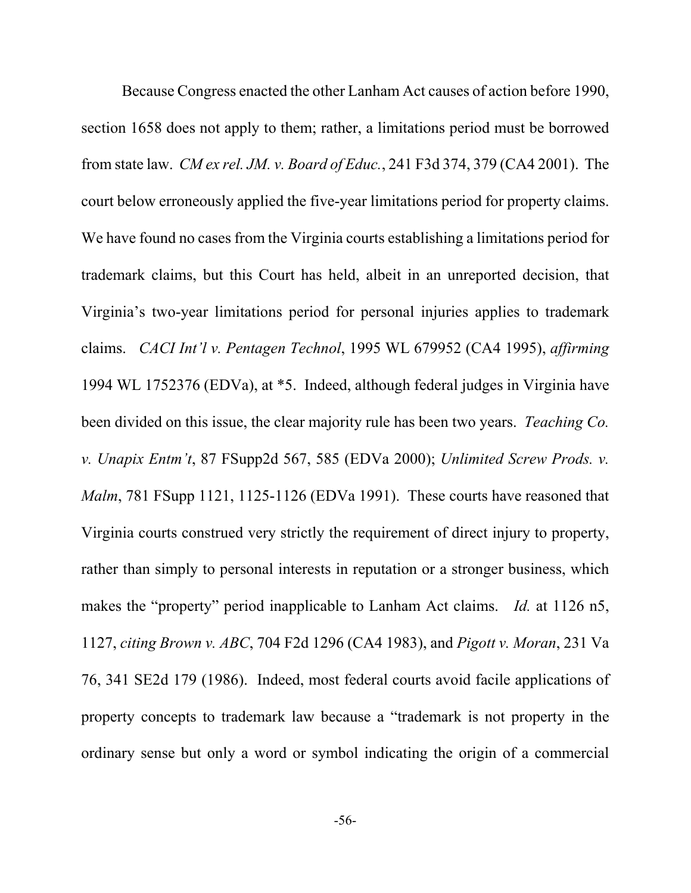Because Congress enacted the other Lanham Act causes of action before 1990, section 1658 does not apply to them; rather, a limitations period must be borrowed from state law. *CM ex rel. JM. v. Board of Educ.*, 241 F3d 374, 379 (CA4 2001). The court below erroneously applied the five-year limitations period for property claims. We have found no cases from the Virginia courts establishing a limitations period for trademark claims, but this Court has held, albeit in an unreported decision, that Virginia's two-year limitations period for personal injuries applies to trademark claims. *CACI Int'l v. Pentagen Technol*, 1995 WL 679952 (CA4 1995), *affirming* 1994 WL 1752376 (EDVa), at *5. Indeed, although federal judges in Virginia have been divided on this issue, the clear majority rule has been two years. *Teaching Co. v. Unapix Entm't*, 87 FSupp2d 567, 585 (EDVa 2000); *Unlimited Screw Prods. v. Malm*, 781 FSupp 1121, 1125-1126 (EDVa 1991). These courts have reasoned that Virginia courts construed very strictly the requirement of direct injury to property, rather than simply to personal interests in reputation or a stronger business, which makes the "property" period inapplicable to Lanham Act claims. *Id.* at 1126 n5, 1127, *citing Brown v. ABC*, 704 F2d 1296 (CA4 1983), and *Pigott v. Moran*, 231 Va 76, 341 SE2d 179 (1986). Indeed, most federal courts avoid facile applications of property concepts to trademark law because a "trademark is not property in the ordinary sense but only a word or symbol indicating the origin of a commercial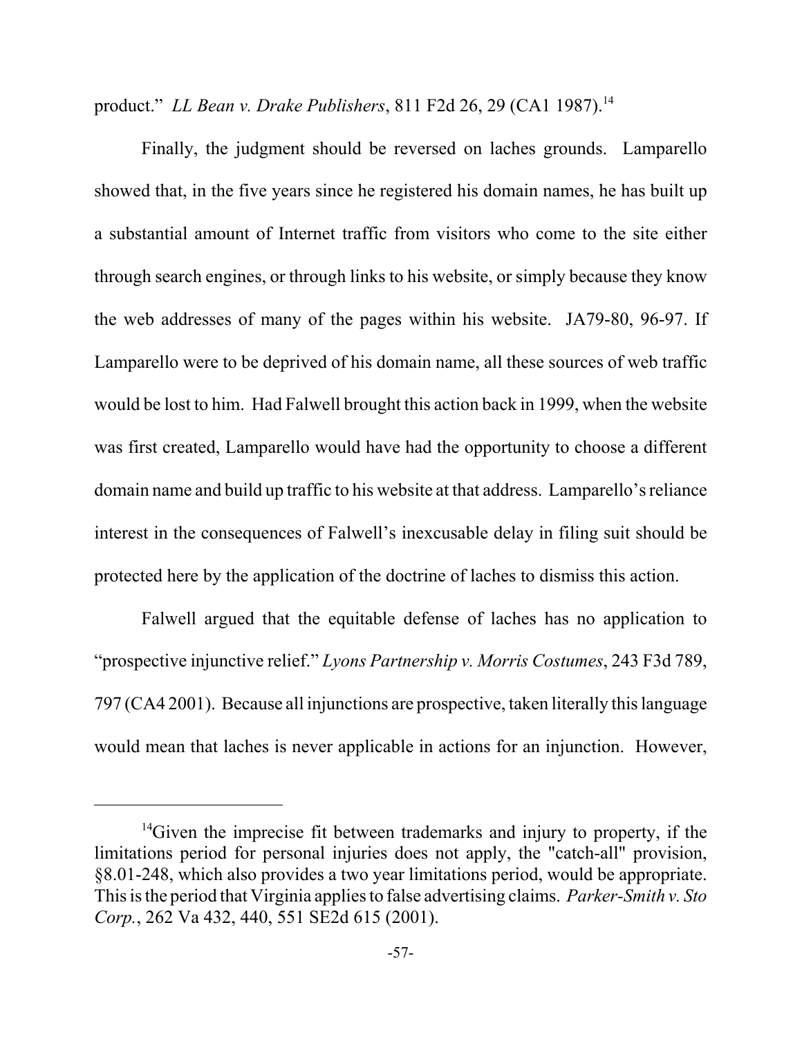product." *LL Bean v. Drake Publishers*, 811 F2d 26, 29 (CA1 1987).[14]

Finally, the judgment should be reversed on laches grounds. Lamparello showed that, in the five years since he registered his domain names, he has built up a substantial amount of Internet traffic from visitors who come to the site either through search engines, or through links to his website, or simply because they know the web addresses of many of the pages within his website. JA79-80, 96-97. If Lamparello were to be deprived of his domain name, all these sources of web traffic would be lost to him. Had Falwell brought this action back in 1999, when the website was first created, Lamparello would have had the opportunity to choose a different domain name and build up traffic to his website at that address. Lamparello's reliance interest in the consequences of Falwell's inexcusable delay in filing suit should be protected here by the application of the doctrine of laches to dismiss this action.

Falwell argued that the equitable defense of laches has no application to "prospective injunctive relief." *Lyons Partnership v. Morris Costumes*, 243 F3d 789, 797 (CA4 2001). Because all injunctions are prospective, taken literally this language would mean that laches is never applicable in actions for an injunction. However,

---

[14]Given the imprecise fit between trademarks and injury to property, if the limitations period for personal injuries does not apply, the "catch-all" provision, §8.01-248, which also provides a two year limitations period, would be appropriate. This is the period that Virginia applies to false advertising claims. *Parker-Smith v. Sto Corp.*, 262 Va 432, 440, 551 SE2d 615 (2001).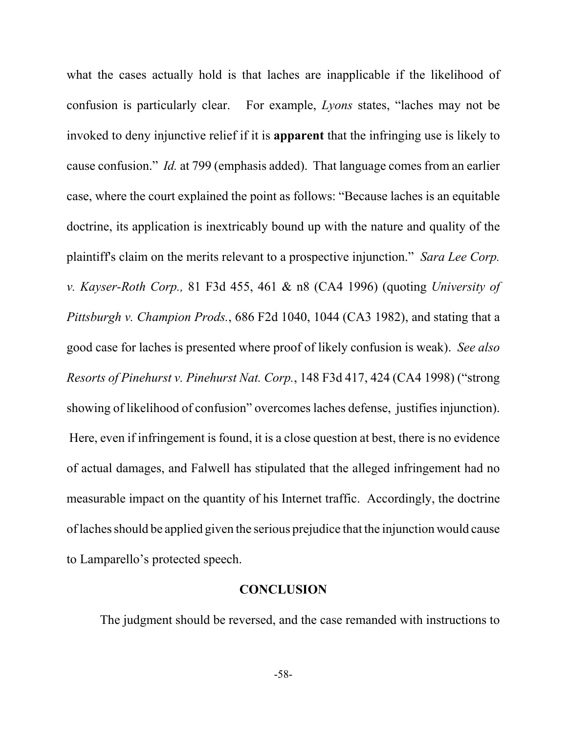what the cases actually hold is that laches are inapplicable if the likelihood of confusion is particularly clear. For example, *Lyons* states, "laches may not be invoked to deny injunctive relief if it is **apparent** that the infringing use is likely to cause confusion." *Id.* at 799 (emphasis added). That language comes from an earlier case, where the court explained the point as follows: "Because laches is an equitable doctrine, its application is inextricably bound up with the nature and quality of the plaintiff's claim on the merits relevant to a prospective injunction." *Sara Lee Corp. v. Kayser-Roth Corp.,* 81 F3d 455, 461 & n8 (CA4 1996) (quoting *University of Pittsburgh v. Champion Prods.*, 686 F2d 1040, 1044 (CA3 1982), and stating that a good case for laches is presented where proof of likely confusion is weak). *See also Resorts of Pinehurst v. Pinehurst Nat. Corp.*, 148 F3d 417, 424 (CA4 1998) ("strong showing of likelihood of confusion" overcomes laches defense, justifies injunction). Here, even if infringement is found, it is a close question at best, there is no evidence of actual damages, and Falwell has stipulated that the alleged infringement had no measurable impact on the quantity of his Internet traffic. Accordingly, the doctrine of laches should be applied given the serious prejudice that the injunction would cause to Lamparello's protected speech.

## CONCLUSION

The judgment should be reversed, and the case remanded with instructions to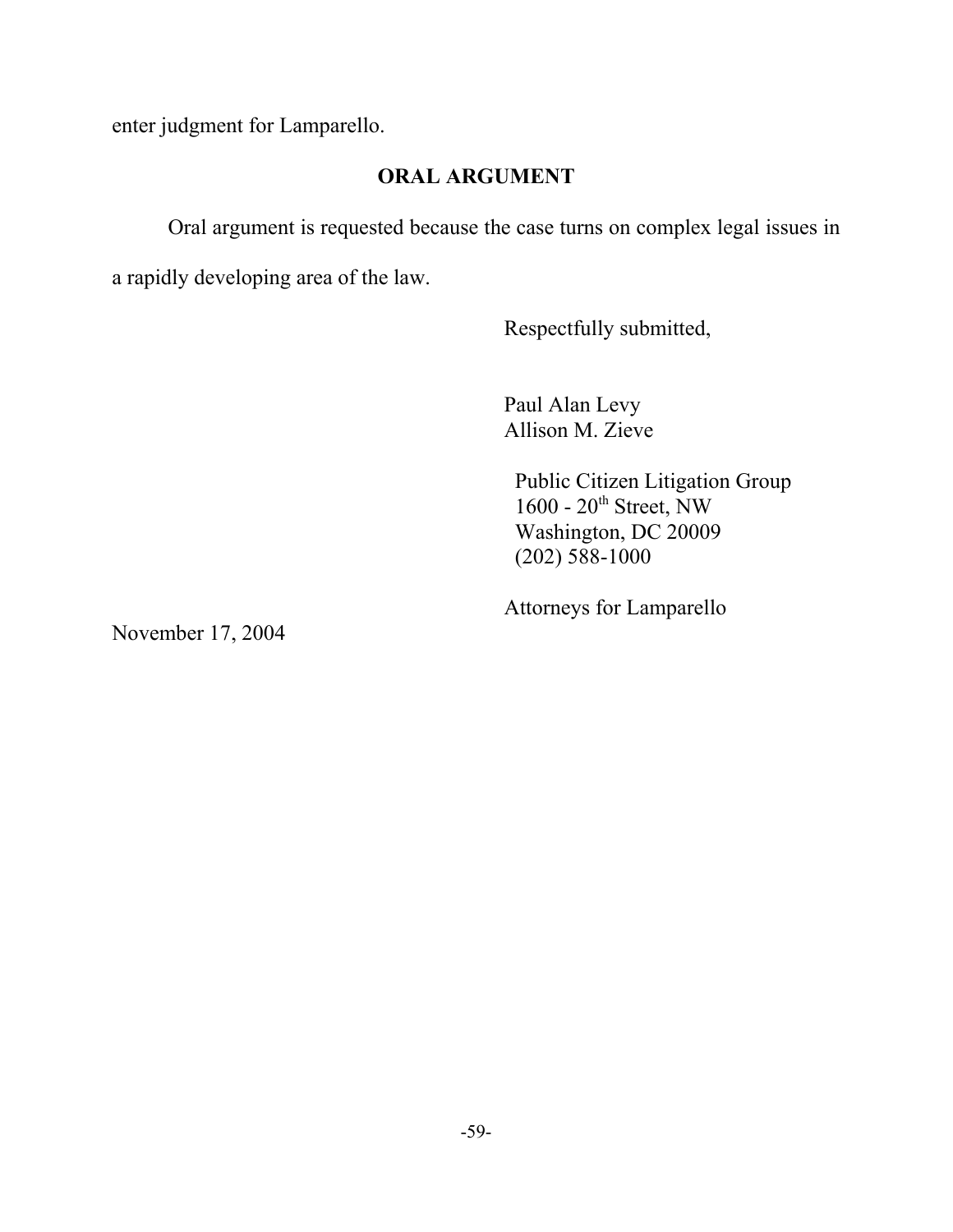enter judgment for Lamparello.

## ORAL ARGUMENT

Oral argument is requested because the case turns on complex legal issues in a rapidly developing area of the law.

Respectfully submitted,

Paul Alan Levy
Allison M. Zieve

Public Citizen Litigation Group
1600 - 20th Street, NW
Washington, DC 20009
(202) 588-1000

Attorneys for Lamparello

November 17, 2004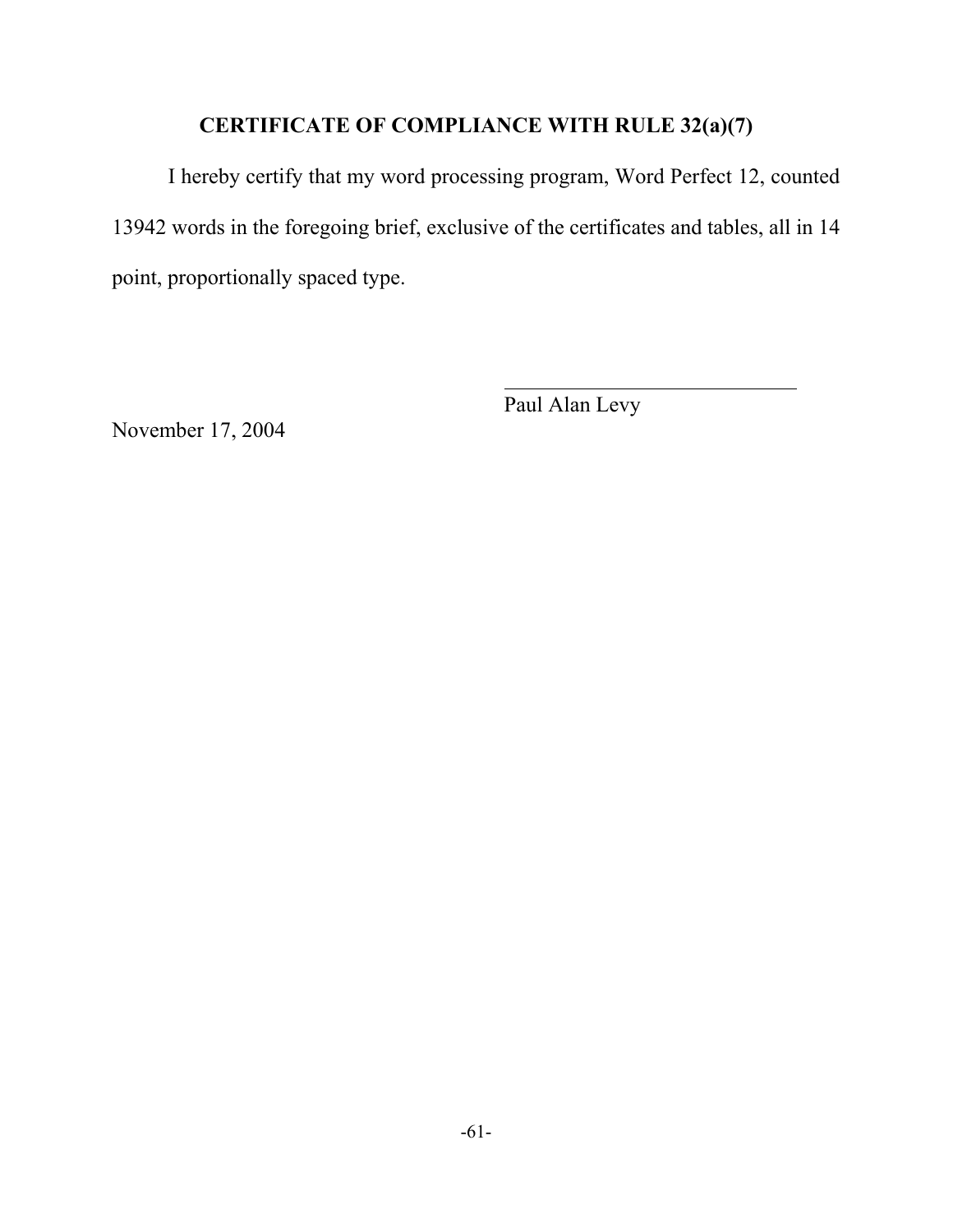## CERTIFICATE OF COMPLIANCE WITH RULE 32(a)(7)

I hereby certify that my word processing program, Word Perfect 12, counted 13942 words in the foregoing brief, exclusive of the certificates and tables, all in 14 point, proportionally spaced type.

Paul Alan Levy

November 17, 2004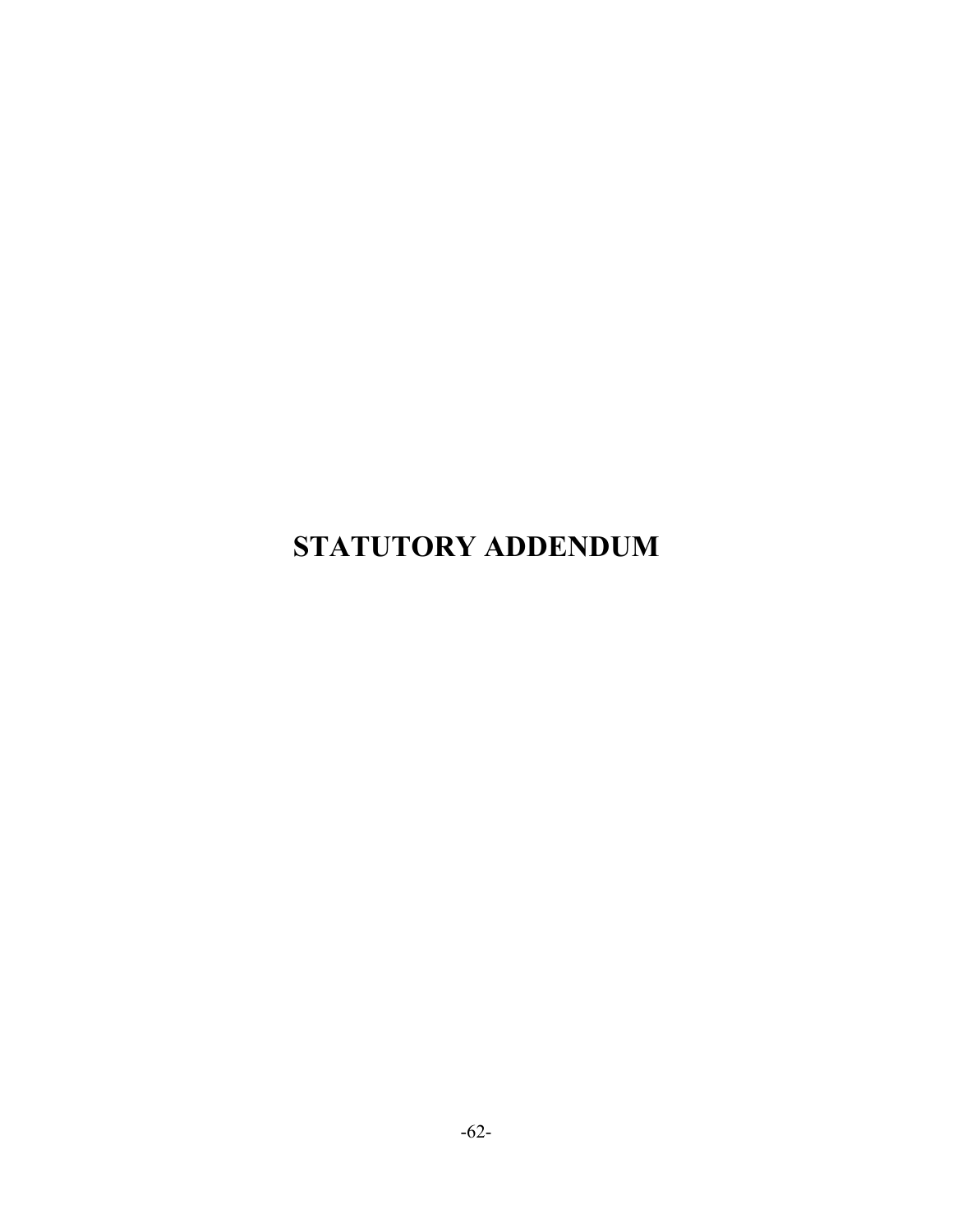# STATUTORY ADDENDUM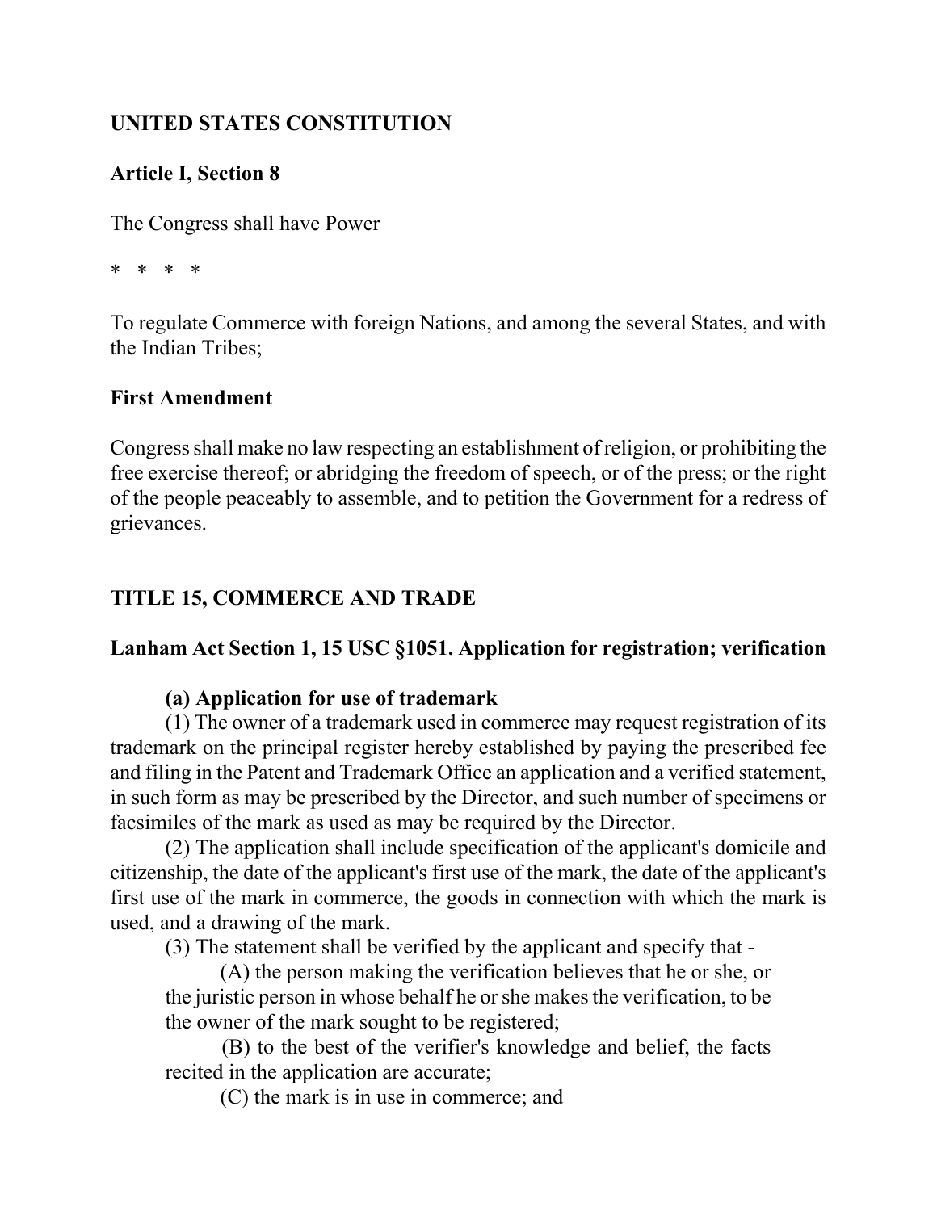**UNITED STATES CONSTITUTION**

**Article I, Section 8**

The Congress shall have Power

* * * *

To regulate Commerce with foreign Nations, and among the several States, and with the Indian Tribes;

**First Amendment**

Congress shall make no law respecting an establishment of religion, or prohibiting the free exercise thereof; or abridging the freedom of speech, or of the press; or the right of the people peaceably to assemble, and to petition the Government for a redress of grievances.

**TITLE 15, COMMERCE AND TRADE**

**Lanham Act Section 1, 15 USC §1051. Application for registration; verification**

**(a) Application for use of trademark**

(1) The owner of a trademark used in commerce may request registration of its trademark on the principal register hereby established by paying the prescribed fee and filing in the Patent and Trademark Office an application and a verified statement, in such form as may be prescribed by the Director, and such number of specimens or facsimiles of the mark as used as may be required by the Director.

(2) The application shall include specification of the applicant's domicile and citizenship, the date of the applicant's first use of the mark, the date of the applicant's first use of the mark in commerce, the goods in connection with which the mark is used, and a drawing of the mark.

(3) The statement shall be verified by the applicant and specify that -

(A) the person making the verification believes that he or she, or the juristic person in whose behalf he or she makes the verification, to be the owner of the mark sought to be registered;

(B) to the best of the verifier's knowledge and belief, the facts recited in the application are accurate;

(C) the mark is in use in commerce; and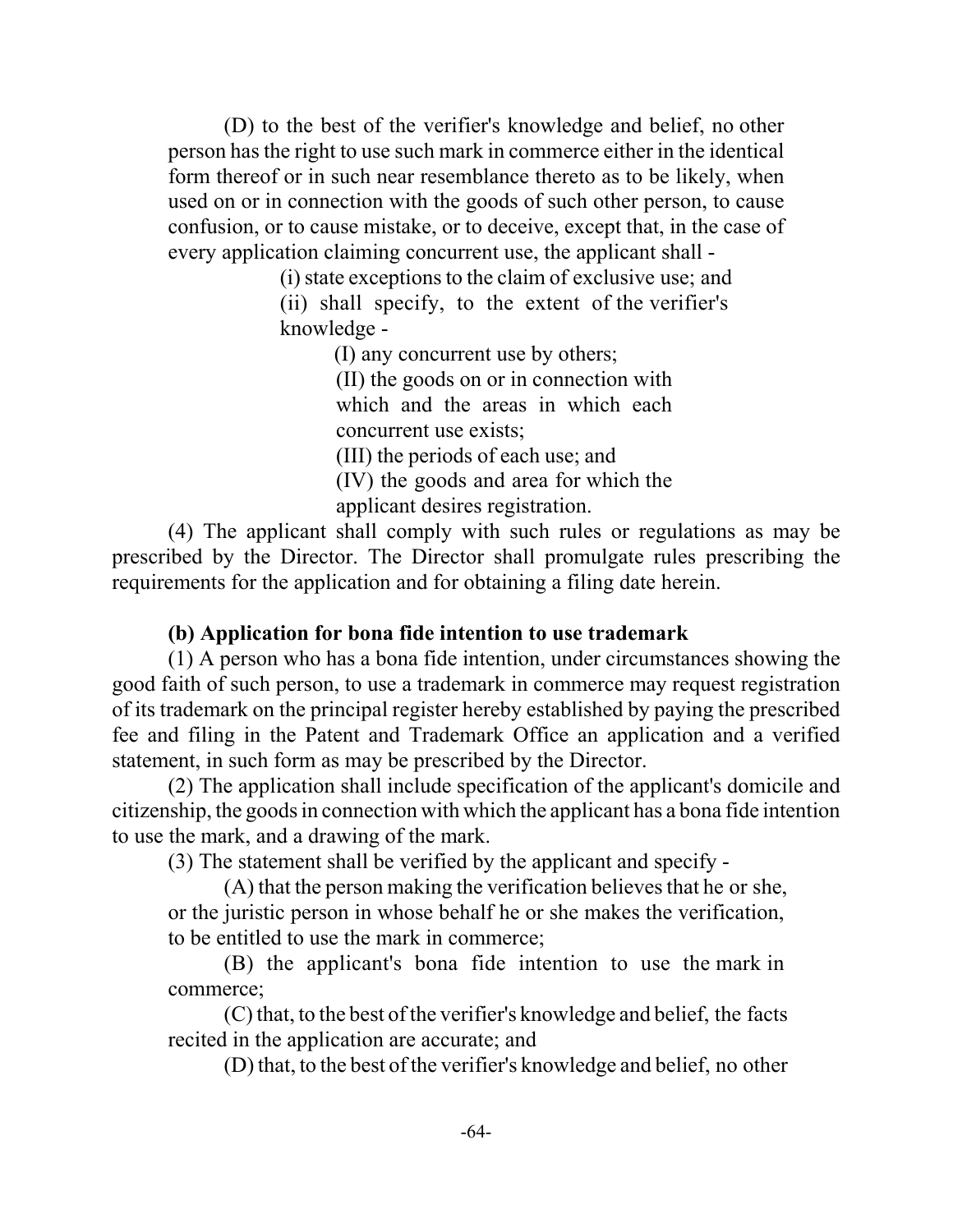(D) to the best of the verifier's knowledge and belief, no other person has the right to use such mark in commerce either in the identical form thereof or in such near resemblance thereto as to be likely, when used on or in connection with the goods of such other person, to cause confusion, or to cause mistake, or to deceive, except that, in the case of every application claiming concurrent use, the applicant shall -

(i) state exceptions to the claim of exclusive use; and

(ii) shall specify, to the extent of the verifier's knowledge -

(I) any concurrent use by others;

(II) the goods on or in connection with which and the areas in which each concurrent use exists;

(III) the periods of each use; and

(IV) the goods and area for which the applicant desires registration.

(4) The applicant shall comply with such rules or regulations as may be prescribed by the Director. The Director shall promulgate rules prescribing the requirements for the application and for obtaining a filing date herein.

**(b) Application for bona fide intention to use trademark**

(1) A person who has a bona fide intention, under circumstances showing the good faith of such person, to use a trademark in commerce may request registration of its trademark on the principal register hereby established by paying the prescribed fee and filing in the Patent and Trademark Office an application and a verified statement, in such form as may be prescribed by the Director.

(2) The application shall include specification of the applicant's domicile and citizenship, the goods in connection with which the applicant has a bona fide intention to use the mark, and a drawing of the mark.

(3) The statement shall be verified by the applicant and specify -

(A) that the person making the verification believes that he or she, or the juristic person in whose behalf he or she makes the verification, to be entitled to use the mark in commerce;

(B) the applicant's bona fide intention to use the mark in commerce;

(C) that, to the best of the verifier's knowledge and belief, the facts recited in the application are accurate; and

(D) that, to the best of the verifier's knowledge and belief, no other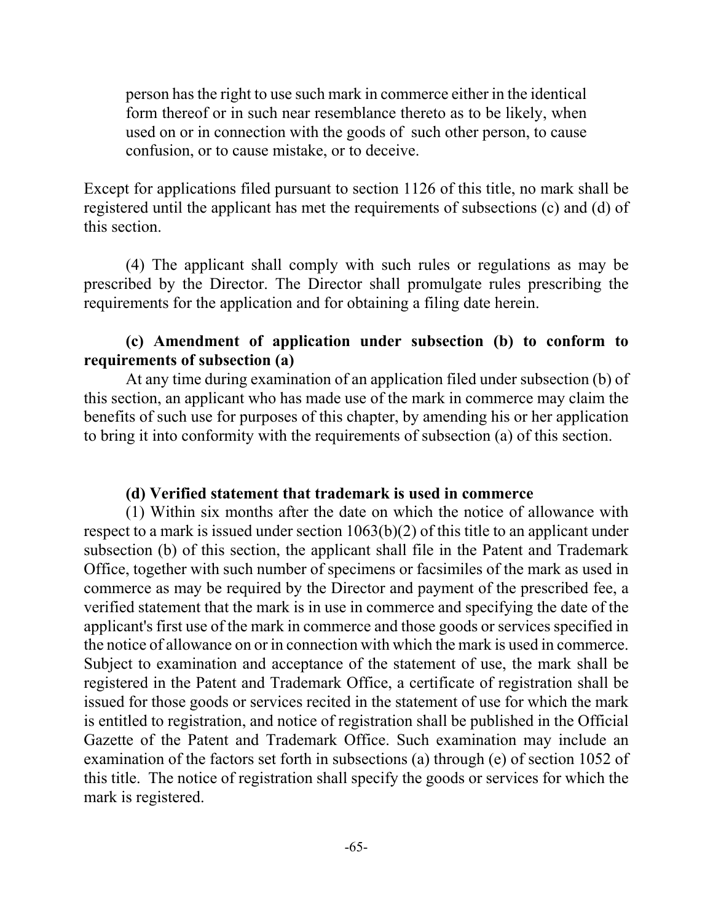person has the right to use such mark in commerce either in the identical form thereof or in such near resemblance thereto as to be likely, when used on or in connection with the goods of such other person, to cause confusion, or to cause mistake, or to deceive.

Except for applications filed pursuant to section 1126 of this title, no mark shall be registered until the applicant has met the requirements of subsections (c) and (d) of this section.

(4) The applicant shall comply with such rules or regulations as may be prescribed by the Director. The Director shall promulgate rules prescribing the requirements for the application and for obtaining a filing date herein.

**(c) Amendment of application under subsection (b) to conform to requirements of subsection (a)**

At any time during examination of an application filed under subsection (b) of this section, an applicant who has made use of the mark in commerce may claim the benefits of such use for purposes of this chapter, by amending his or her application to bring it into conformity with the requirements of subsection (a) of this section.

**(d) Verified statement that trademark is used in commerce**

(1) Within six months after the date on which the notice of allowance with respect to a mark is issued under section 1063(b)(2) of this title to an applicant under subsection (b) of this section, the applicant shall file in the Patent and Trademark Office, together with such number of specimens or facsimiles of the mark as used in commerce as may be required by the Director and payment of the prescribed fee, a verified statement that the mark is in use in commerce and specifying the date of the applicant's first use of the mark in commerce and those goods or services specified in the notice of allowance on or in connection with which the mark is used in commerce. Subject to examination and acceptance of the statement of use, the mark shall be registered in the Patent and Trademark Office, a certificate of registration shall be issued for those goods or services recited in the statement of use for which the mark is entitled to registration, and notice of registration shall be published in the Official Gazette of the Patent and Trademark Office. Such examination may include an examination of the factors set forth in subsections (a) through (e) of section 1052 of this title. The notice of registration shall specify the goods or services for which the mark is registered.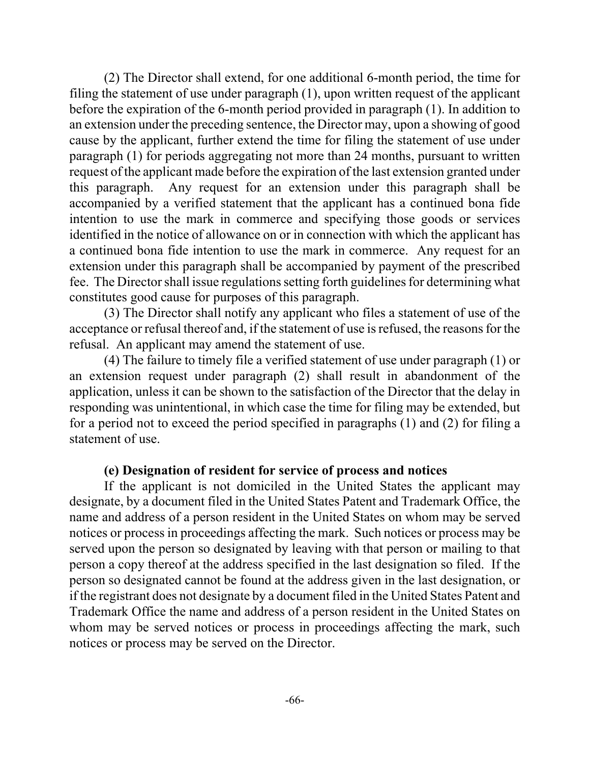(2) The Director shall extend, for one additional 6-month period, the time for filing the statement of use under paragraph (1), upon written request of the applicant before the expiration of the 6-month period provided in paragraph (1). In addition to an extension under the preceding sentence, the Director may, upon a showing of good cause by the applicant, further extend the time for filing the statement of use under paragraph (1) for periods aggregating not more than 24 months, pursuant to written request of the applicant made before the expiration of the last extension granted under this paragraph. Any request for an extension under this paragraph shall be accompanied by a verified statement that the applicant has a continued bona fide intention to use the mark in commerce and specifying those goods or services identified in the notice of allowance on or in connection with which the applicant has a continued bona fide intention to use the mark in commerce. Any request for an extension under this paragraph shall be accompanied by payment of the prescribed fee. The Director shall issue regulations setting forth guidelines for determining what constitutes good cause for purposes of this paragraph.

(3) The Director shall notify any applicant who files a statement of use of the acceptance or refusal thereof and, if the statement of use is refused, the reasons for the refusal. An applicant may amend the statement of use.

(4) The failure to timely file a verified statement of use under paragraph (1) or an extension request under paragraph (2) shall result in abandonment of the application, unless it can be shown to the satisfaction of the Director that the delay in responding was unintentional, in which case the time for filing may be extended, but for a period not to exceed the period specified in paragraphs (1) and (2) for filing a statement of use.

**(e) Designation of resident for service of process and notices**

If the applicant is not domiciled in the United States the applicant may designate, by a document filed in the United States Patent and Trademark Office, the name and address of a person resident in the United States on whom may be served notices or process in proceedings affecting the mark. Such notices or process may be served upon the person so designated by leaving with that person or mailing to that person a copy thereof at the address specified in the last designation so filed. If the person so designated cannot be found at the address given in the last designation, or if the registrant does not designate by a document filed in the United States Patent and Trademark Office the name and address of a person resident in the United States on whom may be served notices or process in proceedings affecting the mark, such notices or process may be served on the Director.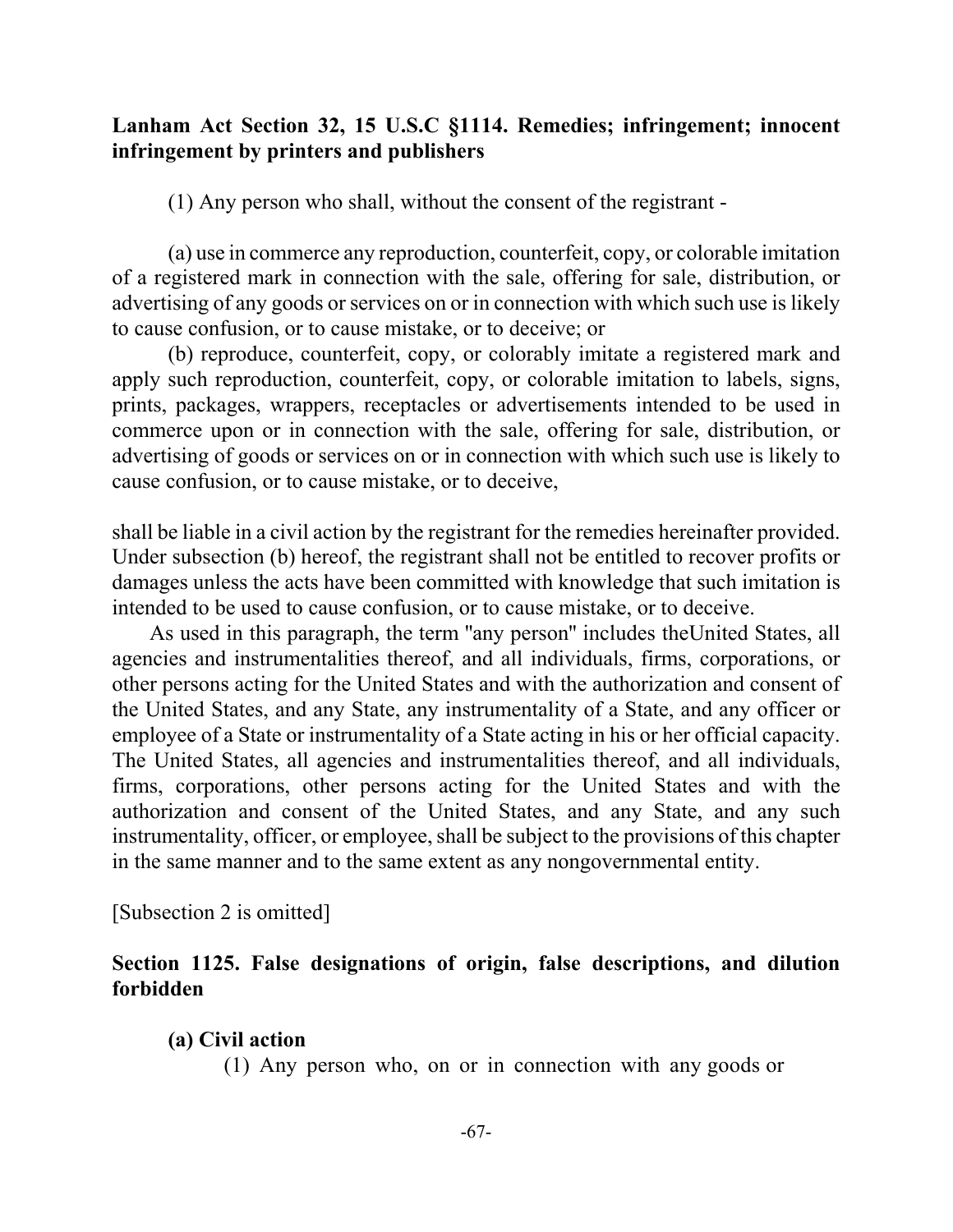**Lanham Act Section 32, 15 U.S.C §1114. Remedies; infringement; innocent infringement by printers and publishers**

(1) Any person who shall, without the consent of the registrant -

(a) use in commerce any reproduction, counterfeit, copy, or colorable imitation of a registered mark in connection with the sale, offering for sale, distribution, or advertising of any goods or services on or in connection with which such use is likely to cause confusion, or to cause mistake, or to deceive; or

(b) reproduce, counterfeit, copy, or colorably imitate a registered mark and apply such reproduction, counterfeit, copy, or colorable imitation to labels, signs, prints, packages, wrappers, receptacles or advertisements intended to be used in commerce upon or in connection with the sale, offering for sale, distribution, or advertising of goods or services on or in connection with which such use is likely to cause confusion, or to cause mistake, or to deceive,

shall be liable in a civil action by the registrant for the remedies hereinafter provided. Under subsection (b) hereof, the registrant shall not be entitled to recover profits or damages unless the acts have been committed with knowledge that such imitation is intended to be used to cause confusion, or to cause mistake, or to deceive.

As used in this paragraph, the term "any person" includes theUnited States, all agencies and instrumentalities thereof, and all individuals, firms, corporations, or other persons acting for the United States and with the authorization and consent of the United States, and any State, any instrumentality of a State, and any officer or employee of a State or instrumentality of a State acting in his or her official capacity. The United States, all agencies and instrumentalities thereof, and all individuals, firms, corporations, other persons acting for the United States and with the authorization and consent of the United States, and any State, and any such instrumentality, officer, or employee, shall be subject to the provisions of this chapter in the same manner and to the same extent as any nongovernmental entity.

[Subsection 2 is omitted]

**Section 1125. False designations of origin, false descriptions, and dilution forbidden**

**(a) Civil action**

(1) Any person who, on or in connection with any goods or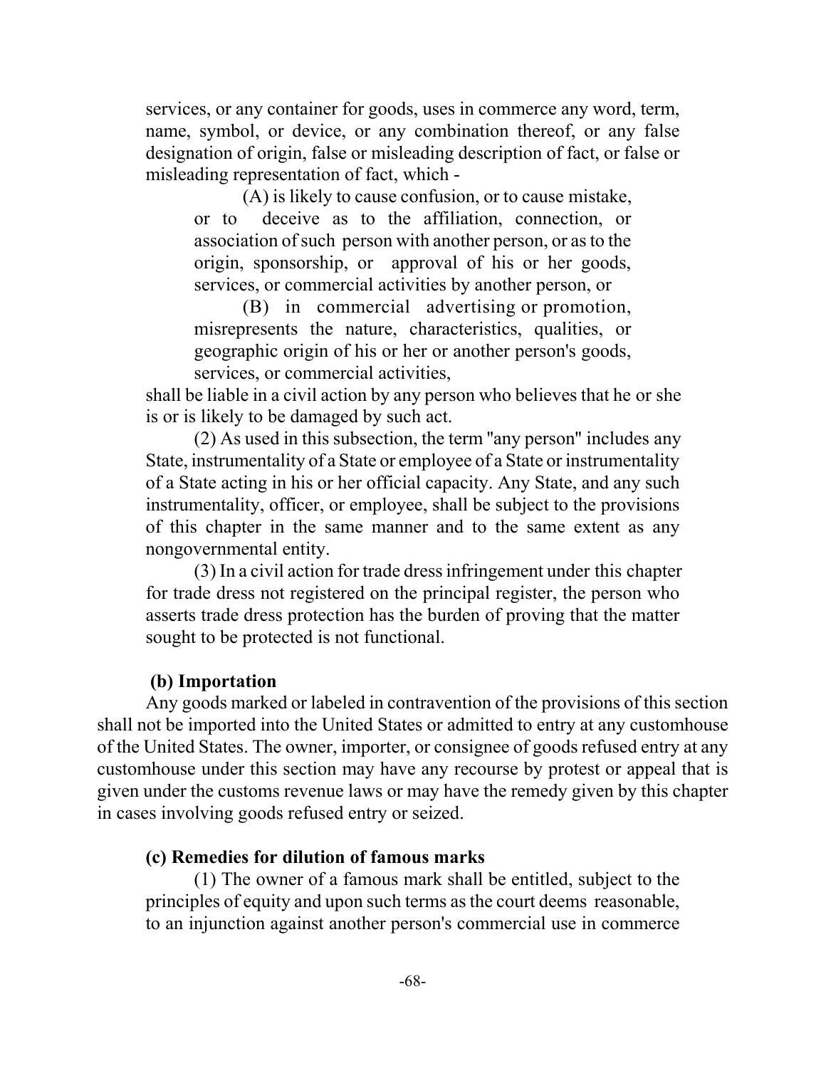services, or any container for goods, uses in commerce any word, term, name, symbol, or device, or any combination thereof, or any false designation of origin, false or misleading description of fact, or false or misleading representation of fact, which -

(A) is likely to cause confusion, or to cause mistake, or to deceive as to the affiliation, connection, or association of such person with another person, or as to the origin, sponsorship, or approval of his or her goods, services, or commercial activities by another person, or

(B) in commercial advertising or promotion, misrepresents the nature, characteristics, qualities, or geographic origin of his or her or another person's goods, services, or commercial activities,

shall be liable in a civil action by any person who believes that he or she is or is likely to be damaged by such act.

(2) As used in this subsection, the term "any person" includes any State, instrumentality of a State or employee of a State or instrumentality of a State acting in his or her official capacity. Any State, and any such instrumentality, officer, or employee, shall be subject to the provisions of this chapter in the same manner and to the same extent as any nongovernmental entity.

(3) In a civil action for trade dress infringement under this chapter for trade dress not registered on the principal register, the person who asserts trade dress protection has the burden of proving that the matter sought to be protected is not functional.

**(b) Importation**

Any goods marked or labeled in contravention of the provisions of this section shall not be imported into the United States or admitted to entry at any customhouse of the United States. The owner, importer, or consignee of goods refused entry at any customhouse under this section may have any recourse by protest or appeal that is given under the customs revenue laws or may have the remedy given by this chapter in cases involving goods refused entry or seized.

**(c) Remedies for dilution of famous marks**

(1) The owner of a famous mark shall be entitled, subject to the principles of equity and upon such terms as the court deems reasonable, to an injunction against another person's commercial use in commerce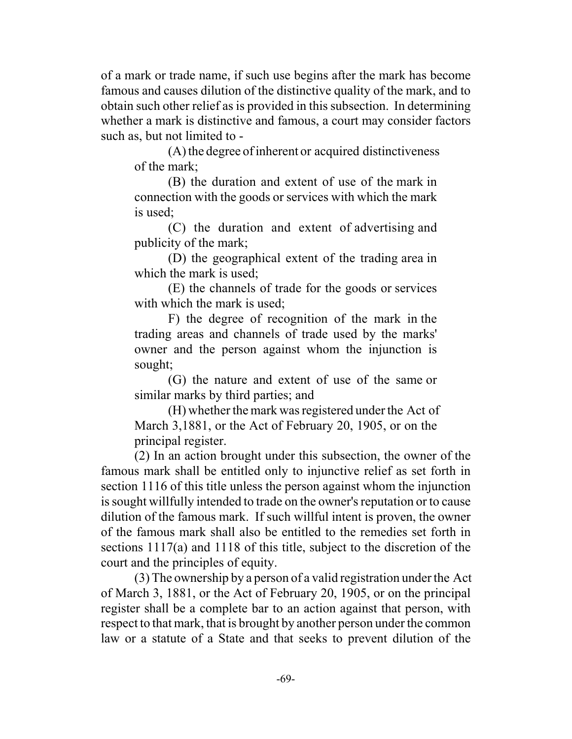of a mark or trade name, if such use begins after the mark has become famous and causes dilution of the distinctive quality of the mark, and to obtain such other relief as is provided in this subsection. In determining whether a mark is distinctive and famous, a court may consider factors such as, but not limited to -

> (A) the degree of inherent or acquired distinctiveness of the mark;
>
> (B) the duration and extent of use of the mark in connection with the goods or services with which the mark is used;
>
> (C) the duration and extent of advertising and publicity of the mark;
>
> (D) the geographical extent of the trading area in which the mark is used;
>
> (E) the channels of trade for the goods or services with which the mark is used;
>
> F) the degree of recognition of the mark in the trading areas and channels of trade used by the marks' owner and the person against whom the injunction is sought;
>
> (G) the nature and extent of use of the same or similar marks by third parties; and
>
> (H) whether the mark was registered under the Act of March 3,1881, or the Act of February 20, 1905, or on the principal register.

(2) In an action brought under this subsection, the owner of the famous mark shall be entitled only to injunctive relief as set forth in section 1116 of this title unless the person against whom the injunction is sought willfully intended to trade on the owner's reputation or to cause dilution of the famous mark. If such willful intent is proven, the owner of the famous mark shall also be entitled to the remedies set forth in sections 1117(a) and 1118 of this title, subject to the discretion of the court and the principles of equity.

(3) The ownership by a person of a valid registration under the Act of March 3, 1881, or the Act of February 20, 1905, or on the principal register shall be a complete bar to an action against that person, with respect to that mark, that is brought by another person under the common law or a statute of a State and that seeks to prevent dilution of the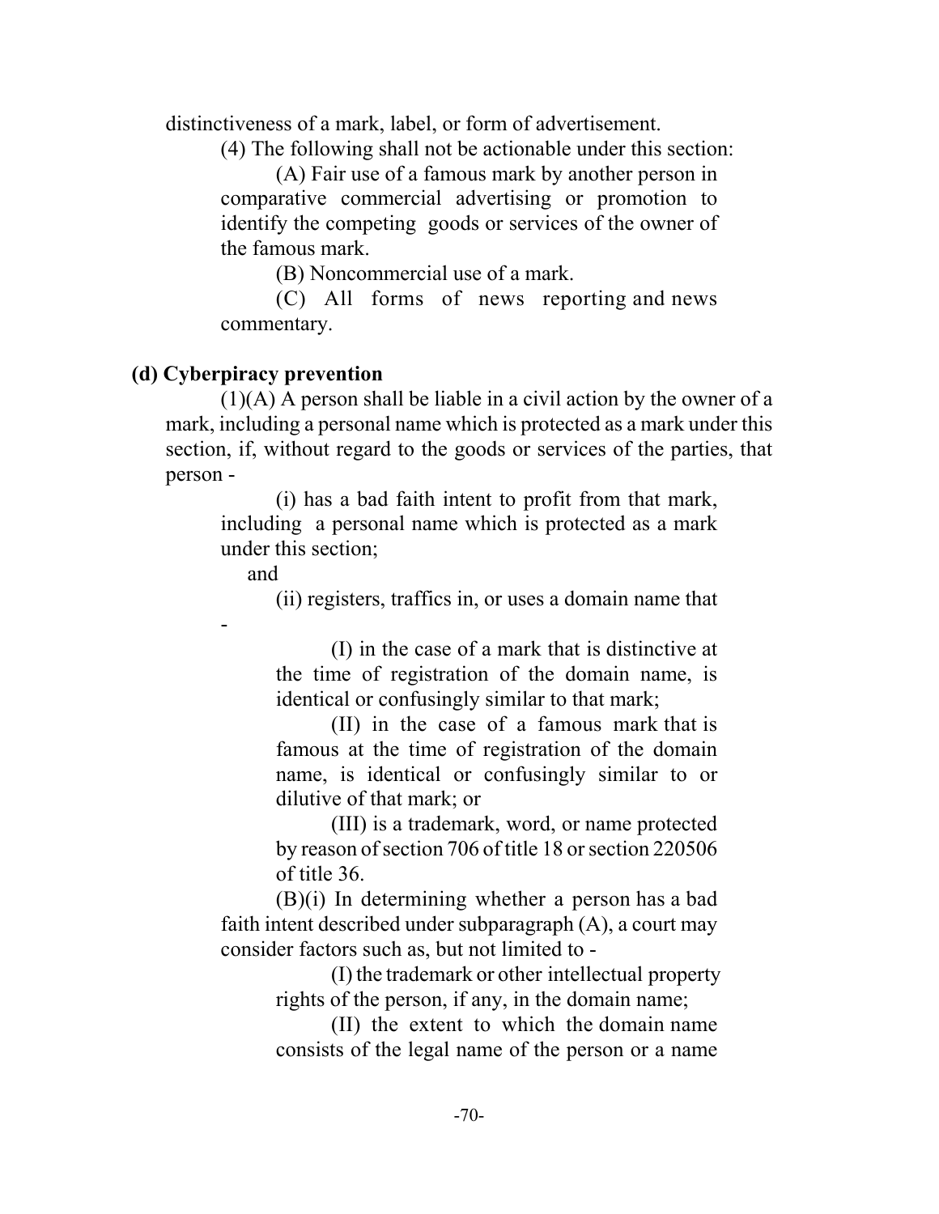distinctiveness of a mark, label, or form of advertisement.

(4) The following shall not be actionable under this section:

(A) Fair use of a famous mark by another person in comparative commercial advertising or promotion to identify the competing goods or services of the owner of the famous mark.

(B) Noncommercial use of a mark.

(C) All forms of news reporting and news commentary.

**(d) Cyberpiracy prevention**

(1)(A) A person shall be liable in a civil action by the owner of a mark, including a personal name which is protected as a mark under this section, if, without regard to the goods or services of the parties, that person -

(i) has a bad faith intent to profit from that mark, including a personal name which is protected as a mark under this section;

and

(ii) registers, traffics in, or uses a domain name that -

(I) in the case of a mark that is distinctive at the time of registration of the domain name, is identical or confusingly similar to that mark;

(II) in the case of a famous mark that is famous at the time of registration of the domain name, is identical or confusingly similar to or dilutive of that mark; or

(III) is a trademark, word, or name protected by reason of section 706 of title 18 or section 220506 of title 36.

(B)(i) In determining whether a person has a bad faith intent described under subparagraph (A), a court may consider factors such as, but not limited to -

(I) the trademark or other intellectual property rights of the person, if any, in the domain name;

(II) the extent to which the domain name consists of the legal name of the person or a name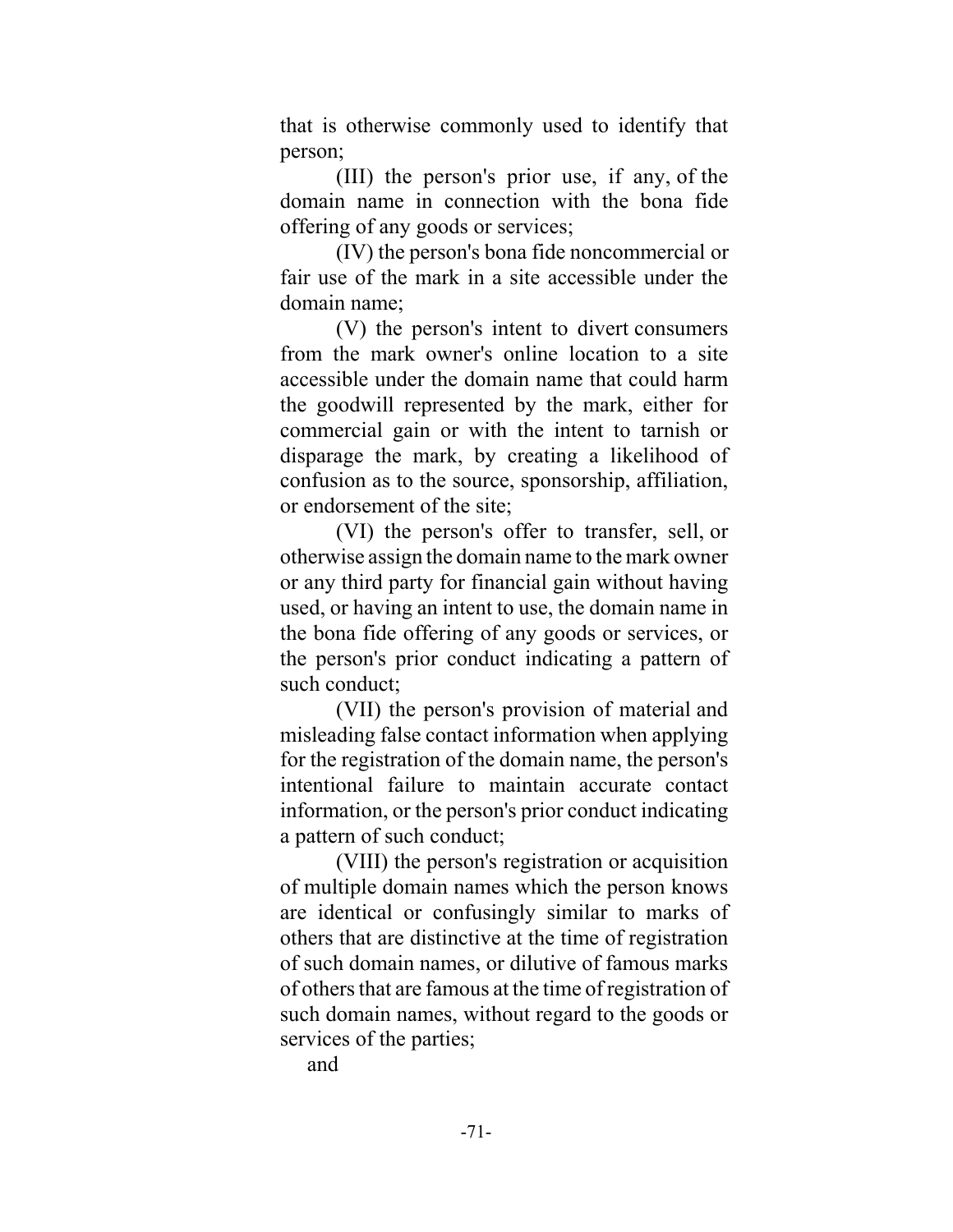that is otherwise commonly used to identify that person;

(III) the person's prior use, if any, of the domain name in connection with the bona fide offering of any goods or services;

(IV) the person's bona fide noncommercial or fair use of the mark in a site accessible under the domain name;

(V) the person's intent to divert consumers from the mark owner's online location to a site accessible under the domain name that could harm the goodwill represented by the mark, either for commercial gain or with the intent to tarnish or disparage the mark, by creating a likelihood of confusion as to the source, sponsorship, affiliation, or endorsement of the site;

(VI) the person's offer to transfer, sell, or otherwise assign the domain name to the mark owner or any third party for financial gain without having used, or having an intent to use, the domain name in the bona fide offering of any goods or services, or the person's prior conduct indicating a pattern of such conduct;

(VII) the person's provision of material and misleading false contact information when applying for the registration of the domain name, the person's intentional failure to maintain accurate contact information, or the person's prior conduct indicating a pattern of such conduct;

(VIII) the person's registration or acquisition of multiple domain names which the person knows are identical or confusingly similar to marks of others that are distinctive at the time of registration of such domain names, or dilutive of famous marks of others that are famous at the time of registration of such domain names, without regard to the goods or services of the parties;

and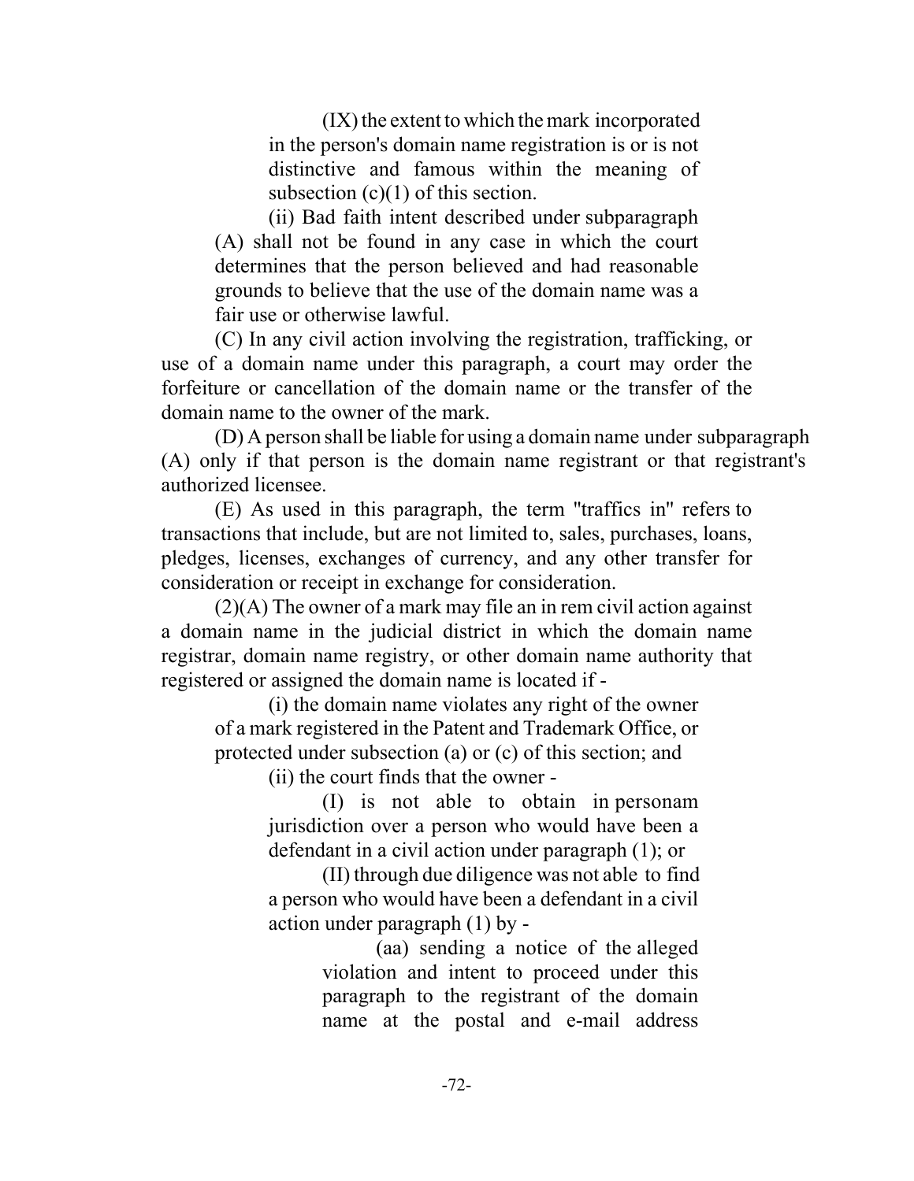(IX) the extent to which the mark incorporated in the person's domain name registration is or is not distinctive and famous within the meaning of subsection (c)(1) of this section.

(ii) Bad faith intent described under subparagraph (A) shall not be found in any case in which the court determines that the person believed and had reasonable grounds to believe that the use of the domain name was a fair use or otherwise lawful.

(C) In any civil action involving the registration, trafficking, or use of a domain name under this paragraph, a court may order the forfeiture or cancellation of the domain name or the transfer of the domain name to the owner of the mark.

(D) A person shall be liable for using a domain name under subparagraph (A) only if that person is the domain name registrant or that registrant's authorized licensee.

(E) As used in this paragraph, the term "traffics in" refers to transactions that include, but are not limited to, sales, purchases, loans, pledges, licenses, exchanges of currency, and any other transfer for consideration or receipt in exchange for consideration.

(2)(A) The owner of a mark may file an in rem civil action against a domain name in the judicial district in which the domain name registrar, domain name registry, or other domain name authority that registered or assigned the domain name is located if -

(i) the domain name violates any right of the owner of a mark registered in the Patent and Trademark Office, or protected under subsection (a) or (c) of this section; and

(ii) the court finds that the owner -

(I) is not able to obtain in personam jurisdiction over a person who would have been a defendant in a civil action under paragraph (1); or

(II) through due diligence was not able to find a person who would have been a defendant in a civil action under paragraph (1) by -

(aa) sending a notice of the alleged violation and intent to proceed under this paragraph to the registrant of the domain name at the postal and e-mail address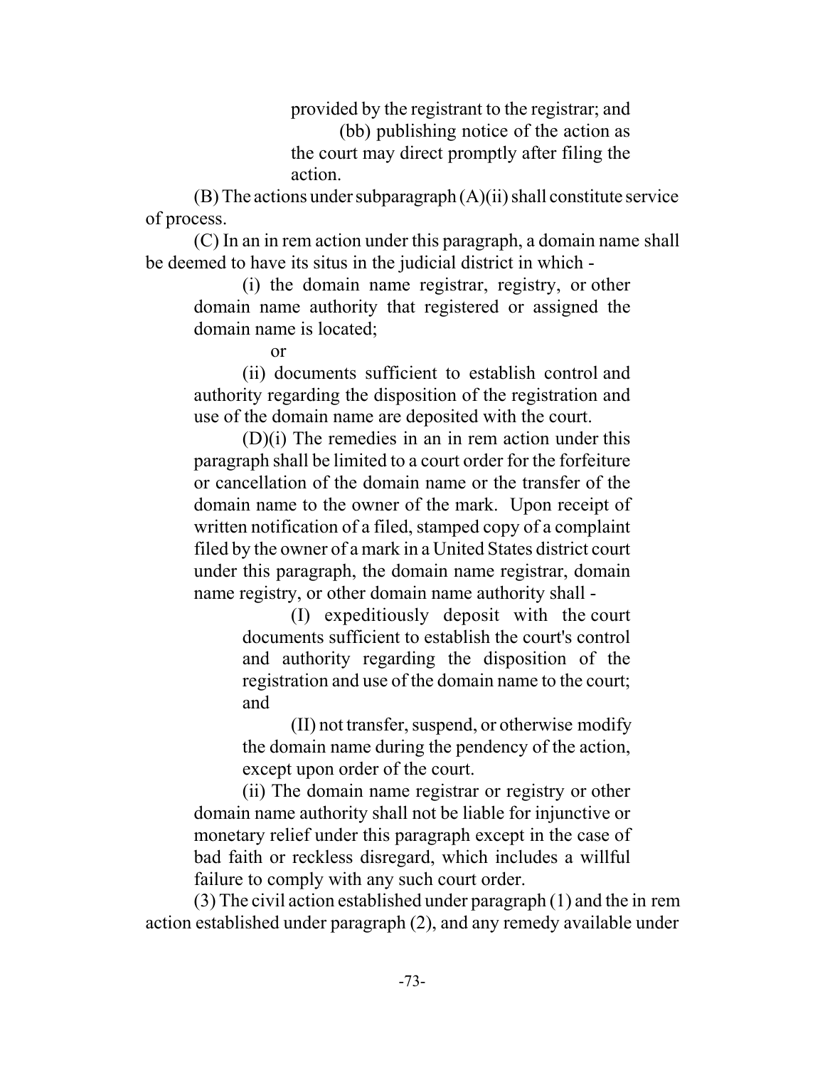provided by the registrant to the registrar; and

(bb) publishing notice of the action as the court may direct promptly after filing the action.

(B) The actions under subparagraph (A)(ii) shall constitute service of process.

(C) In an in rem action under this paragraph, a domain name shall be deemed to have its situs in the judicial district in which -

(i) the domain name registrar, registry, or other domain name authority that registered or assigned the domain name is located;

or

(ii) documents sufficient to establish control and authority regarding the disposition of the registration and use of the domain name are deposited with the court.

(D)(i) The remedies in an in rem action under this paragraph shall be limited to a court order for the forfeiture or cancellation of the domain name or the transfer of the domain name to the owner of the mark. Upon receipt of written notification of a filed, stamped copy of a complaint filed by the owner of a mark in a United States district court under this paragraph, the domain name registrar, domain name registry, or other domain name authority shall -

(I) expeditiously deposit with the court documents sufficient to establish the court's control and authority regarding the disposition of the registration and use of the domain name to the court; and

(II) not transfer, suspend, or otherwise modify the domain name during the pendency of the action, except upon order of the court.

(ii) The domain name registrar or registry or other domain name authority shall not be liable for injunctive or monetary relief under this paragraph except in the case of bad faith or reckless disregard, which includes a willful failure to comply with any such court order.

(3) The civil action established under paragraph (1) and the in rem action established under paragraph (2), and any remedy available under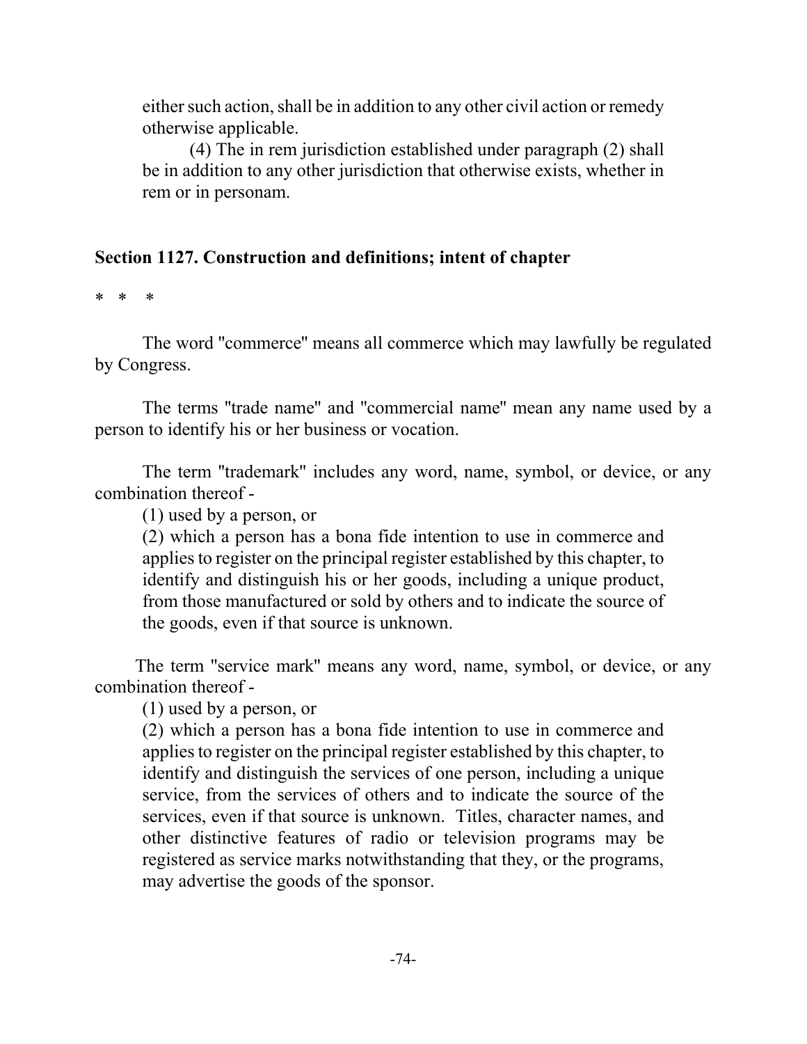either such action, shall be in addition to any other civil action or remedy otherwise applicable.

(4) The in rem jurisdiction established under paragraph (2) shall be in addition to any other jurisdiction that otherwise exists, whether in rem or in personam.

### Section 1127. Construction and definitions; intent of chapter

\* \* \*

The word "commerce" means all commerce which may lawfully be regulated by Congress.

The terms "trade name" and "commercial name" mean any name used by a person to identify his or her business or vocation.

The term "trademark" includes any word, name, symbol, or device, or any combination thereof -

(1) used by a person, or

(2) which a person has a bona fide intention to use in commerce and applies to register on the principal register established by this chapter, to identify and distinguish his or her goods, including a unique product, from those manufactured or sold by others and to indicate the source of the goods, even if that source is unknown.

The term "service mark" means any word, name, symbol, or device, or any combination thereof -

(1) used by a person, or

(2) which a person has a bona fide intention to use in commerce and applies to register on the principal register established by this chapter, to identify and distinguish the services of one person, including a unique service, from the services of others and to indicate the source of the services, even if that source is unknown. Titles, character names, and other distinctive features of radio or television programs may be registered as service marks notwithstanding that they, or the programs, may advertise the goods of the sponsor.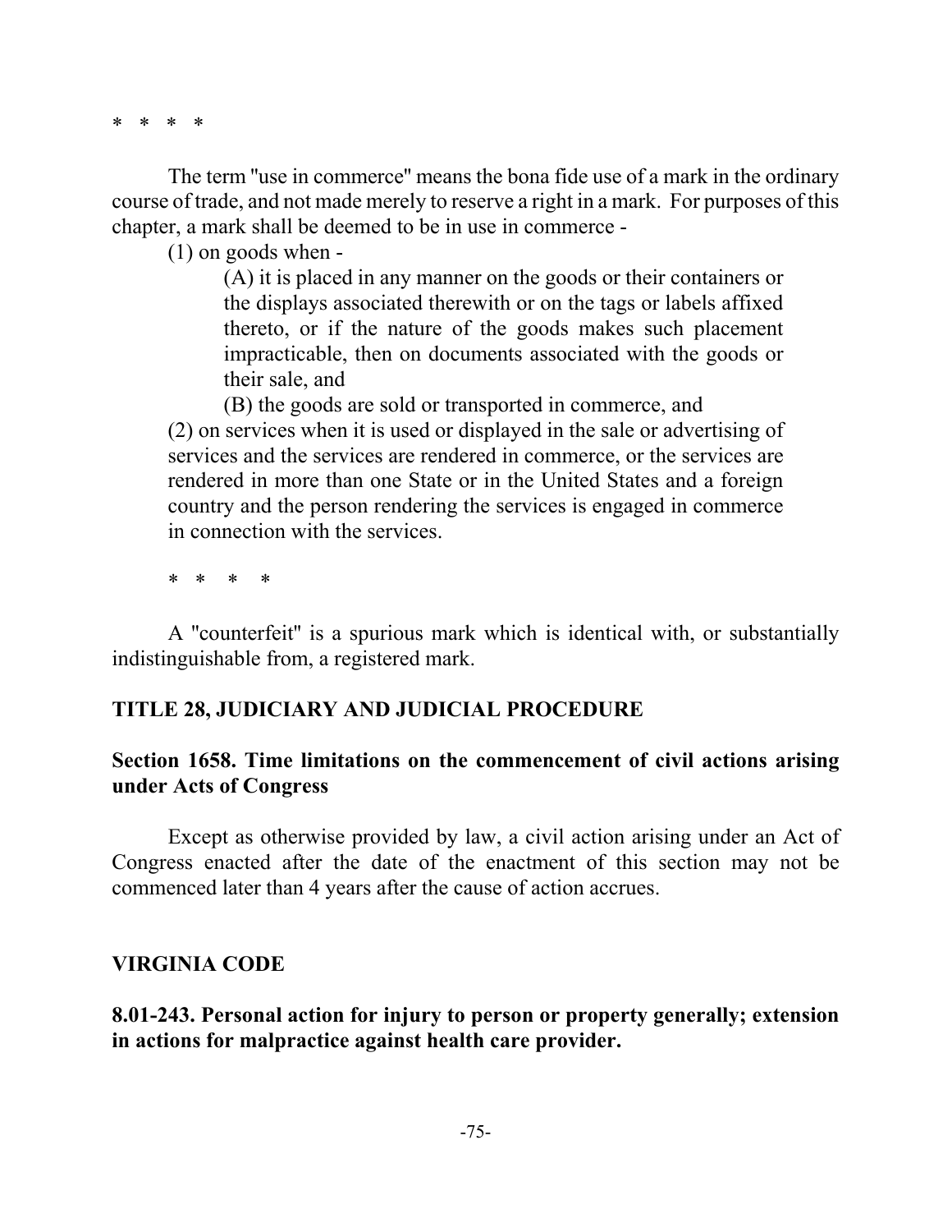\* \* \* \*

The term "use in commerce" means the bona fide use of a mark in the ordinary course of trade, and not made merely to reserve a right in a mark. For purposes of this chapter, a mark shall be deemed to be in use in commerce -

(1) on goods when -

(A) it is placed in any manner on the goods or their containers or the displays associated therewith or on the tags or labels affixed thereto, or if the nature of the goods makes such placement impracticable, then on documents associated with the goods or their sale, and

(B) the goods are sold or transported in commerce, and

(2) on services when it is used or displayed in the sale or advertising of services and the services are rendered in commerce, or the services are rendered in more than one State or in the United States and a foreign country and the person rendering the services is engaged in commerce in connection with the services.

\* \* \* \*

A "counterfeit" is a spurious mark which is identical with, or substantially indistinguishable from, a registered mark.

**TITLE 28, JUDICIARY AND JUDICIAL PROCEDURE**

**Section 1658. Time limitations on the commencement of civil actions arising under Acts of Congress**

Except as otherwise provided by law, a civil action arising under an Act of Congress enacted after the date of the enactment of this section may not be commenced later than 4 years after the cause of action accrues.

**VIRGINIA CODE**

**8.01-243. Personal action for injury to person or property generally; extension in actions for malpractice against health care provider.**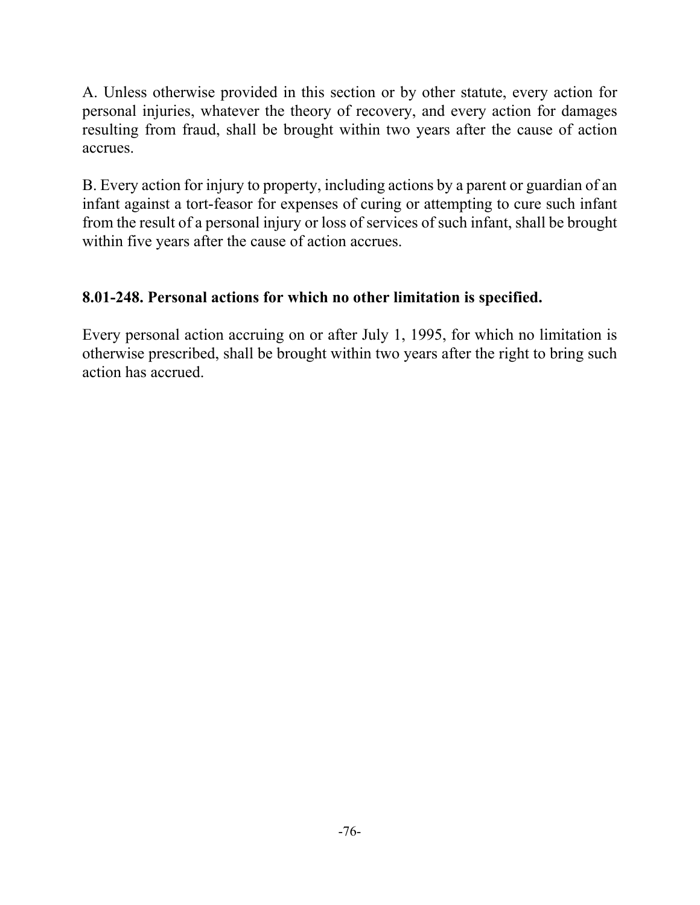A. Unless otherwise provided in this section or by other statute, every action for personal injuries, whatever the theory of recovery, and every action for damages resulting from fraud, shall be brought within two years after the cause of action accrues.

B. Every action for injury to property, including actions by a parent or guardian of an infant against a tort-feasor for expenses of curing or attempting to cure such infant from the result of a personal injury or loss of services of such infant, shall be brought within five years after the cause of action accrues.

**8.01-248. Personal actions for which no other limitation is specified.**

Every personal action accruing on or after July 1, 1995, for which no limitation is otherwise prescribed, shall be brought within two years after the right to bring such action has accrued.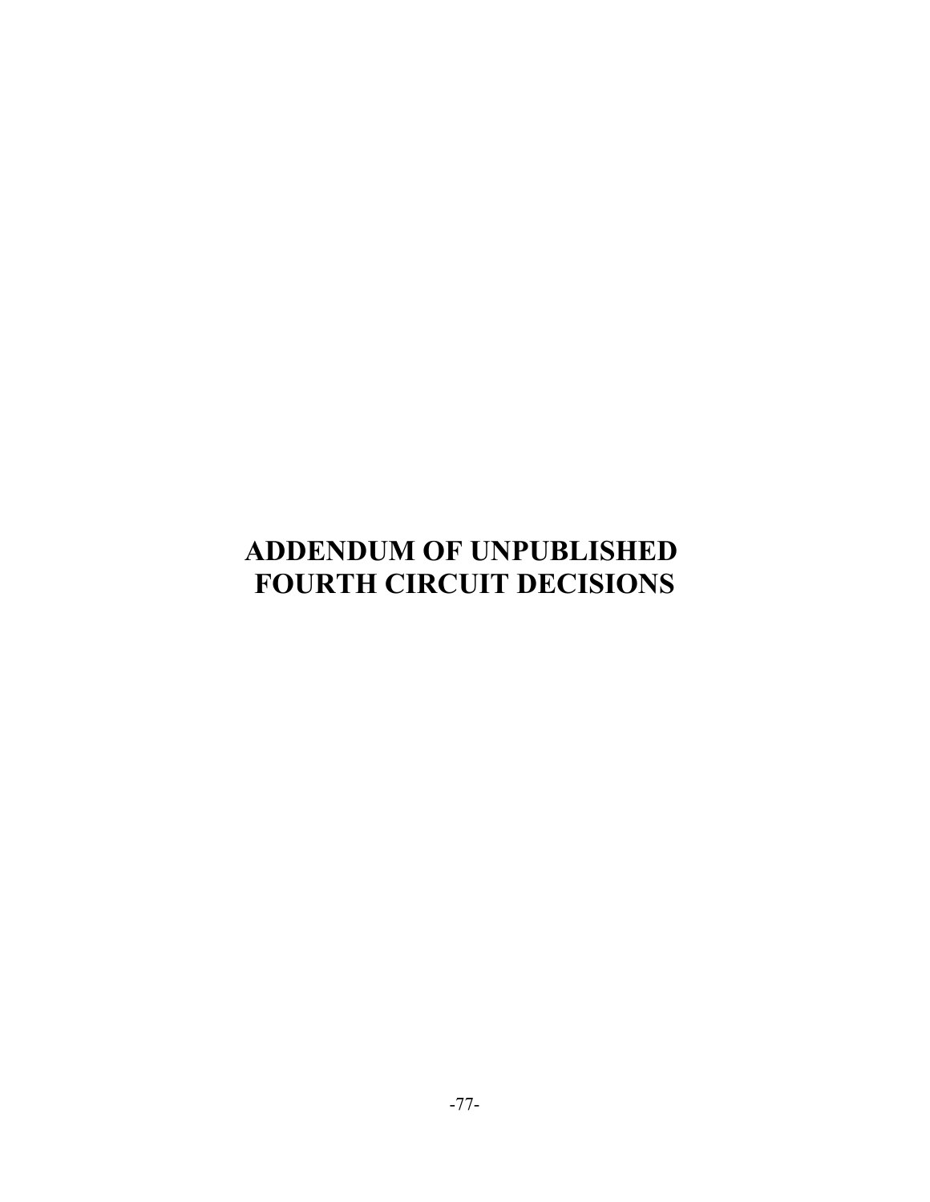# ADDENDUM OF UNPUBLISHED FOURTH CIRCUIT DECISIONS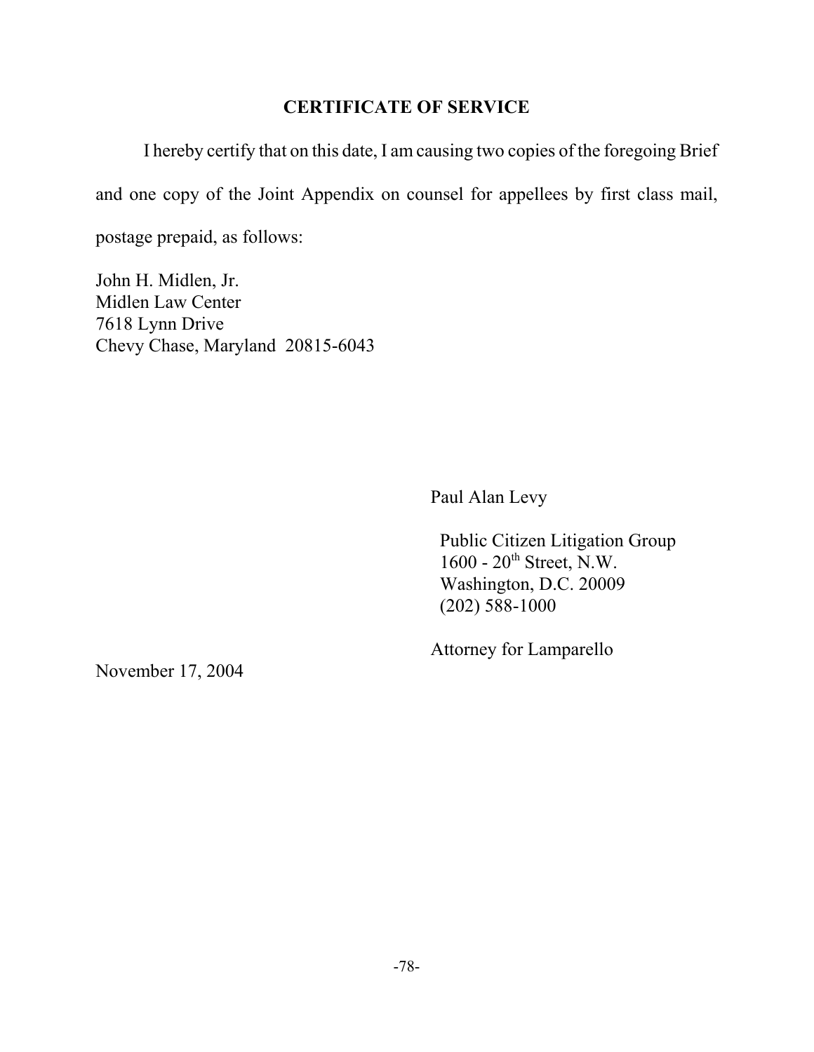## CERTIFICATE OF SERVICE

I hereby certify that on this date, I am causing two copies of the foregoing Brief and one copy of the Joint Appendix on counsel for appellees by first class mail, postage prepaid, as follows:

John H. Midlen, Jr.
Midlen Law Center
7618 Lynn Drive
Chevy Chase, Maryland 20815-6043

Paul Alan Levy

Public Citizen Litigation Group
1600 - 20th Street, N.W.
Washington, D.C. 20009
(202) 588-1000

Attorney for Lamparello

November 17, 2004